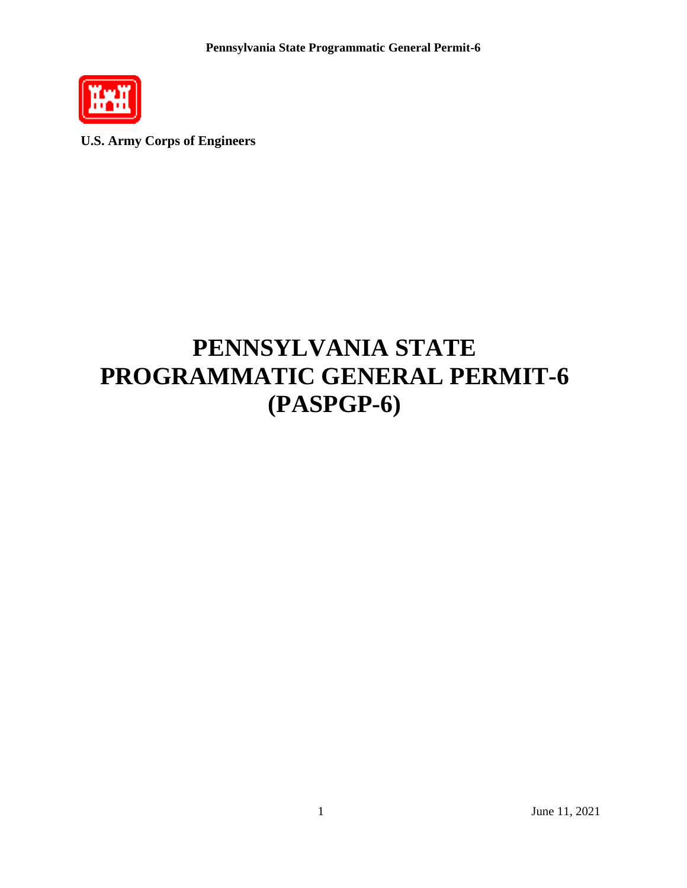**U.S. Army Corps of Engineers**

# PENNSYLVANIA STATE PROGRAMMATIC GENERAL PERMIT-6 (PASPGP-6)

June 11, 2021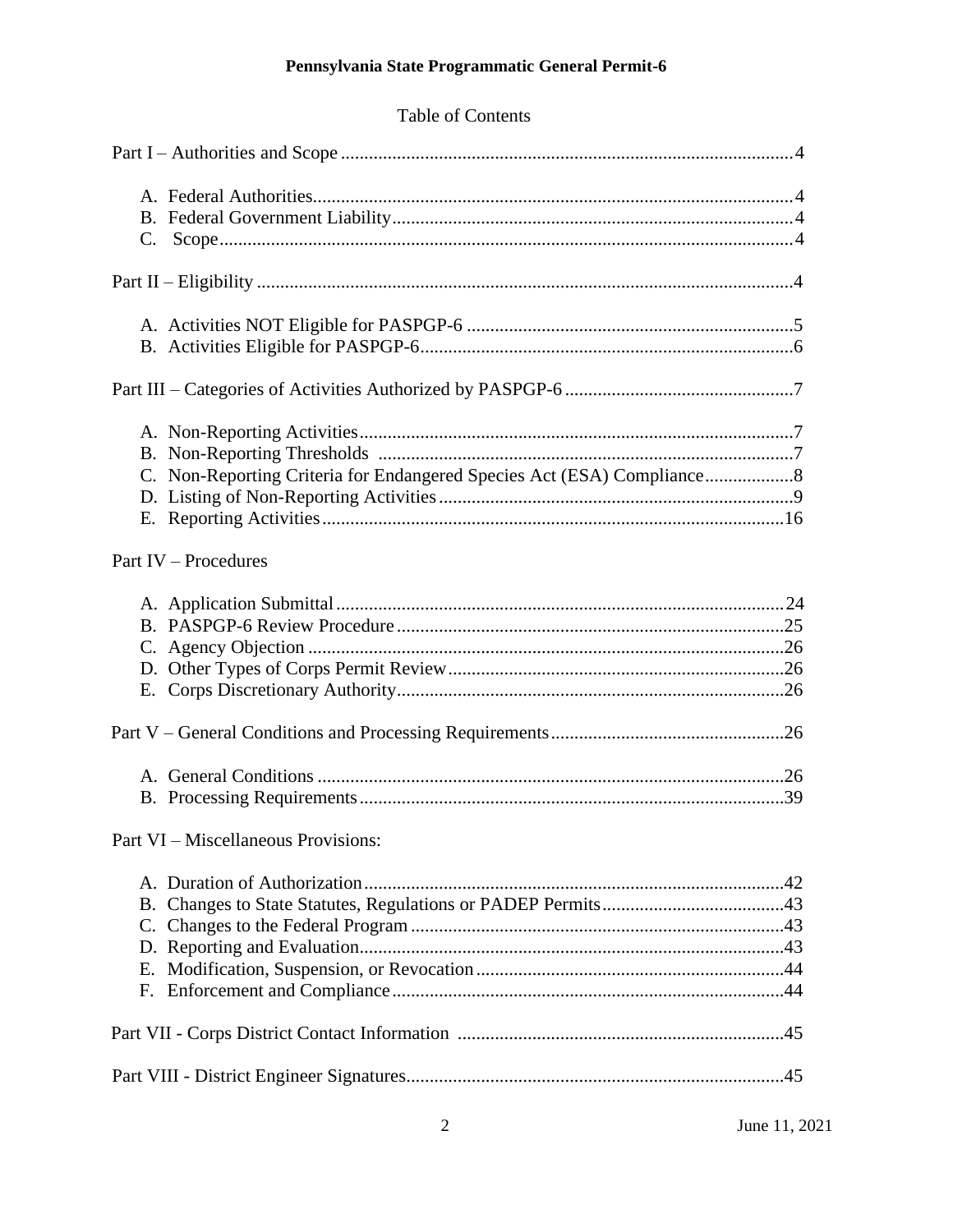# Pennsylvania State Programmatic General Permit-6

## Table of Contents

Part I – Authorities and Scope ....................................................................................4

- A. Federal Authorities......................................................................................4
- B. Federal Government Liability.....................................................................4
- C. Scope..........................................................................................................4

Part II – Eligibility ........................................................................................................4

- A. Activities NOT Eligible for PASPGP-6 .......................................................5
- B. Activities Eligible for PASPGP-6................................................................6

Part III – Categories of Activities Authorized by PASPGP-6 ......................................7

- A. Non-Reporting Activities.............................................................................7
- B. Non-Reporting Thresholds .........................................................................7
- C. Non-Reporting Criteria for Endangered Species Act (ESA) Compliance...................8
- D. Listing of Non-Reporting Activities............................................................9
- E. Reporting Activities...................................................................................16

Part IV – Procedures

- A. Application Submittal.................................................................................24
- B. PASPGP-6 Review Procedure...................................................................25
- C. Agency Objection ......................................................................................26
- D. Other Types of Corps Permit Review........................................................26
- E. Corps Discretionary Authority...................................................................26

Part V – General Conditions and Processing Requirements.......................................26

- A. General Conditions ....................................................................................26
- B. Processing Requirements...........................................................................39

Part VI – Miscellaneous Provisions:

- A. Duration of Authorization..........................................................................42
- B. Changes to State Statutes, Regulations or PADEP Permits.......................43
- C. Changes to the Federal Program ...............................................................43
- D. Reporting and Evaluation...........................................................................43
- E. Modification, Suspension, or Revocation...................................................44
- F. Enforcement and Compliance....................................................................44

Part VII - Corps District Contact Information ...........................................................45

Part VIII - District Engineer Signatures......................................................................45

June 11, 2021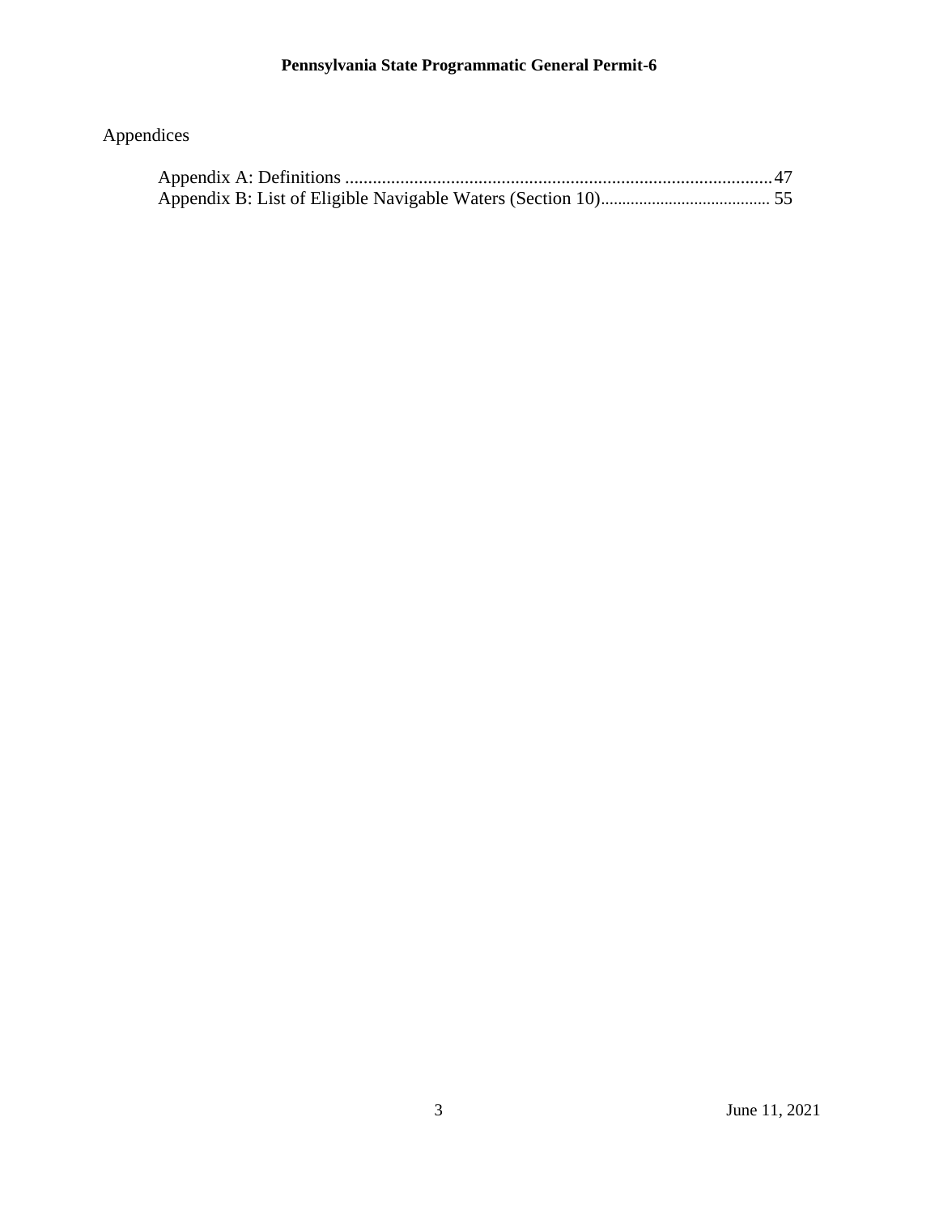Appendices

Appendix A: Definitions ............................................................................................47
Appendix B: List of Eligible Navigable Waters (Section 10)........................................ 55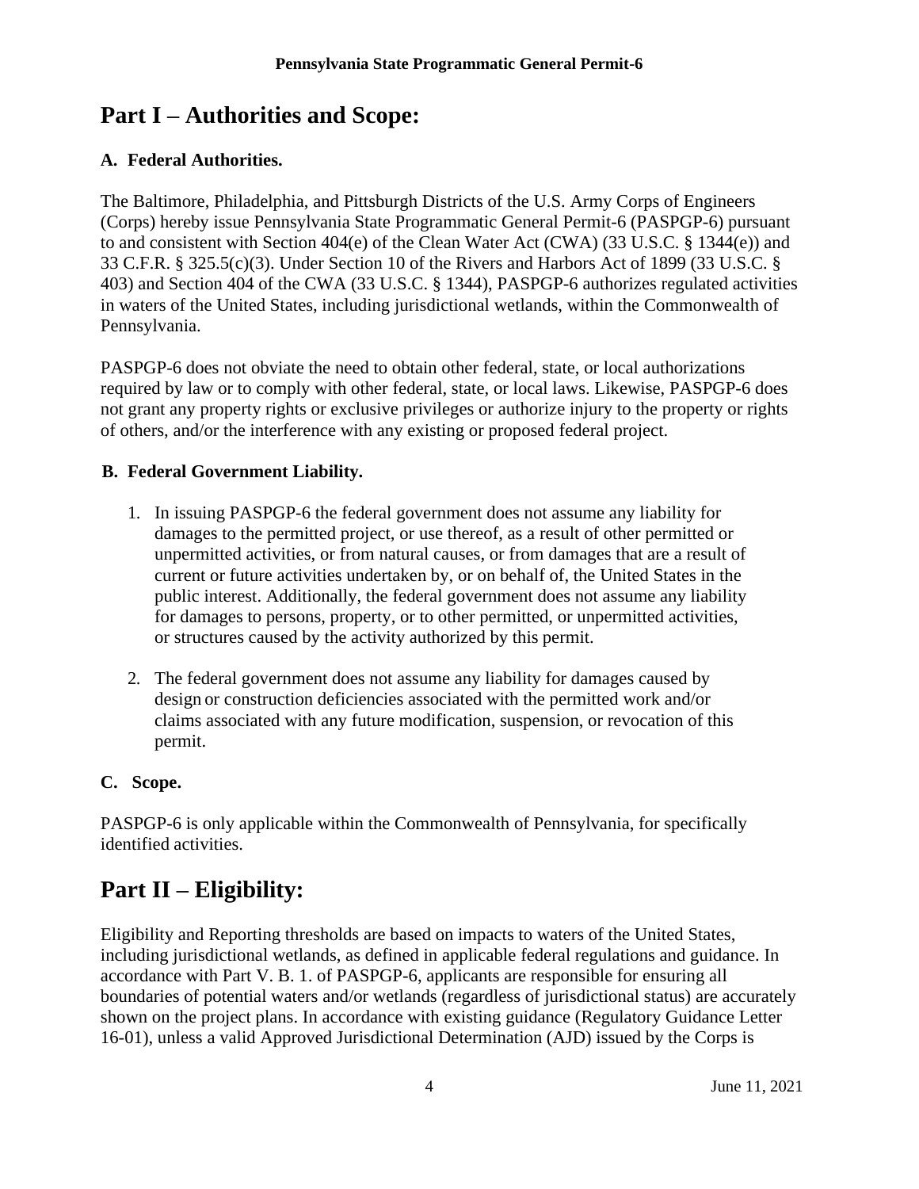# Part I – Authorities and Scope:

### A. Federal Authorities.

The Baltimore, Philadelphia, and Pittsburgh Districts of the U.S. Army Corps of Engineers (Corps) hereby issue Pennsylvania State Programmatic General Permit-6 (PASPGP-6) pursuant to and consistent with Section 404(e) of the Clean Water Act (CWA) (33 U.S.C. § 1344(e)) and 33 C.F.R. § 325.5(c)(3). Under Section 10 of the Rivers and Harbors Act of 1899 (33 U.S.C. § 403) and Section 404 of the CWA (33 U.S.C. § 1344), PASPGP-6 authorizes regulated activities in waters of the United States, including jurisdictional wetlands, within the Commonwealth of Pennsylvania.

PASPGP-6 does not obviate the need to obtain other federal, state, or local authorizations required by law or to comply with other federal, state, or local laws. Likewise, PASPGP-6 does not grant any property rights or exclusive privileges or authorize injury to the property or rights of others, and/or the interference with any existing or proposed federal project.

### B. Federal Government Liability.

1. In issuing PASPGP-6 the federal government does not assume any liability for damages to the permitted project, or use thereof, as a result of other permitted or unpermitted activities, or from natural causes, or from damages that are a result of current or future activities undertaken by, or on behalf of, the United States in the public interest. Additionally, the federal government does not assume any liability for damages to persons, property, or to other permitted, or unpermitted activities, or structures caused by the activity authorized by this permit.

2. The federal government does not assume any liability for damages caused by design or construction deficiencies associated with the permitted work and/or claims associated with any future modification, suspension, or revocation of this permit.

### C. Scope.

PASPGP-6 is only applicable within the Commonwealth of Pennsylvania, for specifically identified activities.

# Part II – Eligibility:

Eligibility and Reporting thresholds are based on impacts to waters of the United States, including jurisdictional wetlands, as defined in applicable federal regulations and guidance. In accordance with Part V. B. 1. of PASPGP-6, applicants are responsible for ensuring all boundaries of potential waters and/or wetlands (regardless of jurisdictional status) are accurately shown on the project plans. In accordance with existing guidance (Regulatory Guidance Letter 16-01), unless a valid Approved Jurisdictional Determination (AJD) issued by the Corps is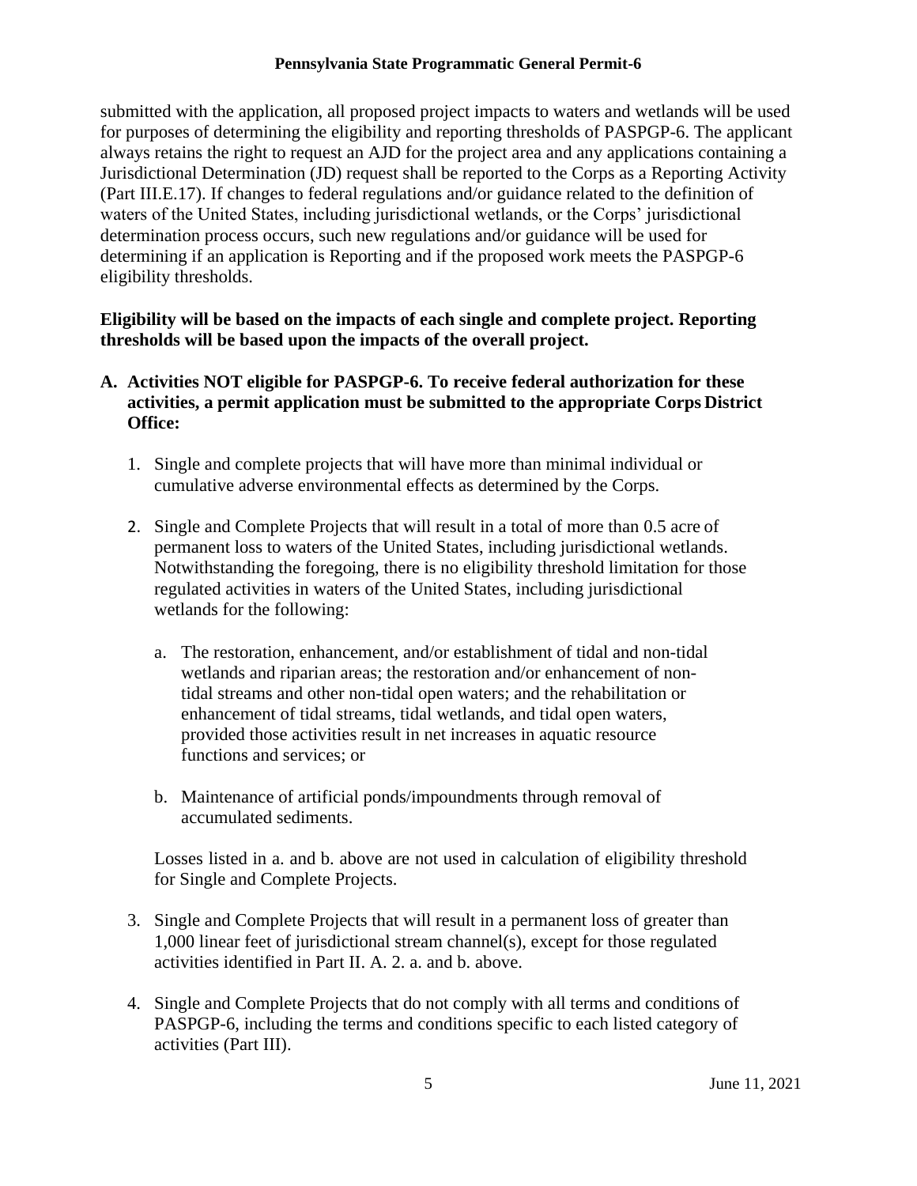submitted with the application, all proposed project impacts to waters and wetlands will be used for purposes of determining the eligibility and reporting thresholds of PASPGP-6. The applicant always retains the right to request an AJD for the project area and any applications containing a Jurisdictional Determination (JD) request shall be reported to the Corps as a Reporting Activity (Part III.E.17). If changes to federal regulations and/or guidance related to the definition of waters of the United States, including jurisdictional wetlands, or the Corps' jurisdictional determination process occurs, such new regulations and/or guidance will be used for determining if an application is Reporting and if the proposed work meets the PASPGP-6 eligibility thresholds.

**Eligibility will be based on the impacts of each single and complete project. Reporting thresholds will be based upon the impacts of the overall project.**

**A. Activities NOT eligible for PASPGP-6. To receive federal authorization for these activities, a permit application must be submitted to the appropriate Corps District Office:**

1. Single and complete projects that will have more than minimal individual or cumulative adverse environmental effects as determined by the Corps.

2. Single and Complete Projects that will result in a total of more than 0.5 acre of permanent loss to waters of the United States, including jurisdictional wetlands. Notwithstanding the foregoing, there is no eligibility threshold limitation for those regulated activities in waters of the United States, including jurisdictional wetlands for the following:

   a. The restoration, enhancement, and/or establishment of tidal and non-tidal wetlands and riparian areas; the restoration and/or enhancement of non-tidal streams and other non-tidal open waters; and the rehabilitation or enhancement of tidal streams, tidal wetlands, and tidal open waters, provided those activities result in net increases in aquatic resource functions and services; or

   b. Maintenance of artificial ponds/impoundments through removal of accumulated sediments.

   Losses listed in a. and b. above are not used in calculation of eligibility threshold for Single and Complete Projects.

3. Single and Complete Projects that will result in a permanent loss of greater than 1,000 linear feet of jurisdictional stream channel(s), except for those regulated activities identified in Part II. A. 2. a. and b. above.

4. Single and Complete Projects that do not comply with all terms and conditions of PASPGP-6, including the terms and conditions specific to each listed category of activities (Part III).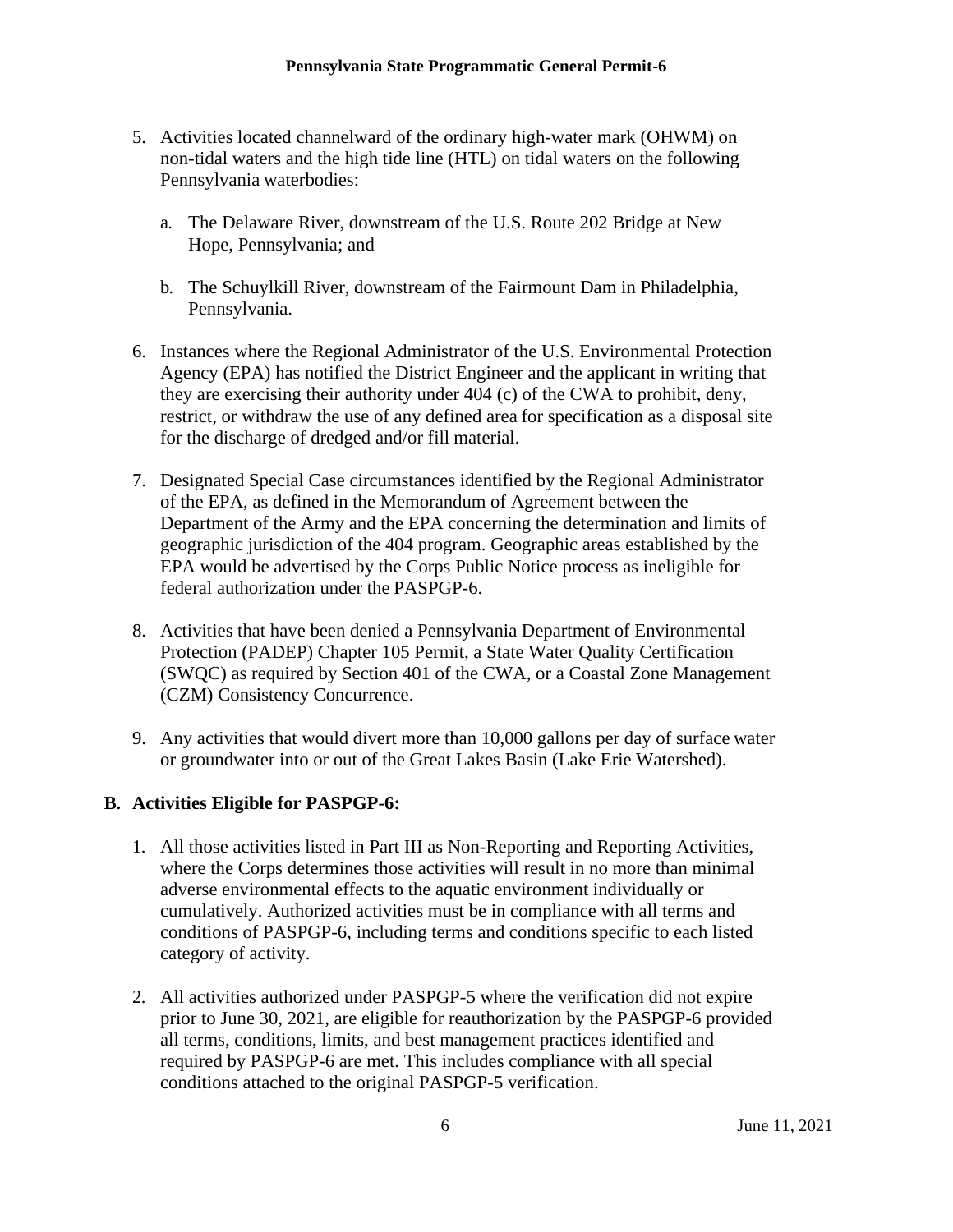5. Activities located channelward of the ordinary high-water mark (OHWM) on non-tidal waters and the high tide line (HTL) on tidal waters on the following Pennsylvania waterbodies:

   a. The Delaware River, downstream of the U.S. Route 202 Bridge at New Hope, Pennsylvania; and

   b. The Schuylkill River, downstream of the Fairmount Dam in Philadelphia, Pennsylvania.

6. Instances where the Regional Administrator of the U.S. Environmental Protection Agency (EPA) has notified the District Engineer and the applicant in writing that they are exercising their authority under 404 (c) of the CWA to prohibit, deny, restrict, or withdraw the use of any defined area for specification as a disposal site for the discharge of dredged and/or fill material.

7. Designated Special Case circumstances identified by the Regional Administrator of the EPA, as defined in the Memorandum of Agreement between the Department of the Army and the EPA concerning the determination and limits of geographic jurisdiction of the 404 program. Geographic areas established by the EPA would be advertised by the Corps Public Notice process as ineligible for federal authorization under the PASPGP-6.

8. Activities that have been denied a Pennsylvania Department of Environmental Protection (PADEP) Chapter 105 Permit, a State Water Quality Certification (SWQC) as required by Section 401 of the CWA, or a Coastal Zone Management (CZM) Consistency Concurrence.

9. Any activities that would divert more than 10,000 gallons per day of surface water or groundwater into or out of the Great Lakes Basin (Lake Erie Watershed).

## B. Activities Eligible for PASPGP-6:

1. All those activities listed in Part III as Non-Reporting and Reporting Activities, where the Corps determines those activities will result in no more than minimal adverse environmental effects to the aquatic environment individually or cumulatively. Authorized activities must be in compliance with all terms and conditions of PASPGP-6, including terms and conditions specific to each listed category of activity.

2. All activities authorized under PASPGP-5 where the verification did not expire prior to June 30, 2021, are eligible for reauthorization by the PASPGP-6 provided all terms, conditions, limits, and best management practices identified and required by PASPGP-6 are met. This includes compliance with all special conditions attached to the original PASPGP-5 verification.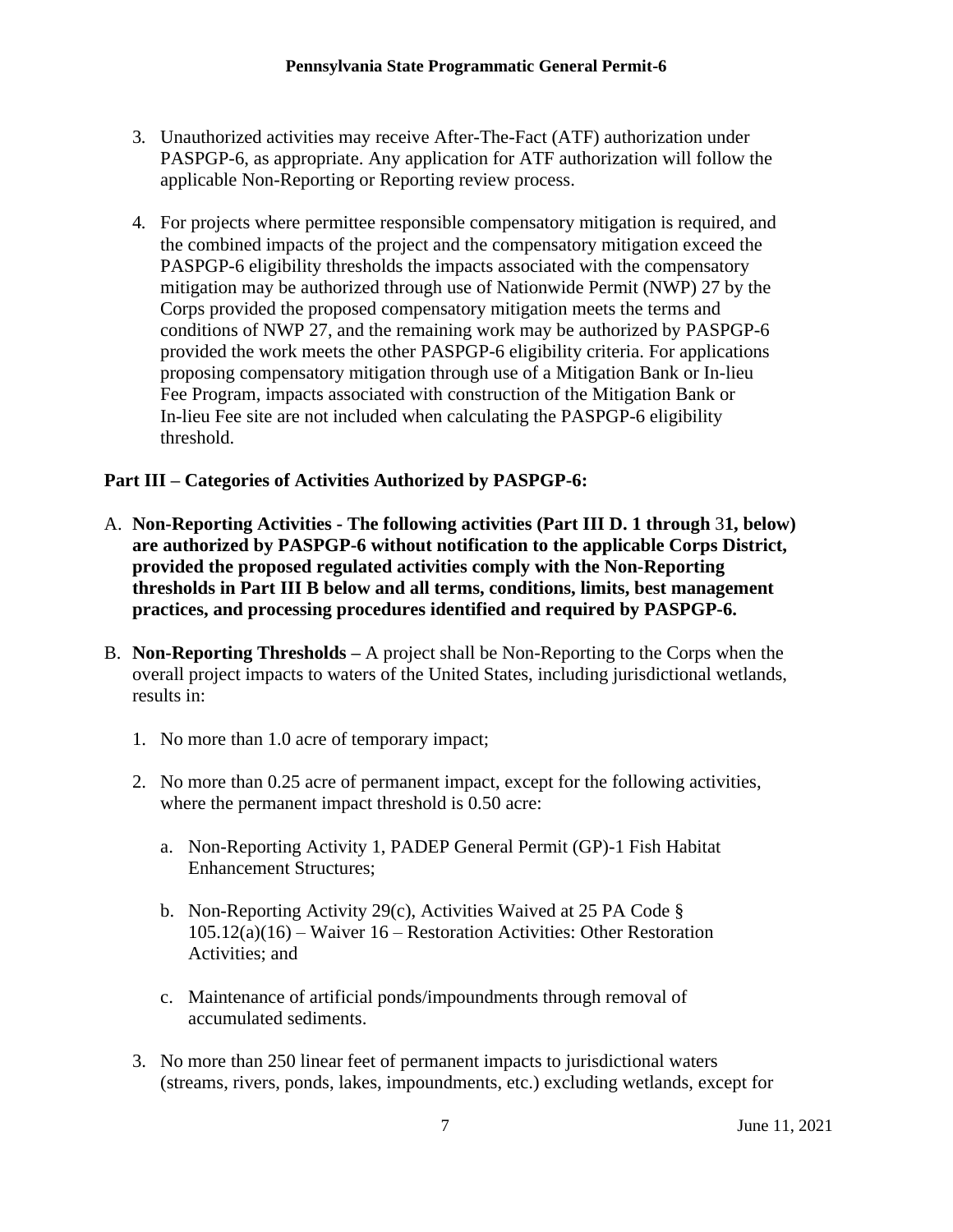3. Unauthorized activities may receive After-The-Fact (ATF) authorization under PASPGP-6, as appropriate. Any application for ATF authorization will follow the applicable Non-Reporting or Reporting review process.

4. For projects where permittee responsible compensatory mitigation is required, and the combined impacts of the project and the compensatory mitigation exceed the PASPGP-6 eligibility thresholds the impacts associated with the compensatory mitigation may be authorized through use of Nationwide Permit (NWP) 27 by the Corps provided the proposed compensatory mitigation meets the terms and conditions of NWP 27, and the remaining work may be authorized by PASPGP-6 provided the work meets the other PASPGP-6 eligibility criteria. For applications proposing compensatory mitigation through use of a Mitigation Bank or In-lieu Fee Program, impacts associated with construction of the Mitigation Bank or In-lieu Fee site are not included when calculating the PASPGP-6 eligibility threshold.

## Part III – Categories of Activities Authorized by PASPGP-6:

A. **Non-Reporting Activities - The following activities (Part III D. 1 through 31, below) are authorized by PASPGP-6 without notification to the applicable Corps District, provided the proposed regulated activities comply with the Non-Reporting thresholds in Part III B below and all terms, conditions, limits, best management practices, and processing procedures identified and required by PASPGP-6.**

B. **Non-Reporting Thresholds –** A project shall be Non-Reporting to the Corps when the overall project impacts to waters of the United States, including jurisdictional wetlands, results in:

   1. No more than 1.0 acre of temporary impact;

   2. No more than 0.25 acre of permanent impact, except for the following activities, where the permanent impact threshold is 0.50 acre:

      a. Non-Reporting Activity 1, PADEP General Permit (GP)-1 Fish Habitat Enhancement Structures;

      b. Non-Reporting Activity 29(c), Activities Waived at 25 PA Code § 105.12(a)(16) – Waiver 16 – Restoration Activities: Other Restoration Activities; and

      c. Maintenance of artificial ponds/impoundments through removal of accumulated sediments.

   3. No more than 250 linear feet of permanent impacts to jurisdictional waters (streams, rivers, ponds, lakes, impoundments, etc.) excluding wetlands, except for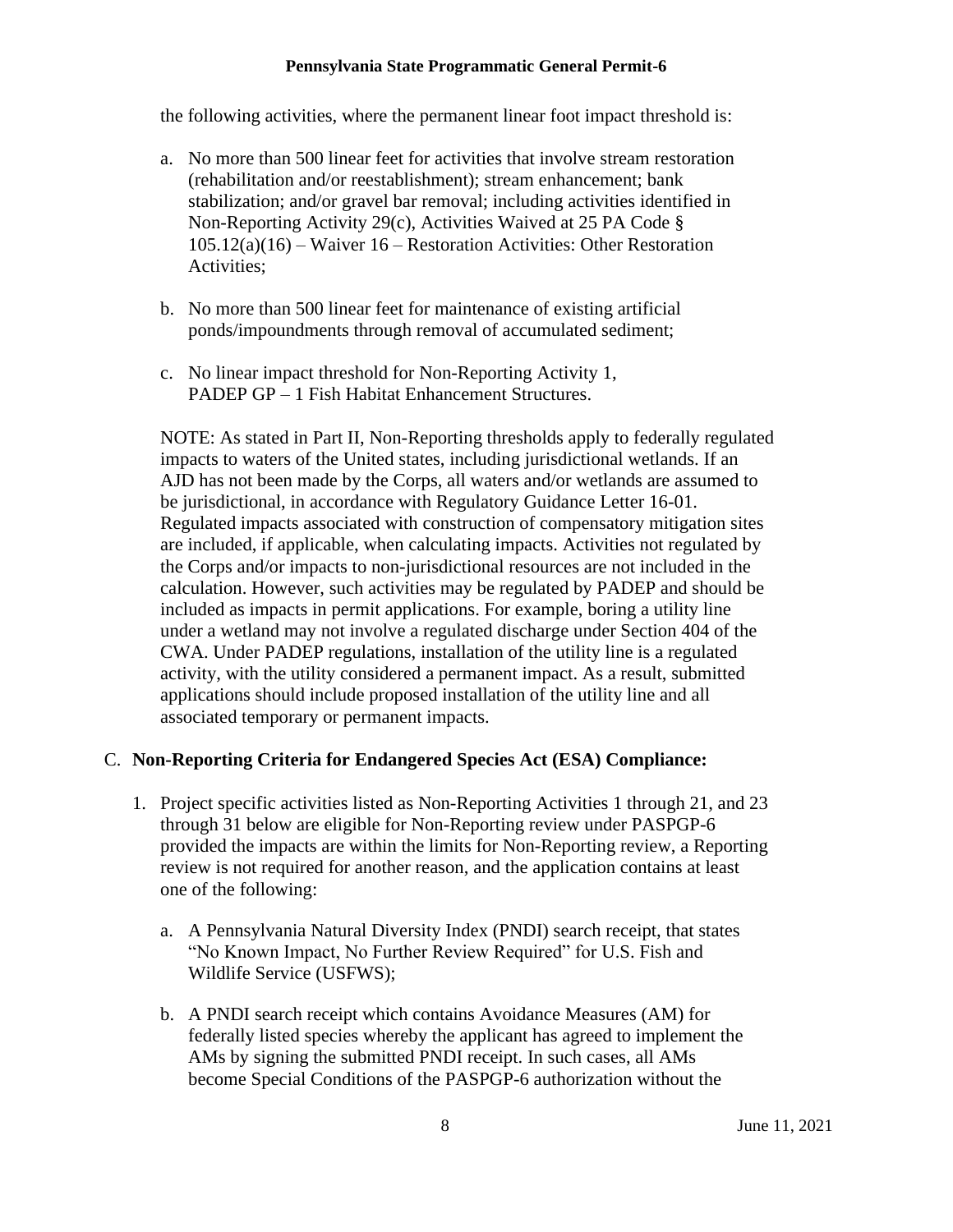the following activities, where the permanent linear foot impact threshold is:

a. No more than 500 linear feet for activities that involve stream restoration (rehabilitation and/or reestablishment); stream enhancement; bank stabilization; and/or gravel bar removal; including activities identified in Non-Reporting Activity 29(c), Activities Waived at 25 PA Code § 105.12(a)(16) – Waiver 16 – Restoration Activities: Other Restoration Activities;

b. No more than 500 linear feet for maintenance of existing artificial ponds/impoundments through removal of accumulated sediment;

c. No linear impact threshold for Non-Reporting Activity 1, PADEP GP – 1 Fish Habitat Enhancement Structures.

NOTE: As stated in Part II, Non-Reporting thresholds apply to federally regulated impacts to waters of the United states, including jurisdictional wetlands. If an AJD has not been made by the Corps, all waters and/or wetlands are assumed to be jurisdictional, in accordance with Regulatory Guidance Letter 16-01. Regulated impacts associated with construction of compensatory mitigation sites are included, if applicable, when calculating impacts. Activities not regulated by the Corps and/or impacts to non-jurisdictional resources are not included in the calculation. However, such activities may be regulated by PADEP and should be included as impacts in permit applications. For example, boring a utility line under a wetland may not involve a regulated discharge under Section 404 of the CWA. Under PADEP regulations, installation of the utility line is a regulated activity, with the utility considered a permanent impact. As a result, submitted applications should include proposed installation of the utility line and all associated temporary or permanent impacts.

## C. Non-Reporting Criteria for Endangered Species Act (ESA) Compliance:

1. Project specific activities listed as Non-Reporting Activities 1 through 21, and 23 through 31 below are eligible for Non-Reporting review under PASPGP-6 provided the impacts are within the limits for Non-Reporting review, a Reporting review is not required for another reason, and the application contains at least one of the following:

   a. A Pennsylvania Natural Diversity Index (PNDI) search receipt, that states "No Known Impact, No Further Review Required" for U.S. Fish and Wildlife Service (USFWS);

   b. A PNDI search receipt which contains Avoidance Measures (AM) for federally listed species whereby the applicant has agreed to implement the AMs by signing the submitted PNDI receipt. In such cases, all AMs become Special Conditions of the PASPGP-6 authorization without the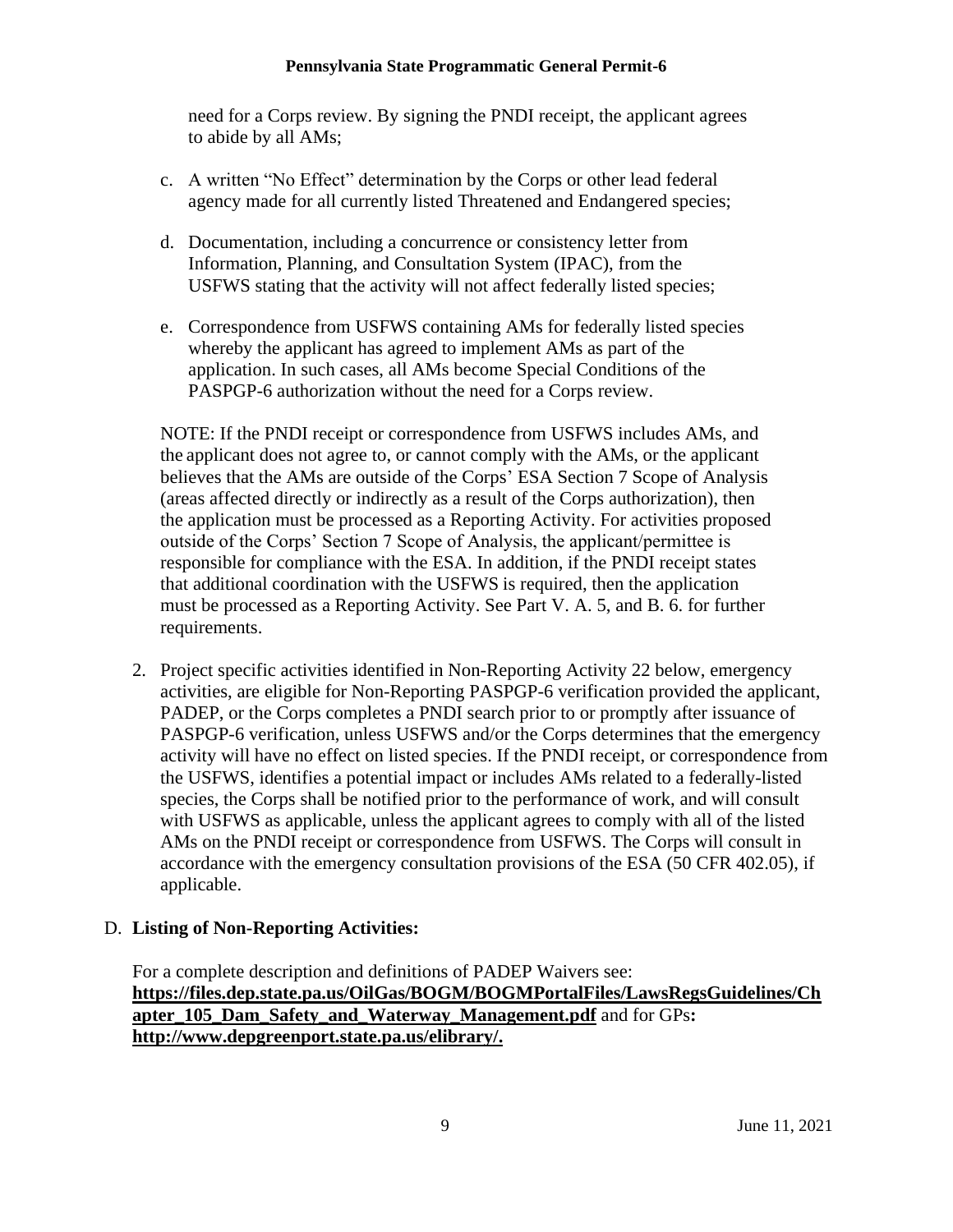need for a Corps review. By signing the PNDI receipt, the applicant agrees to abide by all AMs;

c. A written "No Effect" determination by the Corps or other lead federal agency made for all currently listed Threatened and Endangered species;

d. Documentation, including a concurrence or consistency letter from Information, Planning, and Consultation System (IPAC), from the USFWS stating that the activity will not affect federally listed species;

e. Correspondence from USFWS containing AMs for federally listed species whereby the applicant has agreed to implement AMs as part of the application. In such cases, all AMs become Special Conditions of the PASPGP-6 authorization without the need for a Corps review.

NOTE: If the PNDI receipt or correspondence from USFWS includes AMs, and the applicant does not agree to, or cannot comply with the AMs, or the applicant believes that the AMs are outside of the Corps' ESA Section 7 Scope of Analysis (areas affected directly or indirectly as a result of the Corps authorization), then the application must be processed as a Reporting Activity. For activities proposed outside of the Corps' Section 7 Scope of Analysis, the applicant/permittee is responsible for compliance with the ESA. In addition, if the PNDI receipt states that additional coordination with the USFWS is required, then the application must be processed as a Reporting Activity. See Part V. A. 5, and B. 6. for further requirements.

2. Project specific activities identified in Non-Reporting Activity 22 below, emergency activities, are eligible for Non-Reporting PASPGP-6 verification provided the applicant, PADEP, or the Corps completes a PNDI search prior to or promptly after issuance of PASPGP-6 verification, unless USFWS and/or the Corps determines that the emergency activity will have no effect on listed species. If the PNDI receipt, or correspondence from the USFWS, identifies a potential impact or includes AMs related to a federally-listed species, the Corps shall be notified prior to the performance of work, and will consult with USFWS as applicable, unless the applicant agrees to comply with all of the listed AMs on the PNDI receipt or correspondence from USFWS. The Corps will consult in accordance with the emergency consultation provisions of the ESA (50 CFR 402.05), if applicable.

D. **Listing of Non-Reporting Activities:**

For a complete description and definitions of PADEP Waivers see: **https://files.dep.state.pa.us/OilGas/BOGM/BOGMPortalFiles/LawsRegsGuidelines/Chapter_105_Dam_Safety_and_Waterway_Management.pdf** and for GPs**:** **http://www.depgreenport.state.pa.us/elibrary/.**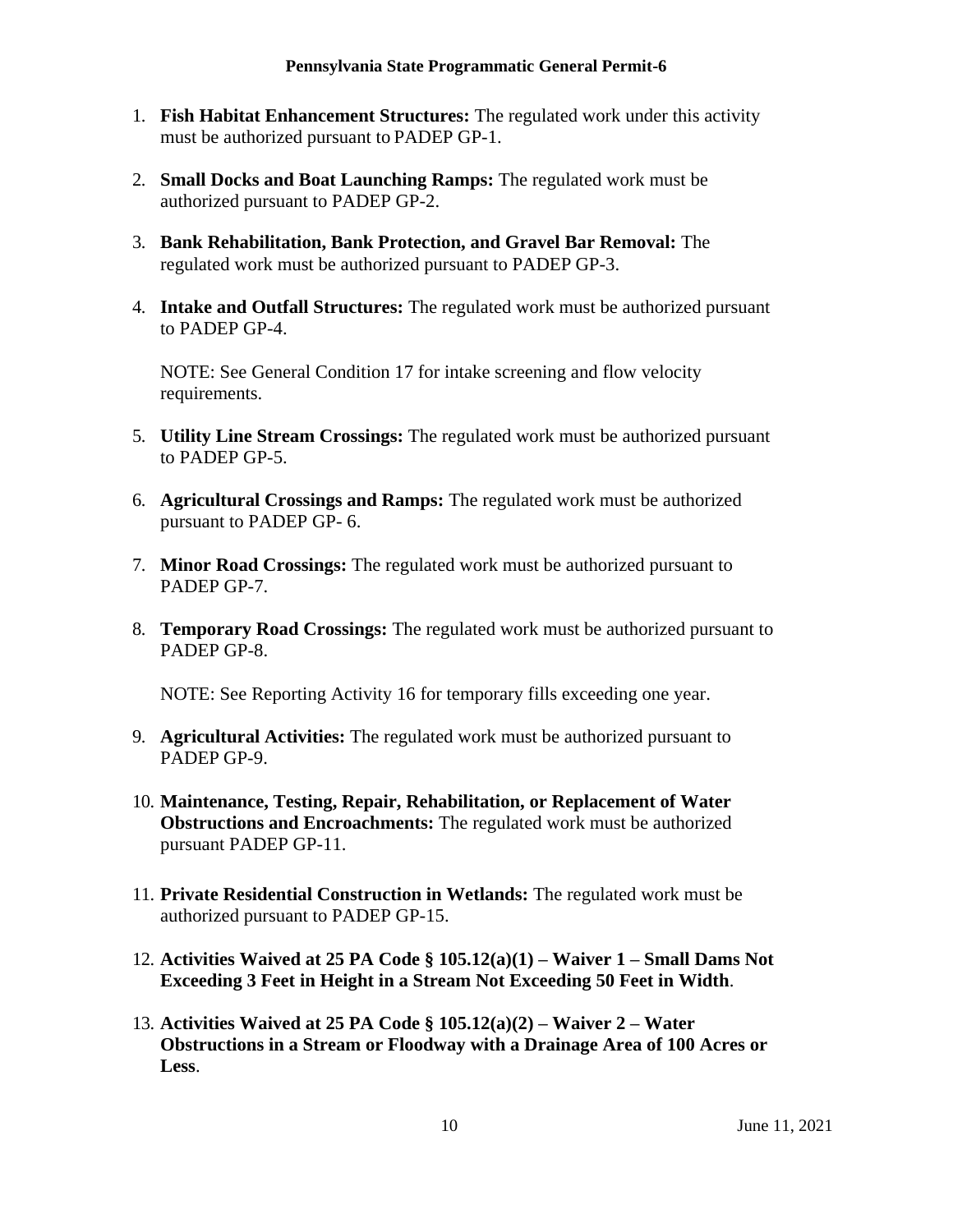1. **Fish Habitat Enhancement Structures:** The regulated work under this activity must be authorized pursuant to PADEP GP-1.

2. **Small Docks and Boat Launching Ramps:** The regulated work must be authorized pursuant to PADEP GP-2.

3. **Bank Rehabilitation, Bank Protection, and Gravel Bar Removal:** The regulated work must be authorized pursuant to PADEP GP-3.

4. **Intake and Outfall Structures:** The regulated work must be authorized pursuant to PADEP GP-4.

   NOTE: See General Condition 17 for intake screening and flow velocity requirements.

5. **Utility Line Stream Crossings:** The regulated work must be authorized pursuant to PADEP GP-5.

6. **Agricultural Crossings and Ramps:** The regulated work must be authorized pursuant to PADEP GP- 6.

7. **Minor Road Crossings:** The regulated work must be authorized pursuant to PADEP GP-7.

8. **Temporary Road Crossings:** The regulated work must be authorized pursuant to PADEP GP-8.

   NOTE: See Reporting Activity 16 for temporary fills exceeding one year.

9. **Agricultural Activities:** The regulated work must be authorized pursuant to PADEP GP-9.

10. **Maintenance, Testing, Repair, Rehabilitation, or Replacement of Water Obstructions and Encroachments:** The regulated work must be authorized pursuant PADEP GP-11.

11. **Private Residential Construction in Wetlands:** The regulated work must be authorized pursuant to PADEP GP-15.

12. **Activities Waived at 25 PA Code § 105.12(a)(1) – Waiver 1 – Small Dams Not Exceeding 3 Feet in Height in a Stream Not Exceeding 50 Feet in Width**.

13. **Activities Waived at 25 PA Code § 105.12(a)(2) – Waiver 2 – Water Obstructions in a Stream or Floodway with a Drainage Area of 100 Acres or Less**.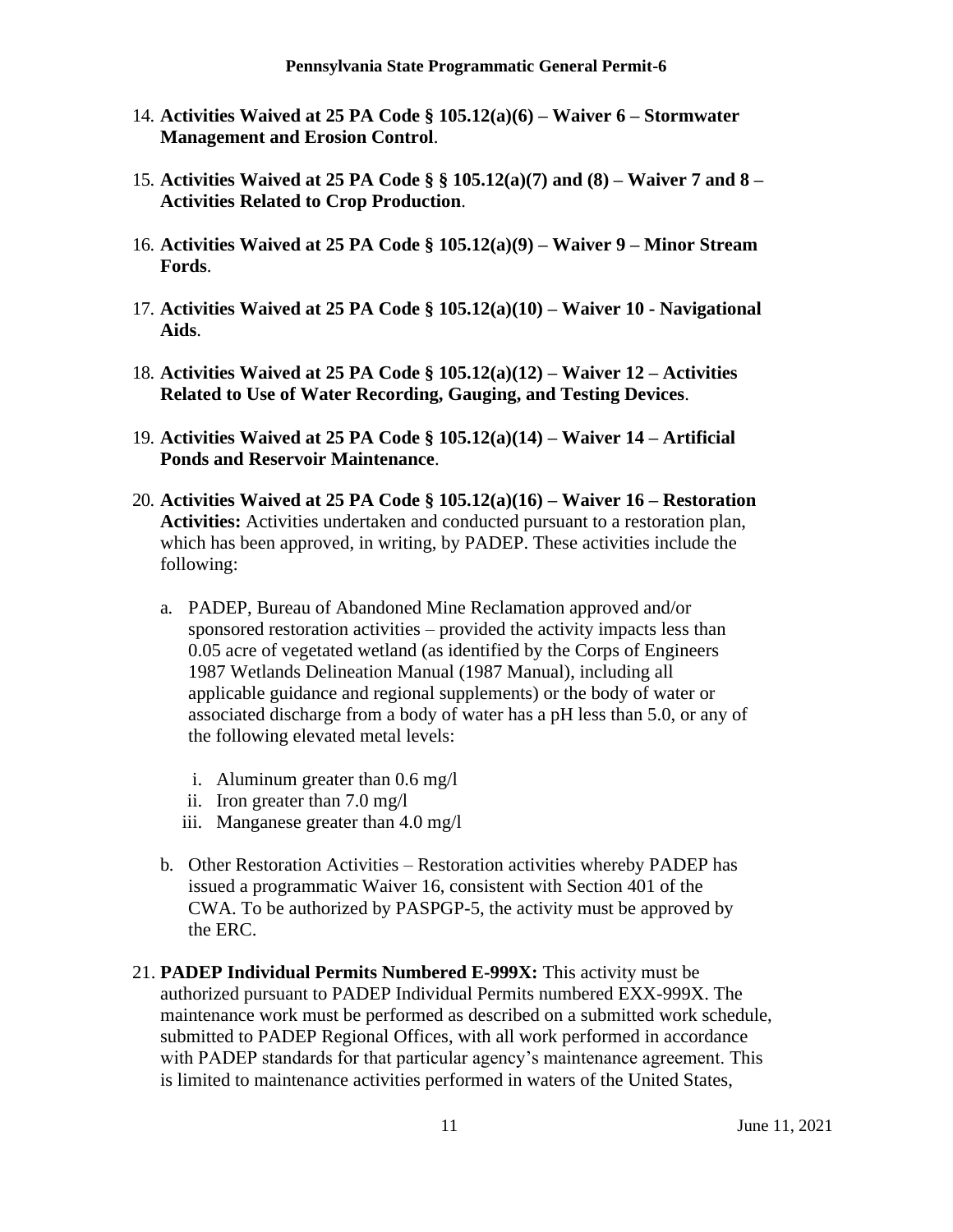14. **Activities Waived at 25 PA Code § 105.12(a)(6) – Waiver 6 – Stormwater Management and Erosion Control**.

15. **Activities Waived at 25 PA Code § § 105.12(a)(7) and (8) – Waiver 7 and 8 – Activities Related to Crop Production**.

16. **Activities Waived at 25 PA Code § 105.12(a)(9) – Waiver 9 – Minor Stream Fords**.

17. **Activities Waived at 25 PA Code § 105.12(a)(10) – Waiver 10 - Navigational Aids**.

18. **Activities Waived at 25 PA Code § 105.12(a)(12) – Waiver 12 – Activities Related to Use of Water Recording, Gauging, and Testing Devices**.

19. **Activities Waived at 25 PA Code § 105.12(a)(14) – Waiver 14 – Artificial Ponds and Reservoir Maintenance**.

20. **Activities Waived at 25 PA Code § 105.12(a)(16) – Waiver 16 – Restoration Activities:** Activities undertaken and conducted pursuant to a restoration plan, which has been approved, in writing, by PADEP. These activities include the following:

    a. PADEP, Bureau of Abandoned Mine Reclamation approved and/or sponsored restoration activities – provided the activity impacts less than 0.05 acre of vegetated wetland (as identified by the Corps of Engineers 1987 Wetlands Delineation Manual (1987 Manual), including all applicable guidance and regional supplements) or the body of water or associated discharge from a body of water has a pH less than 5.0, or any of the following elevated metal levels:

       i. Aluminum greater than 0.6 mg/l
       ii. Iron greater than 7.0 mg/l
       iii. Manganese greater than 4.0 mg/l

    b. Other Restoration Activities – Restoration activities whereby PADEP has issued a programmatic Waiver 16, consistent with Section 401 of the CWA. To be authorized by PASPGP-5, the activity must be approved by the ERC.

21. **PADEP Individual Permits Numbered E-999X:** This activity must be authorized pursuant to PADEP Individual Permits numbered EXX-999X. The maintenance work must be performed as described on a submitted work schedule, submitted to PADEP Regional Offices, with all work performed in accordance with PADEP standards for that particular agency's maintenance agreement. This is limited to maintenance activities performed in waters of the United States,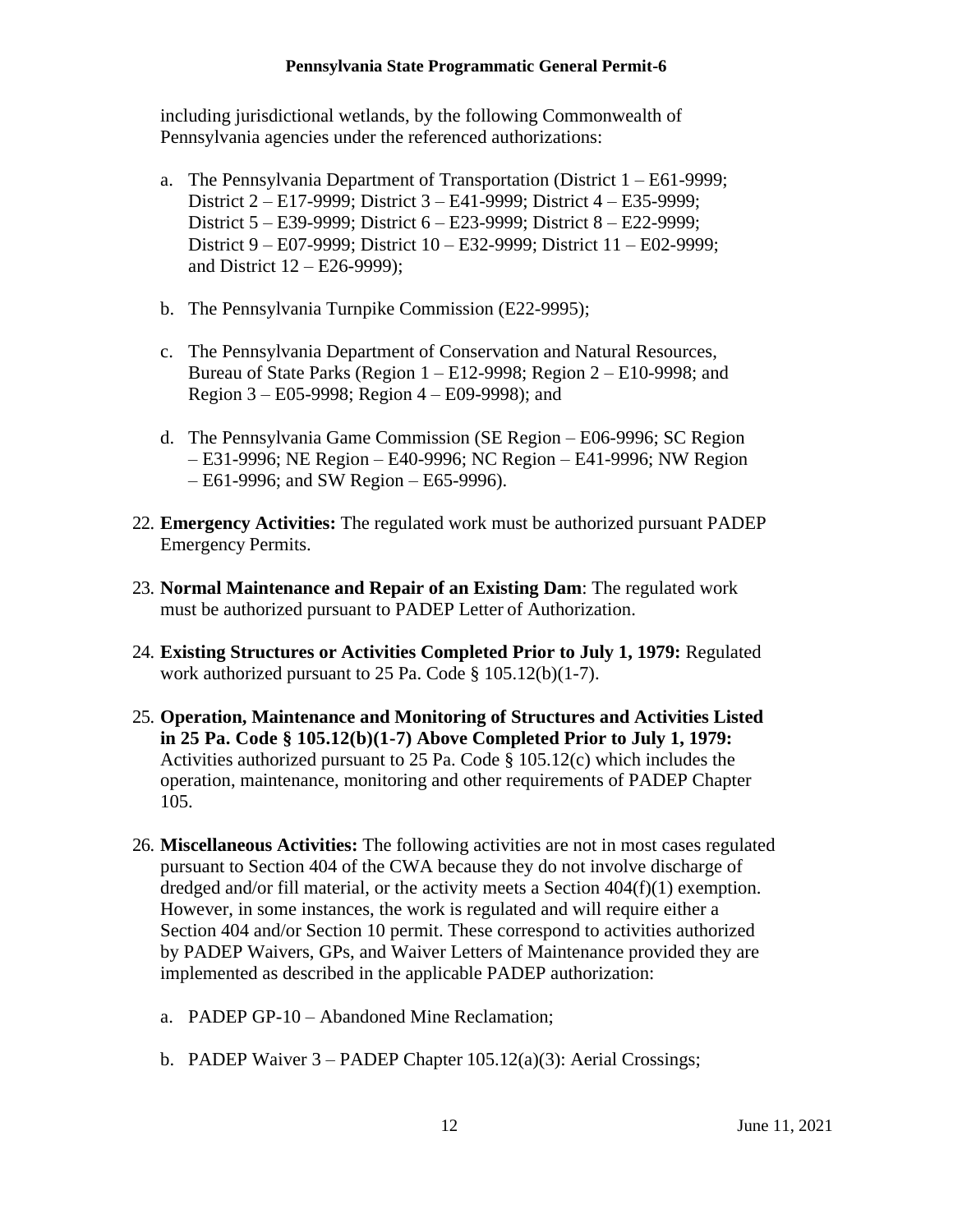including jurisdictional wetlands, by the following Commonwealth of Pennsylvania agencies under the referenced authorizations:

a. The Pennsylvania Department of Transportation (District 1 – E61-9999; District 2 – E17-9999; District 3 – E41-9999; District 4 – E35-9999; District 5 – E39-9999; District 6 – E23-9999; District 8 – E22-9999; District 9 – E07-9999; District 10 – E32-9999; District 11 – E02-9999; and District 12 – E26-9999);

b. The Pennsylvania Turnpike Commission (E22-9995);

c. The Pennsylvania Department of Conservation and Natural Resources, Bureau of State Parks (Region 1 – E12-9998; Region 2 – E10-9998; and Region 3 – E05-9998; Region 4 – E09-9998); and

d. The Pennsylvania Game Commission (SE Region – E06-9996; SC Region – E31-9996; NE Region – E40-9996; NC Region – E41-9996; NW Region – E61-9996; and SW Region – E65-9996).

22. **Emergency Activities:** The regulated work must be authorized pursuant PADEP Emergency Permits.

23. **Normal Maintenance and Repair of an Existing Dam**: The regulated work must be authorized pursuant to PADEP Letter of Authorization.

24. **Existing Structures or Activities Completed Prior to July 1, 1979:** Regulated work authorized pursuant to 25 Pa. Code § 105.12(b)(1-7).

25. **Operation, Maintenance and Monitoring of Structures and Activities Listed in 25 Pa. Code § 105.12(b)(1-7) Above Completed Prior to July 1, 1979:** Activities authorized pursuant to 25 Pa. Code § 105.12(c) which includes the operation, maintenance, monitoring and other requirements of PADEP Chapter 105.

26. **Miscellaneous Activities:** The following activities are not in most cases regulated pursuant to Section 404 of the CWA because they do not involve discharge of dredged and/or fill material, or the activity meets a Section 404(f)(1) exemption. However, in some instances, the work is regulated and will require either a Section 404 and/or Section 10 permit. These correspond to activities authorized by PADEP Waivers, GPs, and Waiver Letters of Maintenance provided they are implemented as described in the applicable PADEP authorization:

    a. PADEP GP-10 – Abandoned Mine Reclamation;

    b. PADEP Waiver 3 – PADEP Chapter 105.12(a)(3): Aerial Crossings;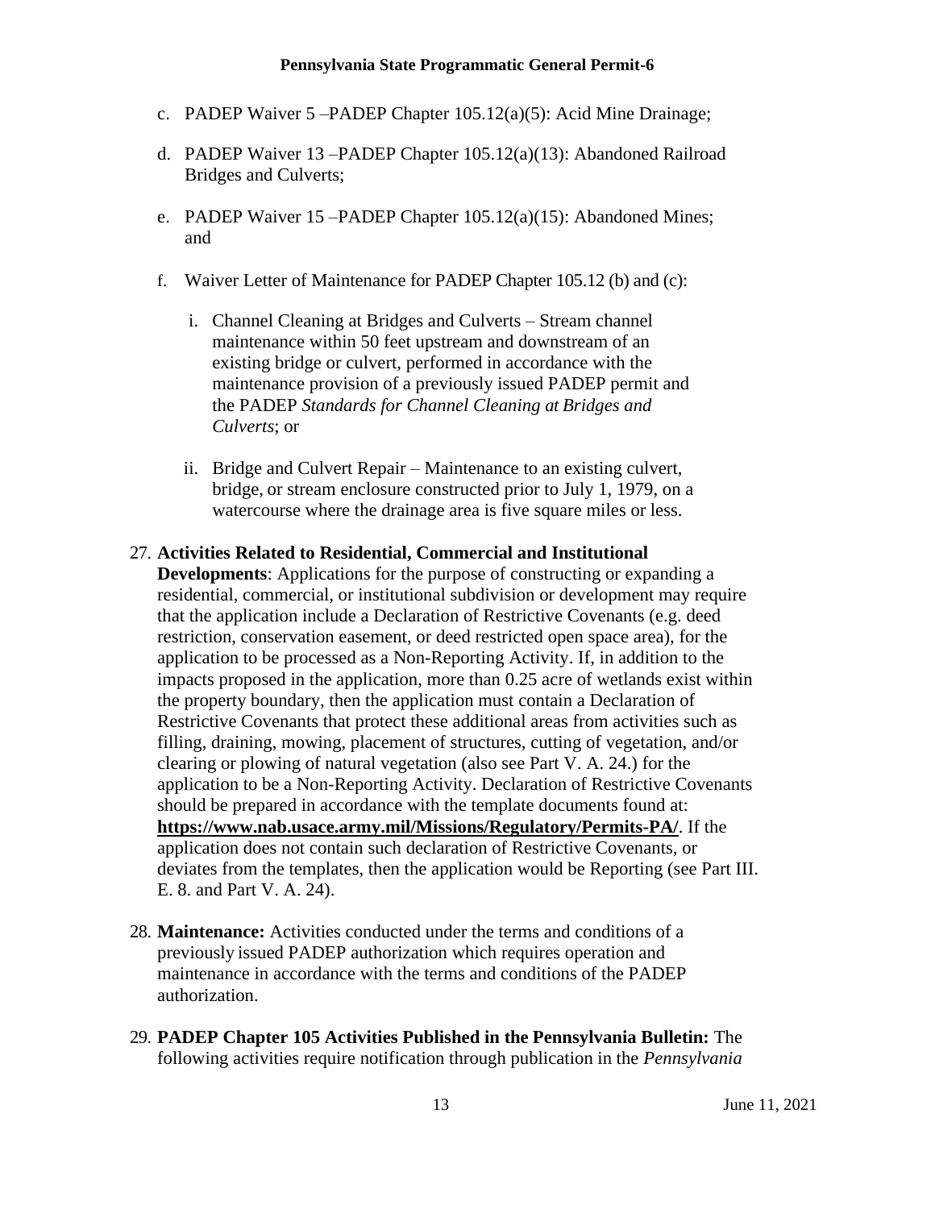c. PADEP Waiver 5 –PADEP Chapter 105.12(a)(5): Acid Mine Drainage;

d. PADEP Waiver 13 –PADEP Chapter 105.12(a)(13): Abandoned Railroad Bridges and Culverts;

e. PADEP Waiver 15 –PADEP Chapter 105.12(a)(15): Abandoned Mines; and

f. Waiver Letter of Maintenance for PADEP Chapter 105.12 (b) and (c):

   i. Channel Cleaning at Bridges and Culverts – Stream channel maintenance within 50 feet upstream and downstream of an existing bridge or culvert, performed in accordance with the maintenance provision of a previously issued PADEP permit and the PADEP *Standards for Channel Cleaning at Bridges and Culverts*; or

   ii. Bridge and Culvert Repair – Maintenance to an existing culvert, bridge, or stream enclosure constructed prior to July 1, 1979, on a watercourse where the drainage area is five square miles or less.

27. **Activities Related to Residential, Commercial and Institutional Developments**: Applications for the purpose of constructing or expanding a residential, commercial, or institutional subdivision or development may require that the application include a Declaration of Restrictive Covenants (e.g. deed restriction, conservation easement, or deed restricted open space area), for the application to be processed as a Non-Reporting Activity. If, in addition to the impacts proposed in the application, more than 0.25 acre of wetlands exist within the property boundary, then the application must contain a Declaration of Restrictive Covenants that protect these additional areas from activities such as filling, draining, mowing, placement of structures, cutting of vegetation, and/or clearing or plowing of natural vegetation (also see Part V. A. 24.) for the application to be a Non-Reporting Activity. Declaration of Restrictive Covenants should be prepared in accordance with the template documents found at: **https://www.nab.usace.army.mil/Missions/Regulatory/Permits-PA/**. If the application does not contain such declaration of Restrictive Covenants, or deviates from the templates, then the application would be Reporting (see Part III. E. 8. and Part V. A. 24).

28. **Maintenance:** Activities conducted under the terms and conditions of a previously issued PADEP authorization which requires operation and maintenance in accordance with the terms and conditions of the PADEP authorization.

29. **PADEP Chapter 105 Activities Published in the Pennsylvania Bulletin:** The following activities require notification through publication in the *Pennsylvania*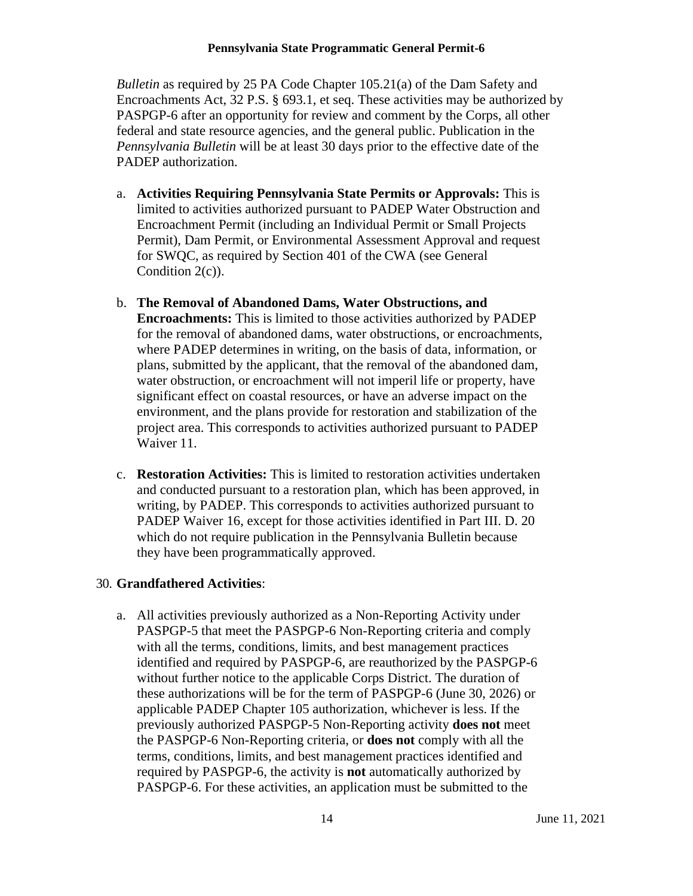*Bulletin* as required by 25 PA Code Chapter 105.21(a) of the Dam Safety and Encroachments Act, 32 P.S. § 693.1, et seq. These activities may be authorized by PASPGP-6 after an opportunity for review and comment by the Corps, all other federal and state resource agencies, and the general public. Publication in the *Pennsylvania Bulletin* will be at least 30 days prior to the effective date of the PADEP authorization.

a. **Activities Requiring Pennsylvania State Permits or Approvals:** This is limited to activities authorized pursuant to PADEP Water Obstruction and Encroachment Permit (including an Individual Permit or Small Projects Permit), Dam Permit, or Environmental Assessment Approval and request for SWQC, as required by Section 401 of the CWA (see General Condition 2(c)).

b. **The Removal of Abandoned Dams, Water Obstructions, and Encroachments:** This is limited to those activities authorized by PADEP for the removal of abandoned dams, water obstructions, or encroachments, where PADEP determines in writing, on the basis of data, information, or plans, submitted by the applicant, that the removal of the abandoned dam, water obstruction, or encroachment will not imperil life or property, have significant effect on coastal resources, or have an adverse impact on the environment, and the plans provide for restoration and stabilization of the project area. This corresponds to activities authorized pursuant to PADEP Waiver 11.

c. **Restoration Activities:** This is limited to restoration activities undertaken and conducted pursuant to a restoration plan, which has been approved, in writing, by PADEP. This corresponds to activities authorized pursuant to PADEP Waiver 16, except for those activities identified in Part III. D. 20 which do not require publication in the Pennsylvania Bulletin because they have been programmatically approved.

30. **Grandfathered Activities**:

a. All activities previously authorized as a Non-Reporting Activity under PASPGP-5 that meet the PASPGP-6 Non-Reporting criteria and comply with all the terms, conditions, limits, and best management practices identified and required by PASPGP-6, are reauthorized by the PASPGP-6 without further notice to the applicable Corps District. The duration of these authorizations will be for the term of PASPGP-6 (June 30, 2026) or applicable PADEP Chapter 105 authorization, whichever is less. If the previously authorized PASPGP-5 Non-Reporting activity **does not** meet the PASPGP-6 Non-Reporting criteria, or **does not** comply with all the terms, conditions, limits, and best management practices identified and required by PASPGP-6, the activity is **not** automatically authorized by PASPGP-6. For these activities, an application must be submitted to the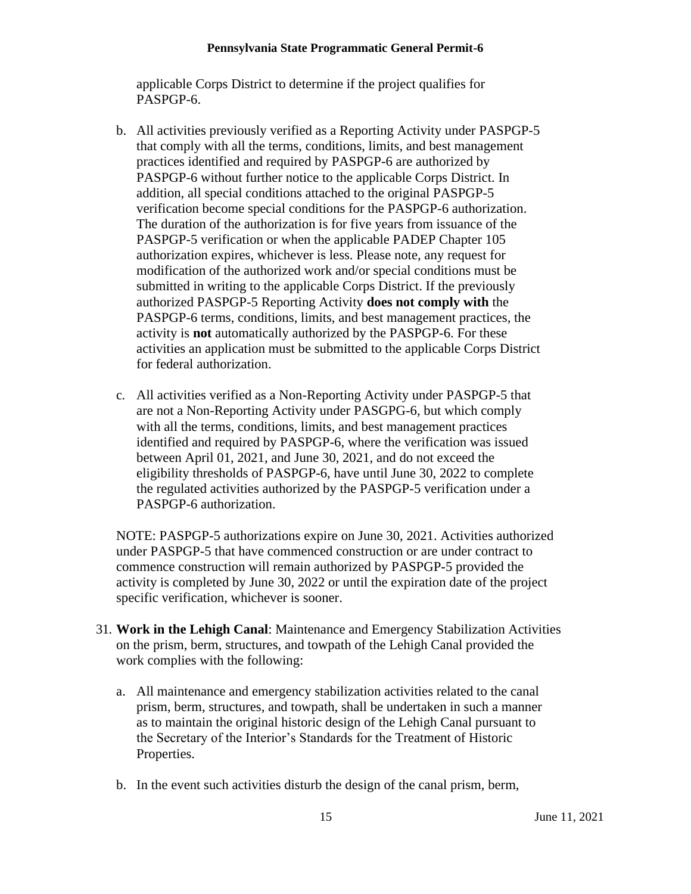applicable Corps District to determine if the project qualifies for PASPGP-6.

b. All activities previously verified as a Reporting Activity under PASPGP-5 that comply with all the terms, conditions, limits, and best management practices identified and required by PASPGP-6 are authorized by PASPGP-6 without further notice to the applicable Corps District. In addition, all special conditions attached to the original PASPGP-5 verification become special conditions for the PASPGP-6 authorization. The duration of the authorization is for five years from issuance of the PASPGP-5 verification or when the applicable PADEP Chapter 105 authorization expires, whichever is less. Please note, any request for modification of the authorized work and/or special conditions must be submitted in writing to the applicable Corps District. If the previously authorized PASPGP-5 Reporting Activity **does not comply with** the PASPGP-6 terms, conditions, limits, and best management practices, the activity is **not** automatically authorized by the PASPGP-6. For these activities an application must be submitted to the applicable Corps District for federal authorization.

c. All activities verified as a Non-Reporting Activity under PASPGP-5 that are not a Non-Reporting Activity under PASGPG-6, but which comply with all the terms, conditions, limits, and best management practices identified and required by PASPGP-6, where the verification was issued between April 01, 2021, and June 30, 2021, and do not exceed the eligibility thresholds of PASPGP-6, have until June 30, 2022 to complete the regulated activities authorized by the PASPGP-5 verification under a PASPGP-6 authorization.

NOTE: PASPGP-5 authorizations expire on June 30, 2021. Activities authorized under PASPGP-5 that have commenced construction or are under contract to commence construction will remain authorized by PASPGP-5 provided the activity is completed by June 30, 2022 or until the expiration date of the project specific verification, whichever is sooner.

31. **Work in the Lehigh Canal**: Maintenance and Emergency Stabilization Activities on the prism, berm, structures, and towpath of the Lehigh Canal provided the work complies with the following:

    a. All maintenance and emergency stabilization activities related to the canal prism, berm, structures, and towpath, shall be undertaken in such a manner as to maintain the original historic design of the Lehigh Canal pursuant to the Secretary of the Interior's Standards for the Treatment of Historic Properties.

    b. In the event such activities disturb the design of the canal prism, berm,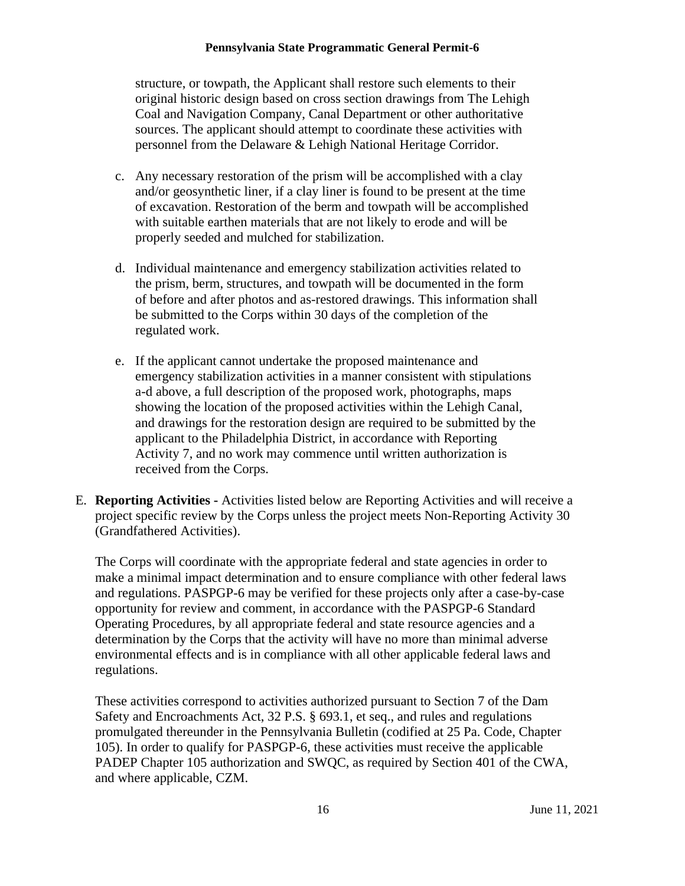structure, or towpath, the Applicant shall restore such elements to their original historic design based on cross section drawings from The Lehigh Coal and Navigation Company, Canal Department or other authoritative sources. The applicant should attempt to coordinate these activities with personnel from the Delaware & Lehigh National Heritage Corridor.

c. Any necessary restoration of the prism will be accomplished with a clay and/or geosynthetic liner, if a clay liner is found to be present at the time of excavation. Restoration of the berm and towpath will be accomplished with suitable earthen materials that are not likely to erode and will be properly seeded and mulched for stabilization.

d. Individual maintenance and emergency stabilization activities related to the prism, berm, structures, and towpath will be documented in the form of before and after photos and as-restored drawings. This information shall be submitted to the Corps within 30 days of the completion of the regulated work.

e. If the applicant cannot undertake the proposed maintenance and emergency stabilization activities in a manner consistent with stipulations a-d above, a full description of the proposed work, photographs, maps showing the location of the proposed activities within the Lehigh Canal, and drawings for the restoration design are required to be submitted by the applicant to the Philadelphia District, in accordance with Reporting Activity 7, and no work may commence until written authorization is received from the Corps.

E. **Reporting Activities -** Activities listed below are Reporting Activities and will receive a project specific review by the Corps unless the project meets Non-Reporting Activity 30 (Grandfathered Activities).

The Corps will coordinate with the appropriate federal and state agencies in order to make a minimal impact determination and to ensure compliance with other federal laws and regulations. PASPGP-6 may be verified for these projects only after a case-by-case opportunity for review and comment, in accordance with the PASPGP-6 Standard Operating Procedures, by all appropriate federal and state resource agencies and a determination by the Corps that the activity will have no more than minimal adverse environmental effects and is in compliance with all other applicable federal laws and regulations.

These activities correspond to activities authorized pursuant to Section 7 of the Dam Safety and Encroachments Act, 32 P.S. § 693.1, et seq., and rules and regulations promulgated thereunder in the Pennsylvania Bulletin (codified at 25 Pa. Code, Chapter 105). In order to qualify for PASPGP-6, these activities must receive the applicable PADEP Chapter 105 authorization and SWQC, as required by Section 401 of the CWA, and where applicable, CZM.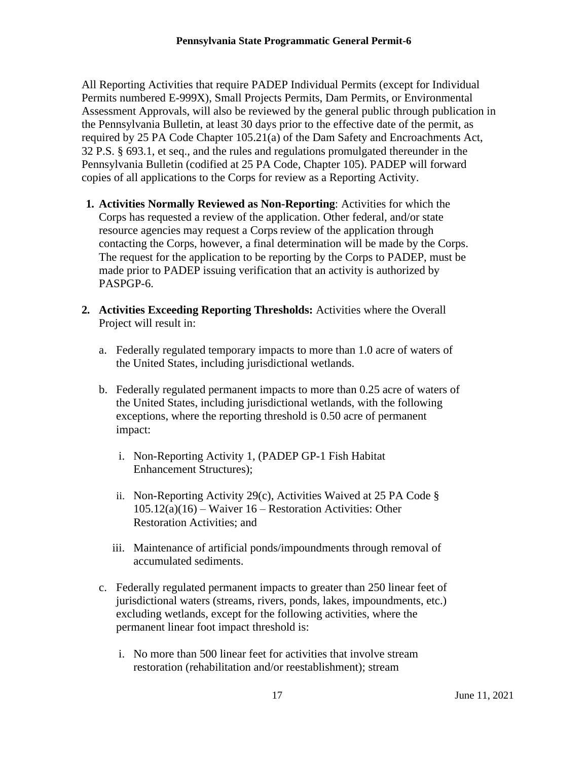All Reporting Activities that require PADEP Individual Permits (except for Individual Permits numbered E-999X), Small Projects Permits, Dam Permits, or Environmental Assessment Approvals, will also be reviewed by the general public through publication in the Pennsylvania Bulletin, at least 30 days prior to the effective date of the permit, as required by 25 PA Code Chapter 105.21(a) of the Dam Safety and Encroachments Act, 32 P.S. § 693.1, et seq., and the rules and regulations promulgated thereunder in the Pennsylvania Bulletin (codified at 25 PA Code, Chapter 105). PADEP will forward copies of all applications to the Corps for review as a Reporting Activity.

1. **Activities Normally Reviewed as Non-Reporting**: Activities for which the Corps has requested a review of the application. Other federal, and/or state resource agencies may request a Corps review of the application through contacting the Corps, however, a final determination will be made by the Corps. The request for the application to be reporting by the Corps to PADEP, must be made prior to PADEP issuing verification that an activity is authorized by PASPGP-6.

2. **Activities Exceeding Reporting Thresholds:** Activities where the Overall Project will result in:

   a. Federally regulated temporary impacts to more than 1.0 acre of waters of the United States, including jurisdictional wetlands.

   b. Federally regulated permanent impacts to more than 0.25 acre of waters of the United States, including jurisdictional wetlands, with the following exceptions, where the reporting threshold is 0.50 acre of permanent impact:

      i. Non-Reporting Activity 1, (PADEP GP-1 Fish Habitat Enhancement Structures);

      ii. Non-Reporting Activity 29(c), Activities Waived at 25 PA Code § 105.12(a)(16) – Waiver 16 – Restoration Activities: Other Restoration Activities; and

      iii. Maintenance of artificial ponds/impoundments through removal of accumulated sediments.

   c. Federally regulated permanent impacts to greater than 250 linear feet of jurisdictional waters (streams, rivers, ponds, lakes, impoundments, etc.) excluding wetlands, except for the following activities, where the permanent linear foot impact threshold is:

      i. No more than 500 linear feet for activities that involve stream restoration (rehabilitation and/or reestablishment); stream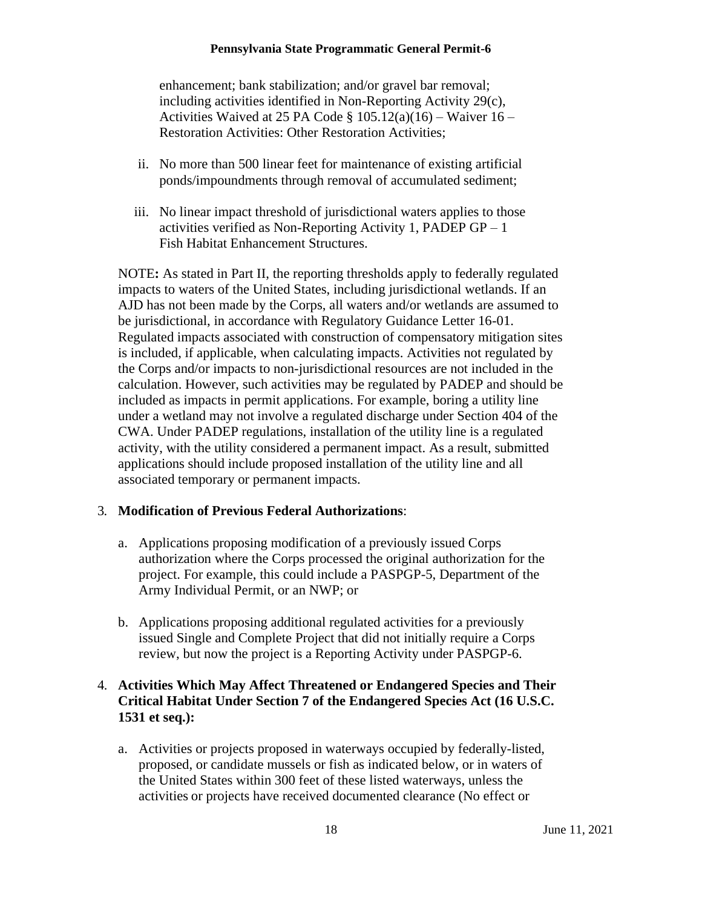enhancement; bank stabilization; and/or gravel bar removal; including activities identified in Non-Reporting Activity 29(c), Activities Waived at 25 PA Code § 105.12(a)(16) – Waiver 16 – Restoration Activities: Other Restoration Activities;

ii. No more than 500 linear feet for maintenance of existing artificial ponds/impoundments through removal of accumulated sediment;

iii. No linear impact threshold of jurisdictional waters applies to those activities verified as Non-Reporting Activity 1, PADEP GP – 1 Fish Habitat Enhancement Structures.

NOTE**:** As stated in Part II, the reporting thresholds apply to federally regulated impacts to waters of the United States, including jurisdictional wetlands. If an AJD has not been made by the Corps, all waters and/or wetlands are assumed to be jurisdictional, in accordance with Regulatory Guidance Letter 16-01. Regulated impacts associated with construction of compensatory mitigation sites is included, if applicable, when calculating impacts. Activities not regulated by the Corps and/or impacts to non-jurisdictional resources are not included in the calculation. However, such activities may be regulated by PADEP and should be included as impacts in permit applications. For example, boring a utility line under a wetland may not involve a regulated discharge under Section 404 of the CWA. Under PADEP regulations, installation of the utility line is a regulated activity, with the utility considered a permanent impact. As a result, submitted applications should include proposed installation of the utility line and all associated temporary or permanent impacts.

3. **Modification of Previous Federal Authorizations**:

   a. Applications proposing modification of a previously issued Corps authorization where the Corps processed the original authorization for the project. For example, this could include a PASPGP-5, Department of the Army Individual Permit, or an NWP; or

   b. Applications proposing additional regulated activities for a previously issued Single and Complete Project that did not initially require a Corps review, but now the project is a Reporting Activity under PASPGP-6.

4. **Activities Which May Affect Threatened or Endangered Species and Their Critical Habitat Under Section 7 of the Endangered Species Act (16 U.S.C. 1531 et seq.):**

   a. Activities or projects proposed in waterways occupied by federally-listed, proposed, or candidate mussels or fish as indicated below, or in waters of the United States within 300 feet of these listed waterways, unless the activities or projects have received documented clearance (No effect or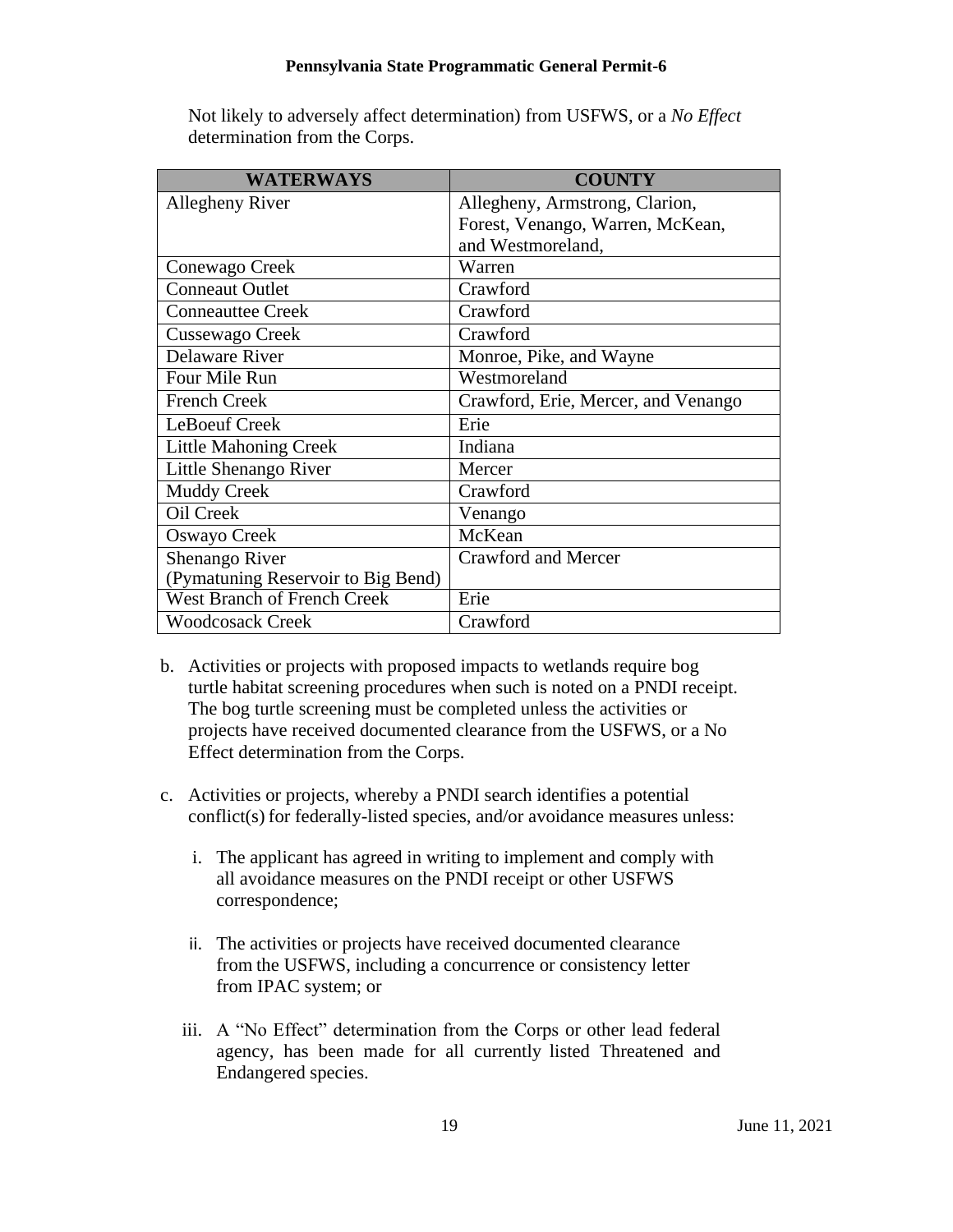Not likely to adversely affect determination) from USFWS, or a *No Effect* determination from the Corps.

| WATERWAYS | COUNTY |
|---|---|
| Allegheny River | Allegheny, Armstrong, Clarion, Forest, Venango, Warren, McKean, and Westmoreland, |
| Conewago Creek | Warren |
| Conneaut Outlet | Crawford |
| Conneauttee Creek | Crawford |
| Cussewago Creek | Crawford |
| Delaware River | Monroe, Pike, and Wayne |
| Four Mile Run | Westmoreland |
| French Creek | Crawford, Erie, Mercer, and Venango |
| LeBoeuf Creek | Erie |
| Little Mahoning Creek | Indiana |
| Little Shenango River | Mercer |
| Muddy Creek | Crawford |
| Oil Creek | Venango |
| Oswayo Creek | McKean |
| Shenango River (Pymatuning Reservoir to Big Bend) | Crawford and Mercer |
| West Branch of French Creek | Erie |
| Woodcosack Creek | Crawford |

b. Activities or projects with proposed impacts to wetlands require bog turtle habitat screening procedures when such is noted on a PNDI receipt. The bog turtle screening must be completed unless the activities or projects have received documented clearance from the USFWS, or a No Effect determination from the Corps.

c. Activities or projects, whereby a PNDI search identifies a potential conflict(s) for federally-listed species, and/or avoidance measures unless:

   i. The applicant has agreed in writing to implement and comply with all avoidance measures on the PNDI receipt or other USFWS correspondence;

   ii. The activities or projects have received documented clearance from the USFWS, including a concurrence or consistency letter from IPAC system; or

   iii. A "No Effect" determination from the Corps or other lead federal agency, has been made for all currently listed Threatened and Endangered species.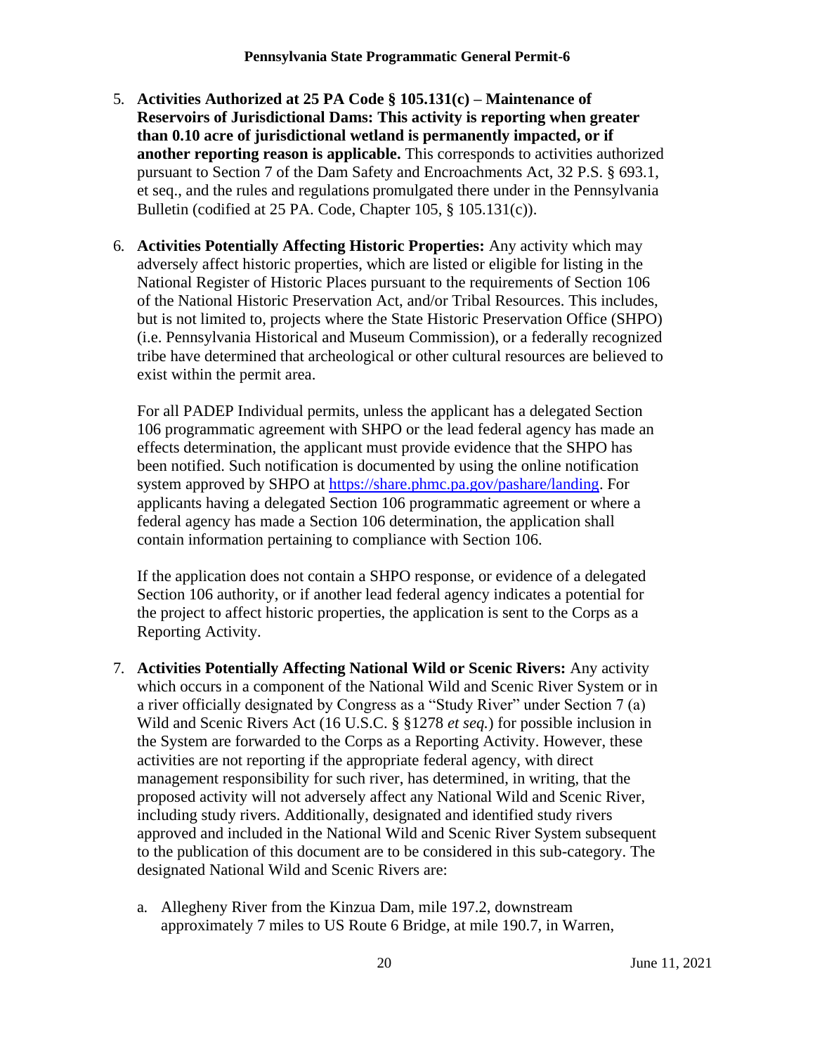5. **Activities Authorized at 25 PA Code § 105.131(c) – Maintenance of Reservoirs of Jurisdictional Dams: This activity is reporting when greater than 0.10 acre of jurisdictional wetland is permanently impacted, or if another reporting reason is applicable.** This corresponds to activities authorized pursuant to Section 7 of the Dam Safety and Encroachments Act, 32 P.S. § 693.1, et seq., and the rules and regulations promulgated there under in the Pennsylvania Bulletin (codified at 25 PA. Code, Chapter 105, § 105.131(c)).

6. **Activities Potentially Affecting Historic Properties:** Any activity which may adversely affect historic properties, which are listed or eligible for listing in the National Register of Historic Places pursuant to the requirements of Section 106 of the National Historic Preservation Act, and/or Tribal Resources. This includes, but is not limited to, projects where the State Historic Preservation Office (SHPO) (i.e. Pennsylvania Historical and Museum Commission), or a federally recognized tribe have determined that archeological or other cultural resources are believed to exist within the permit area.

   For all PADEP Individual permits, unless the applicant has a delegated Section 106 programmatic agreement with SHPO or the lead federal agency has made an effects determination, the applicant must provide evidence that the SHPO has been notified. Such notification is documented by using the online notification system approved by SHPO at [https://share.phmc.pa.gov/pashare/landing](https://share.phmc.pa.gov/pashare/landing). For applicants having a delegated Section 106 programmatic agreement or where a federal agency has made a Section 106 determination, the application shall contain information pertaining to compliance with Section 106.

   If the application does not contain a SHPO response, or evidence of a delegated Section 106 authority, or if another lead federal agency indicates a potential for the project to affect historic properties, the application is sent to the Corps as a Reporting Activity.

7. **Activities Potentially Affecting National Wild or Scenic Rivers:** Any activity which occurs in a component of the National Wild and Scenic River System or in a river officially designated by Congress as a "Study River" under Section 7 (a) Wild and Scenic Rivers Act (16 U.S.C. § §1278 *et seq.*) for possible inclusion in the System are forwarded to the Corps as a Reporting Activity. However, these activities are not reporting if the appropriate federal agency, with direct management responsibility for such river, has determined, in writing, that the proposed activity will not adversely affect any National Wild and Scenic River, including study rivers. Additionally, designated and identified study rivers approved and included in the National Wild and Scenic River System subsequent to the publication of this document are to be considered in this sub-category. The designated National Wild and Scenic Rivers are:

   a. Allegheny River from the Kinzua Dam, mile 197.2, downstream approximately 7 miles to US Route 6 Bridge, at mile 190.7, in Warren,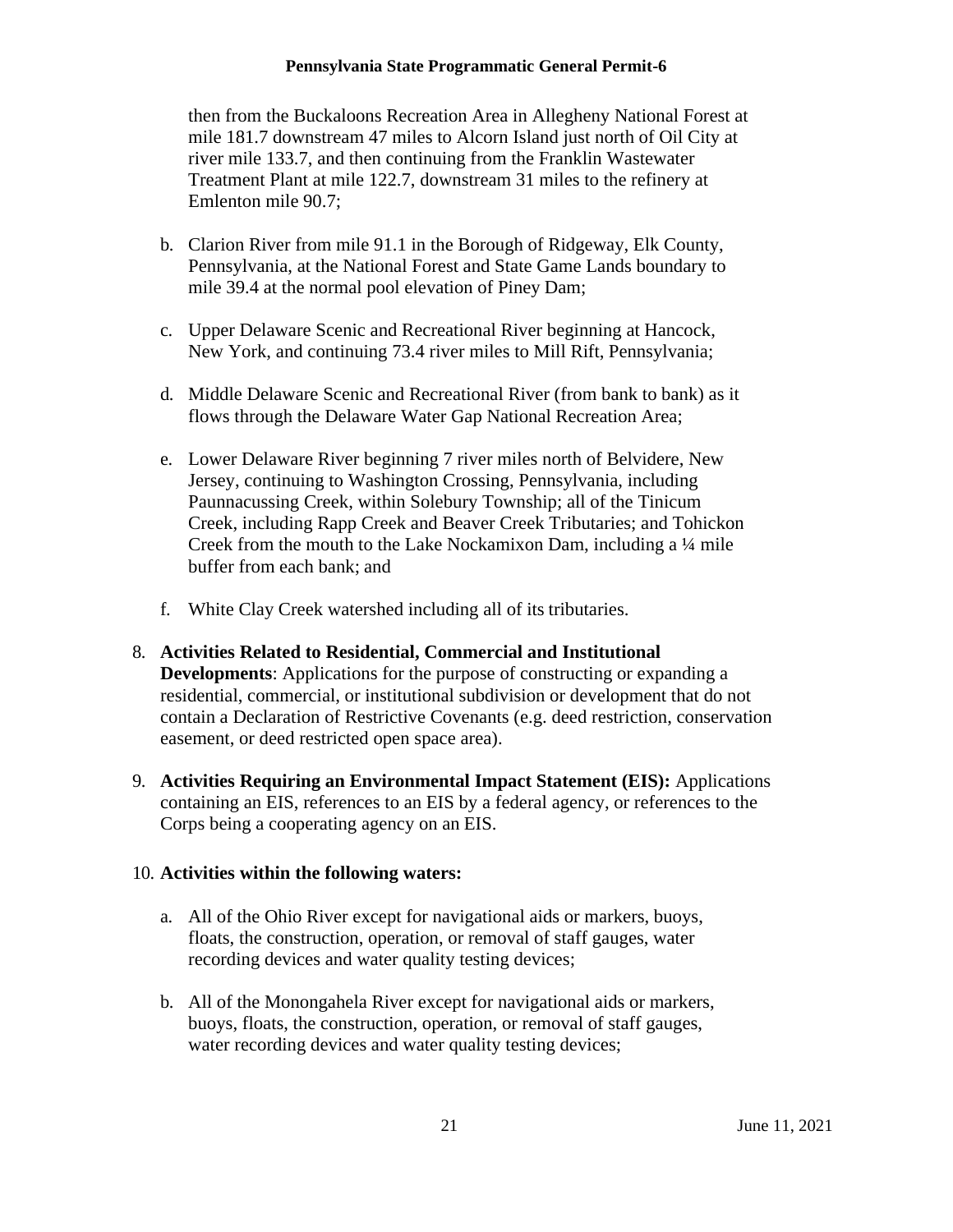then from the Buckaloons Recreation Area in Allegheny National Forest at mile 181.7 downstream 47 miles to Alcorn Island just north of Oil City at river mile 133.7, and then continuing from the Franklin Wastewater Treatment Plant at mile 122.7, downstream 31 miles to the refinery at Emlenton mile 90.7;

b. Clarion River from mile 91.1 in the Borough of Ridgeway, Elk County, Pennsylvania, at the National Forest and State Game Lands boundary to mile 39.4 at the normal pool elevation of Piney Dam;

c. Upper Delaware Scenic and Recreational River beginning at Hancock, New York, and continuing 73.4 river miles to Mill Rift, Pennsylvania;

d. Middle Delaware Scenic and Recreational River (from bank to bank) as it flows through the Delaware Water Gap National Recreation Area;

e. Lower Delaware River beginning 7 river miles north of Belvidere, New Jersey, continuing to Washington Crossing, Pennsylvania, including Paunnacussing Creek, within Solebury Township; all of the Tinicum Creek, including Rapp Creek and Beaver Creek Tributaries; and Tohickon Creek from the mouth to the Lake Nockamixon Dam, including a ¼ mile buffer from each bank; and

f. White Clay Creek watershed including all of its tributaries.

8. **Activities Related to Residential, Commercial and Institutional Developments**: Applications for the purpose of constructing or expanding a residential, commercial, or institutional subdivision or development that do not contain a Declaration of Restrictive Covenants (e.g. deed restriction, conservation easement, or deed restricted open space area).

9. **Activities Requiring an Environmental Impact Statement (EIS):** Applications containing an EIS, references to an EIS by a federal agency, or references to the Corps being a cooperating agency on an EIS.

10. **Activities within the following waters:**

a. All of the Ohio River except for navigational aids or markers, buoys, floats, the construction, operation, or removal of staff gauges, water recording devices and water quality testing devices;

b. All of the Monongahela River except for navigational aids or markers, buoys, floats, the construction, operation, or removal of staff gauges, water recording devices and water quality testing devices;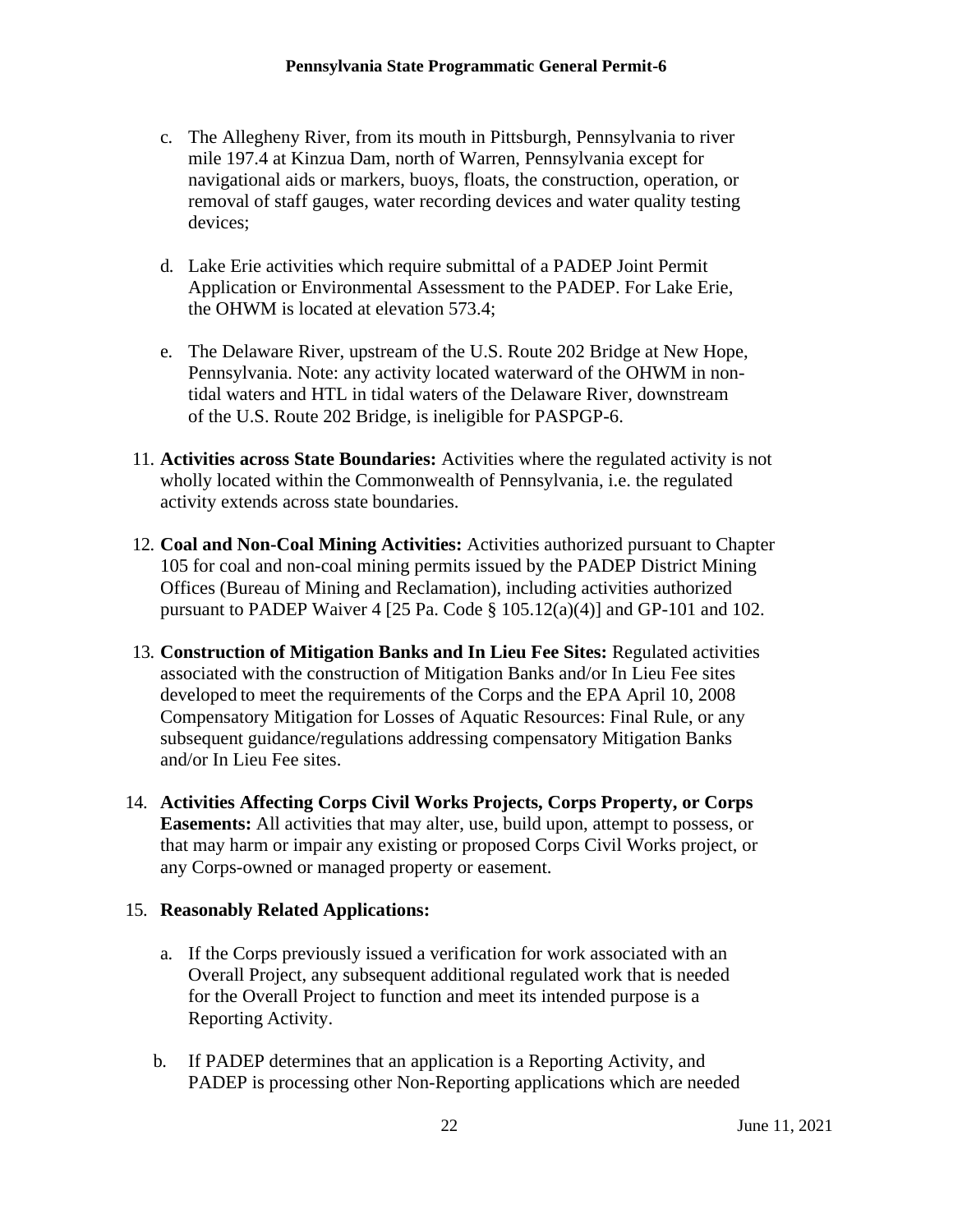c. The Allegheny River, from its mouth in Pittsburgh, Pennsylvania to river mile 197.4 at Kinzua Dam, north of Warren, Pennsylvania except for navigational aids or markers, buoys, floats, the construction, operation, or removal of staff gauges, water recording devices and water quality testing devices;

d. Lake Erie activities which require submittal of a PADEP Joint Permit Application or Environmental Assessment to the PADEP. For Lake Erie, the OHWM is located at elevation 573.4;

e. The Delaware River, upstream of the U.S. Route 202 Bridge at New Hope, Pennsylvania. Note: any activity located waterward of the OHWM in non-tidal waters and HTL in tidal waters of the Delaware River, downstream of the U.S. Route 202 Bridge, is ineligible for PASPGP-6.

11. **Activities across State Boundaries:** Activities where the regulated activity is not wholly located within the Commonwealth of Pennsylvania, i.e. the regulated activity extends across state boundaries.

12. **Coal and Non-Coal Mining Activities:** Activities authorized pursuant to Chapter 105 for coal and non-coal mining permits issued by the PADEP District Mining Offices (Bureau of Mining and Reclamation), including activities authorized pursuant to PADEP Waiver 4 [25 Pa. Code § 105.12(a)(4)] and GP-101 and 102.

13. **Construction of Mitigation Banks and In Lieu Fee Sites:** Regulated activities associated with the construction of Mitigation Banks and/or In Lieu Fee sites developed to meet the requirements of the Corps and the EPA April 10, 2008 Compensatory Mitigation for Losses of Aquatic Resources: Final Rule, or any subsequent guidance/regulations addressing compensatory Mitigation Banks and/or In Lieu Fee sites.

14. **Activities Affecting Corps Civil Works Projects, Corps Property, or Corps Easements:** All activities that may alter, use, build upon, attempt to possess, or that may harm or impair any existing or proposed Corps Civil Works project, or any Corps-owned or managed property or easement.

15. **Reasonably Related Applications:**

    a. If the Corps previously issued a verification for work associated with an Overall Project, any subsequent additional regulated work that is needed for the Overall Project to function and meet its intended purpose is a Reporting Activity.

    b. If PADEP determines that an application is a Reporting Activity, and PADEP is processing other Non-Reporting applications which are needed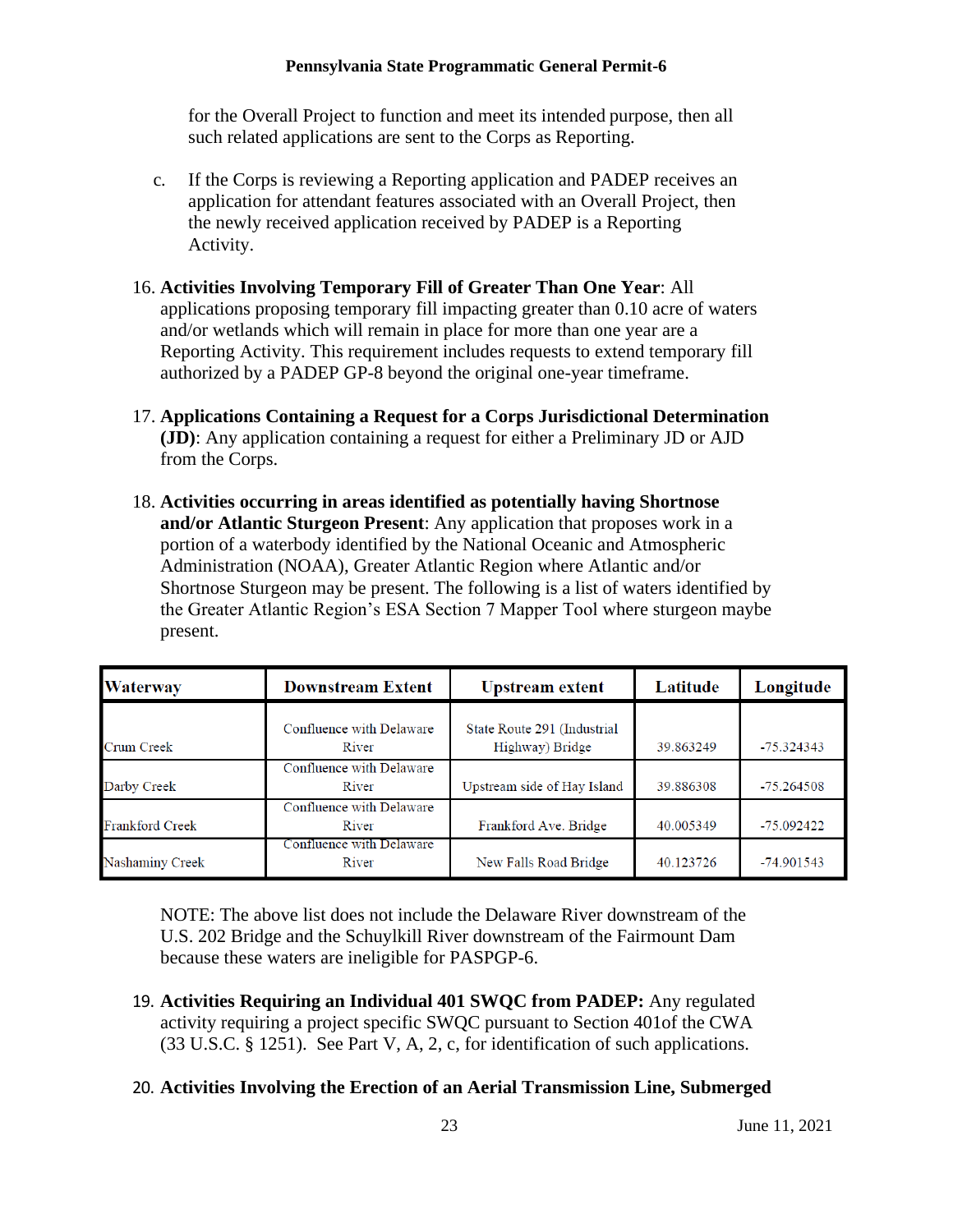for the Overall Project to function and meet its intended purpose, then all such related applications are sent to the Corps as Reporting.

c. If the Corps is reviewing a Reporting application and PADEP receives an application for attendant features associated with an Overall Project, then the newly received application received by PADEP is a Reporting Activity.

16. **Activities Involving Temporary Fill of Greater Than One Year**: All applications proposing temporary fill impacting greater than 0.10 acre of waters and/or wetlands which will remain in place for more than one year are a Reporting Activity. This requirement includes requests to extend temporary fill authorized by a PADEP GP-8 beyond the original one-year timeframe.

17. **Applications Containing a Request for a Corps Jurisdictional Determination (JD)**: Any application containing a request for either a Preliminary JD or AJD from the Corps.

18. **Activities occurring in areas identified as potentially having Shortnose and/or Atlantic Sturgeon Present**: Any application that proposes work in a portion of a waterbody identified by the National Oceanic and Atmospheric Administration (NOAA), Greater Atlantic Region where Atlantic and/or Shortnose Sturgeon may be present. The following is a list of waters identified by the Greater Atlantic Region's ESA Section 7 Mapper Tool where sturgeon maybe present.

| Waterway | Downstream Extent | Upstream extent | Latitude | Longitude |
|---|---|---|---|---|
| Crum Creek | Confluence with Delaware River | State Route 291 (Industrial Highway) Bridge | 39.863249 | -75.324343 |
| Darby Creek | Confluence with Delaware River | Upstream side of Hay Island | 39.886308 | -75.264508 |
| Frankford Creek | Confluence with Delaware River | Frankford Ave. Bridge | 40.005349 | -75.092422 |
| Nashaminy Creek | Confluence with Delaware River | New Falls Road Bridge | 40.123726 | -74.901543 |

NOTE: The above list does not include the Delaware River downstream of the U.S. 202 Bridge and the Schuylkill River downstream of the Fairmount Dam because these waters are ineligible for PASPGP-6.

19. **Activities Requiring an Individual 401 SWQC from PADEP:** Any regulated activity requiring a project specific SWQC pursuant to Section 401of the CWA (33 U.S.C. § 1251). See Part V, A, 2, c, for identification of such applications.

20. **Activities Involving the Erection of an Aerial Transmission Line, Submerged**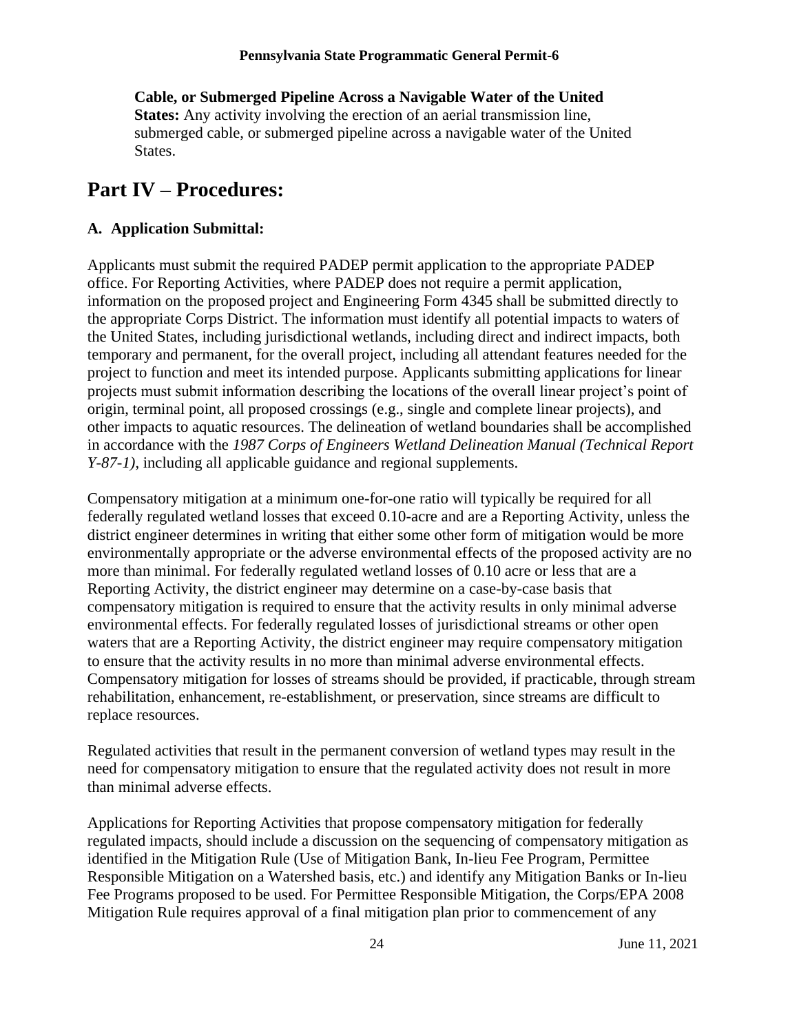**Cable, or Submerged Pipeline Across a Navigable Water of the United States:** Any activity involving the erection of an aerial transmission line, submerged cable, or submerged pipeline across a navigable water of the United States.

# Part IV – Procedures:

## A. Application Submittal:

Applicants must submit the required PADEP permit application to the appropriate PADEP office. For Reporting Activities, where PADEP does not require a permit application, information on the proposed project and Engineering Form 4345 shall be submitted directly to the appropriate Corps District. The information must identify all potential impacts to waters of the United States, including jurisdictional wetlands, including direct and indirect impacts, both temporary and permanent, for the overall project, including all attendant features needed for the project to function and meet its intended purpose. Applicants submitting applications for linear projects must submit information describing the locations of the overall linear project's point of origin, terminal point, all proposed crossings (e.g., single and complete linear projects), and other impacts to aquatic resources. The delineation of wetland boundaries shall be accomplished in accordance with the *1987 Corps of Engineers Wetland Delineation Manual (Technical Report Y-87-1)*, including all applicable guidance and regional supplements.

Compensatory mitigation at a minimum one-for-one ratio will typically be required for all federally regulated wetland losses that exceed 0.10-acre and are a Reporting Activity, unless the district engineer determines in writing that either some other form of mitigation would be more environmentally appropriate or the adverse environmental effects of the proposed activity are no more than minimal. For federally regulated wetland losses of 0.10 acre or less that are a Reporting Activity, the district engineer may determine on a case-by-case basis that compensatory mitigation is required to ensure that the activity results in only minimal adverse environmental effects. For federally regulated losses of jurisdictional streams or other open waters that are a Reporting Activity, the district engineer may require compensatory mitigation to ensure that the activity results in no more than minimal adverse environmental effects. Compensatory mitigation for losses of streams should be provided, if practicable, through stream rehabilitation, enhancement, re-establishment, or preservation, since streams are difficult to replace resources.

Regulated activities that result in the permanent conversion of wetland types may result in the need for compensatory mitigation to ensure that the regulated activity does not result in more than minimal adverse effects.

Applications for Reporting Activities that propose compensatory mitigation for federally regulated impacts, should include a discussion on the sequencing of compensatory mitigation as identified in the Mitigation Rule (Use of Mitigation Bank, In-lieu Fee Program, Permittee Responsible Mitigation on a Watershed basis, etc.) and identify any Mitigation Banks or In-lieu Fee Programs proposed to be used. For Permittee Responsible Mitigation, the Corps/EPA 2008 Mitigation Rule requires approval of a final mitigation plan prior to commencement of any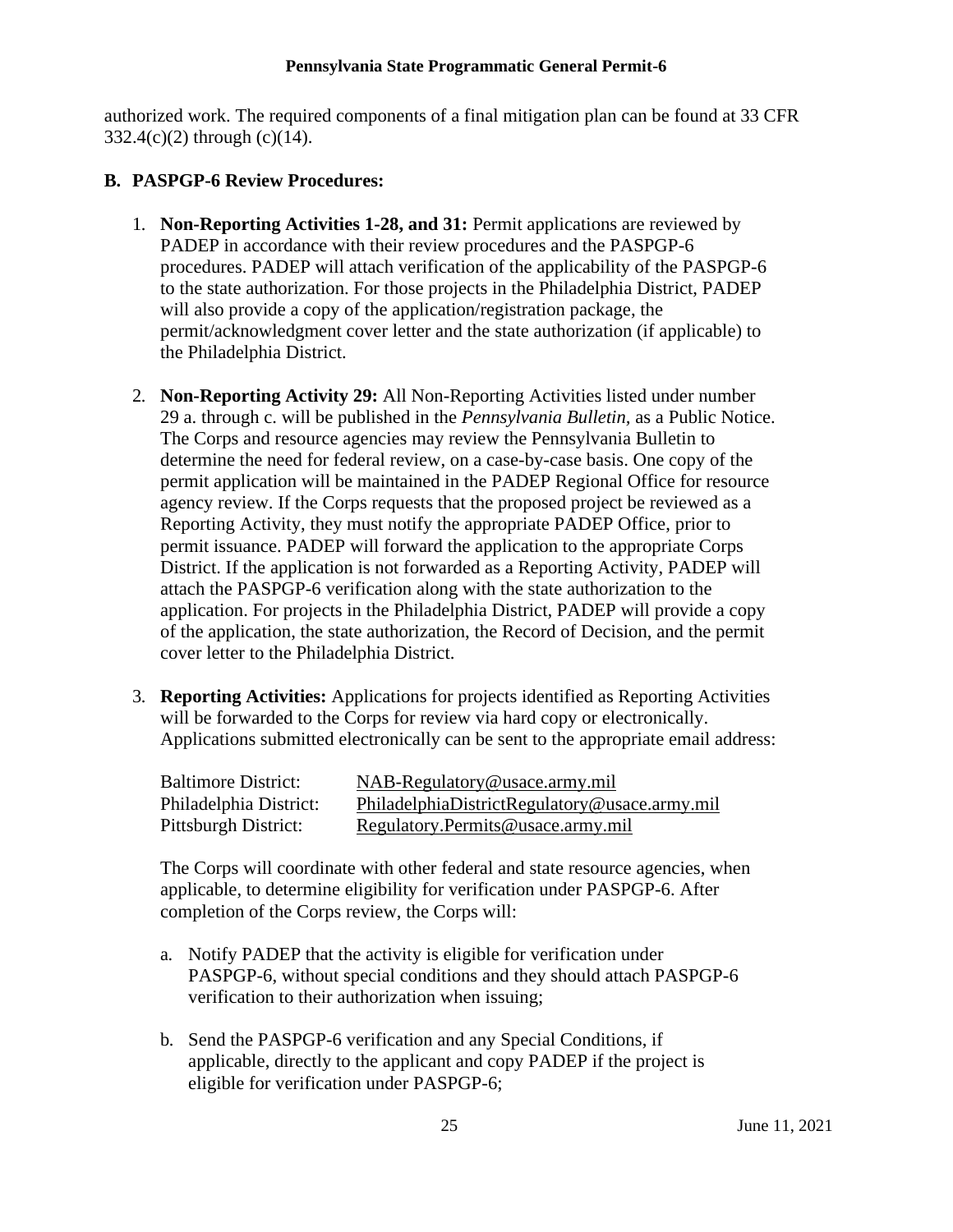authorized work. The required components of a final mitigation plan can be found at 33 CFR 332.4(c)(2) through (c)(14).

## B. PASPGP-6 Review Procedures:

1. **Non-Reporting Activities 1-28, and 31:** Permit applications are reviewed by PADEP in accordance with their review procedures and the PASPGP-6 procedures. PADEP will attach verification of the applicability of the PASPGP-6 to the state authorization. For those projects in the Philadelphia District, PADEP will also provide a copy of the application/registration package, the permit/acknowledgment cover letter and the state authorization (if applicable) to the Philadelphia District.

2. **Non-Reporting Activity 29:** All Non-Reporting Activities listed under number 29 a. through c. will be published in the *Pennsylvania Bulletin*, as a Public Notice. The Corps and resource agencies may review the Pennsylvania Bulletin to determine the need for federal review, on a case-by-case basis. One copy of the permit application will be maintained in the PADEP Regional Office for resource agency review. If the Corps requests that the proposed project be reviewed as a Reporting Activity, they must notify the appropriate PADEP Office, prior to permit issuance. PADEP will forward the application to the appropriate Corps District. If the application is not forwarded as a Reporting Activity, PADEP will attach the PASPGP-6 verification along with the state authorization to the application. For projects in the Philadelphia District, PADEP will provide a copy of the application, the state authorization, the Record of Decision, and the permit cover letter to the Philadelphia District.

3. **Reporting Activities:** Applications for projects identified as Reporting Activities will be forwarded to the Corps for review via hard copy or electronically. Applications submitted electronically can be sent to the appropriate email address:

   | | |
   |---|---|
   | Baltimore District: | NAB-Regulatory@usace.army.mil |
   | Philadelphia District: | PhiladelphiaDistrictRegulatory@usace.army.mil |
   | Pittsburgh District: | Regulatory.Permits@usace.army.mil |

   The Corps will coordinate with other federal and state resource agencies, when applicable, to determine eligibility for verification under PASPGP-6. After completion of the Corps review, the Corps will:

   a. Notify PADEP that the activity is eligible for verification under PASPGP-6, without special conditions and they should attach PASPGP-6 verification to their authorization when issuing;

   b. Send the PASPGP-6 verification and any Special Conditions, if applicable, directly to the applicant and copy PADEP if the project is eligible for verification under PASPGP-6;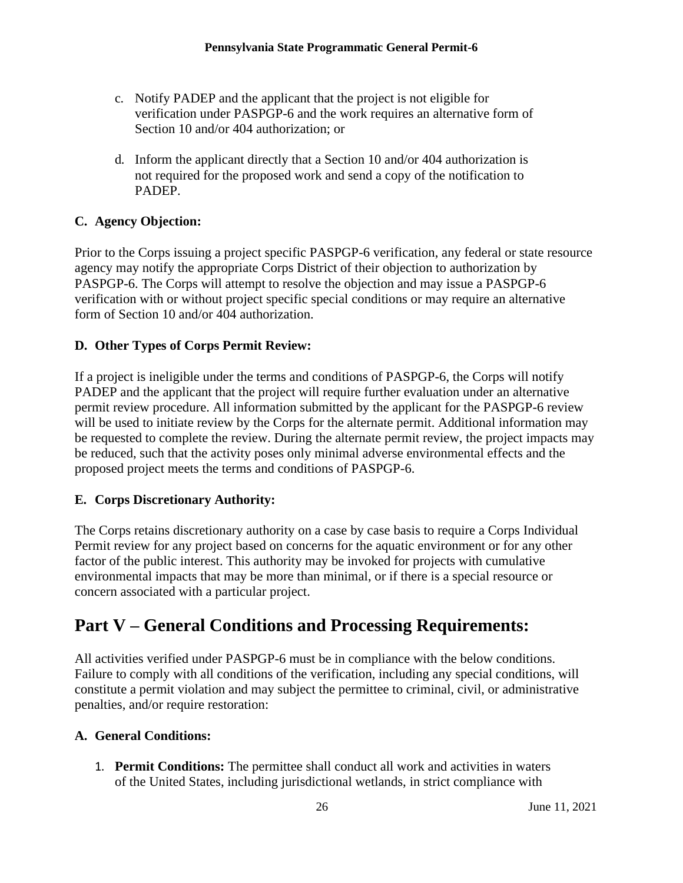c. Notify PADEP and the applicant that the project is not eligible for verification under PASPGP-6 and the work requires an alternative form of Section 10 and/or 404 authorization; or

d. Inform the applicant directly that a Section 10 and/or 404 authorization is not required for the proposed work and send a copy of the notification to PADEP.

### C. Agency Objection:

Prior to the Corps issuing a project specific PASPGP-6 verification, any federal or state resource agency may notify the appropriate Corps District of their objection to authorization by PASPGP-6. The Corps will attempt to resolve the objection and may issue a PASPGP-6 verification with or without project specific special conditions or may require an alternative form of Section 10 and/or 404 authorization.

### D. Other Types of Corps Permit Review:

If a project is ineligible under the terms and conditions of PASPGP-6, the Corps will notify PADEP and the applicant that the project will require further evaluation under an alternative permit review procedure. All information submitted by the applicant for the PASPGP-6 review will be used to initiate review by the Corps for the alternate permit. Additional information may be requested to complete the review. During the alternate permit review, the project impacts may be reduced, such that the activity poses only minimal adverse environmental effects and the proposed project meets the terms and conditions of PASPGP-6.

### E. Corps Discretionary Authority:

The Corps retains discretionary authority on a case by case basis to require a Corps Individual Permit review for any project based on concerns for the aquatic environment or for any other factor of the public interest. This authority may be invoked for projects with cumulative environmental impacts that may be more than minimal, or if there is a special resource or concern associated with a particular project.

## Part V – General Conditions and Processing Requirements:

All activities verified under PASPGP-6 must be in compliance with the below conditions. Failure to comply with all conditions of the verification, including any special conditions, will constitute a permit violation and may subject the permittee to criminal, civil, or administrative penalties, and/or require restoration:

### A. General Conditions:

1. **Permit Conditions:** The permittee shall conduct all work and activities in waters of the United States, including jurisdictional wetlands, in strict compliance with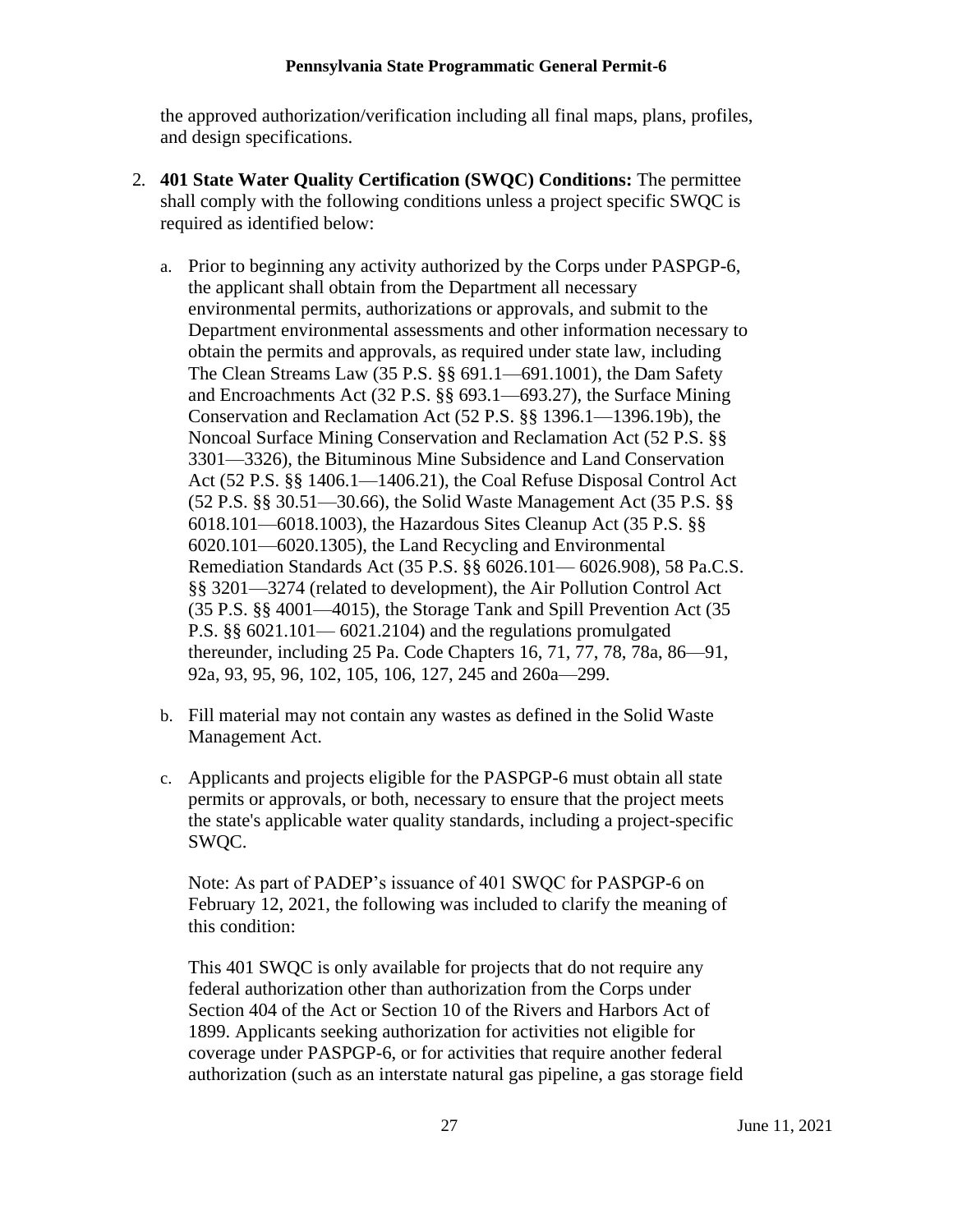the approved authorization/verification including all final maps, plans, profiles, and design specifications.

2. **401 State Water Quality Certification (SWQC) Conditions:** The permittee shall comply with the following conditions unless a project specific SWQC is required as identified below:

   a. Prior to beginning any activity authorized by the Corps under PASPGP-6, the applicant shall obtain from the Department all necessary environmental permits, authorizations or approvals, and submit to the Department environmental assessments and other information necessary to obtain the permits and approvals, as required under state law, including The Clean Streams Law (35 P.S. §§ 691.1—691.1001), the Dam Safety and Encroachments Act (32 P.S. §§ 693.1—693.27), the Surface Mining Conservation and Reclamation Act (52 P.S. §§ 1396.1—1396.19b), the Noncoal Surface Mining Conservation and Reclamation Act (52 P.S. §§ 3301—3326), the Bituminous Mine Subsidence and Land Conservation Act (52 P.S. §§ 1406.1—1406.21), the Coal Refuse Disposal Control Act (52 P.S. §§ 30.51—30.66), the Solid Waste Management Act (35 P.S. §§ 6018.101—6018.1003), the Hazardous Sites Cleanup Act (35 P.S. §§ 6020.101—6020.1305), the Land Recycling and Environmental Remediation Standards Act (35 P.S. §§ 6026.101— 6026.908), 58 Pa.C.S. §§ 3201—3274 (related to development), the Air Pollution Control Act (35 P.S. §§ 4001—4015), the Storage Tank and Spill Prevention Act (35 P.S. §§ 6021.101— 6021.2104) and the regulations promulgated thereunder, including 25 Pa. Code Chapters 16, 71, 77, 78, 78a, 86—91, 92a, 93, 95, 96, 102, 105, 106, 127, 245 and 260a—299.

   b. Fill material may not contain any wastes as defined in the Solid Waste Management Act.

   c. Applicants and projects eligible for the PASPGP-6 must obtain all state permits or approvals, or both, necessary to ensure that the project meets the state's applicable water quality standards, including a project-specific SWQC.

      Note: As part of PADEP's issuance of 401 SWQC for PASPGP-6 on February 12, 2021, the following was included to clarify the meaning of this condition:

      This 401 SWQC is only available for projects that do not require any federal authorization other than authorization from the Corps under Section 404 of the Act or Section 10 of the Rivers and Harbors Act of 1899. Applicants seeking authorization for activities not eligible for coverage under PASPGP-6, or for activities that require another federal authorization (such as an interstate natural gas pipeline, a gas storage field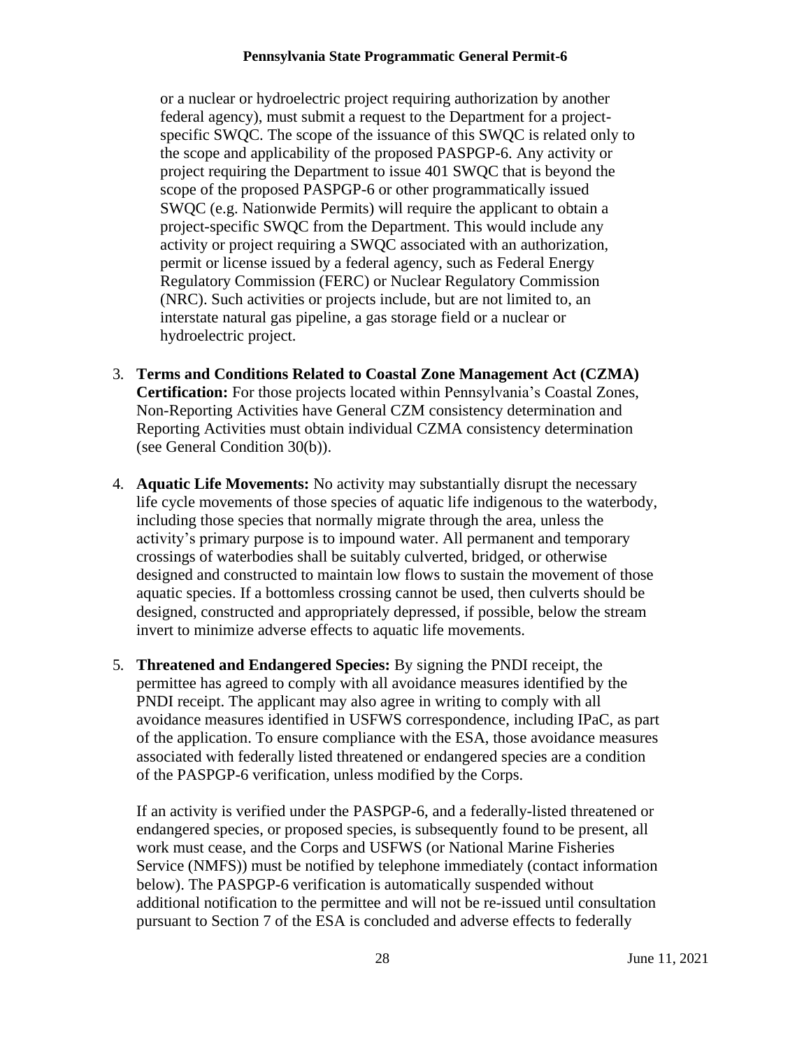or a nuclear or hydroelectric project requiring authorization by another federal agency), must submit a request to the Department for a project-specific SWQC. The scope of the issuance of this SWQC is related only to the scope and applicability of the proposed PASPGP-6. Any activity or project requiring the Department to issue 401 SWQC that is beyond the scope of the proposed PASPGP-6 or other programmatically issued SWQC (e.g. Nationwide Permits) will require the applicant to obtain a project-specific SWQC from the Department. This would include any activity or project requiring a SWQC associated with an authorization, permit or license issued by a federal agency, such as Federal Energy Regulatory Commission (FERC) or Nuclear Regulatory Commission (NRC). Such activities or projects include, but are not limited to, an interstate natural gas pipeline, a gas storage field or a nuclear or hydroelectric project.

3. **Terms and Conditions Related to Coastal Zone Management Act (CZMA) Certification:** For those projects located within Pennsylvania's Coastal Zones, Non-Reporting Activities have General CZM consistency determination and Reporting Activities must obtain individual CZMA consistency determination (see General Condition 30(b)).

4. **Aquatic Life Movements:** No activity may substantially disrupt the necessary life cycle movements of those species of aquatic life indigenous to the waterbody, including those species that normally migrate through the area, unless the activity's primary purpose is to impound water. All permanent and temporary crossings of waterbodies shall be suitably culverted, bridged, or otherwise designed and constructed to maintain low flows to sustain the movement of those aquatic species. If a bottomless crossing cannot be used, then culverts should be designed, constructed and appropriately depressed, if possible, below the stream invert to minimize adverse effects to aquatic life movements.

5. **Threatened and Endangered Species:** By signing the PNDI receipt, the permittee has agreed to comply with all avoidance measures identified by the PNDI receipt. The applicant may also agree in writing to comply with all avoidance measures identified in USFWS correspondence, including IPaC, as part of the application. To ensure compliance with the ESA, those avoidance measures associated with federally listed threatened or endangered species are a condition of the PASPGP-6 verification, unless modified by the Corps.

   If an activity is verified under the PASPGP-6, and a federally-listed threatened or endangered species, or proposed species, is subsequently found to be present, all work must cease, and the Corps and USFWS (or National Marine Fisheries Service (NMFS)) must be notified by telephone immediately (contact information below). The PASPGP-6 verification is automatically suspended without additional notification to the permittee and will not be re-issued until consultation pursuant to Section 7 of the ESA is concluded and adverse effects to federally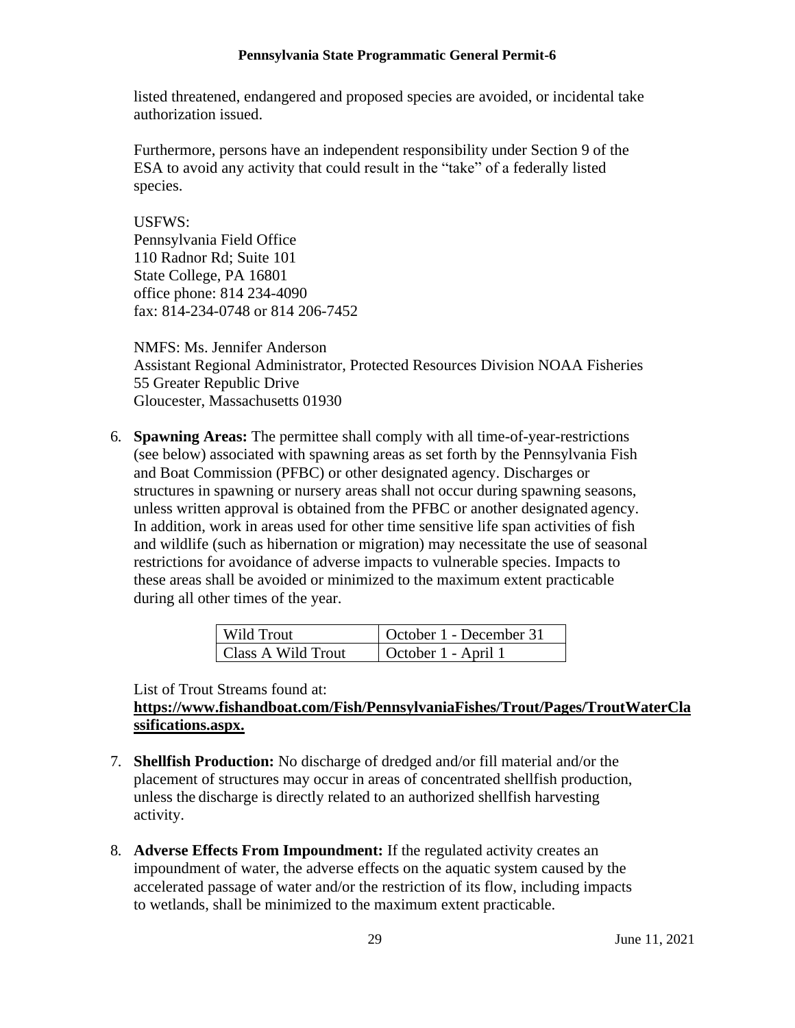listed threatened, endangered and proposed species are avoided, or incidental take authorization issued.

Furthermore, persons have an independent responsibility under Section 9 of the ESA to avoid any activity that could result in the "take" of a federally listed species.

USFWS:
Pennsylvania Field Office
110 Radnor Rd; Suite 101
State College, PA 16801
office phone: 814 234-4090
fax: 814-234-0748 or 814 206-7452

NMFS: Ms. Jennifer Anderson
Assistant Regional Administrator, Protected Resources Division NOAA Fisheries
55 Greater Republic Drive
Gloucester, Massachusetts 01930

6. **Spawning Areas:** The permittee shall comply with all time-of-year-restrictions (see below) associated with spawning areas as set forth by the Pennsylvania Fish and Boat Commission (PFBC) or other designated agency. Discharges or structures in spawning or nursery areas shall not occur during spawning seasons, unless written approval is obtained from the PFBC or another designated agency. In addition, work in areas used for other time sensitive life span activities of fish and wildlife (such as hibernation or migration) may necessitate the use of seasonal restrictions for avoidance of adverse impacts to vulnerable species. Impacts to these areas shall be avoided or minimized to the maximum extent practicable during all other times of the year.

| | |
|---|---|
| Wild Trout | October 1 - December 31 |
| Class A Wild Trout | October 1 - April 1 |

List of Trout Streams found at:
**https://www.fishandboat.com/Fish/PennsylvaniaFishes/Trout/Pages/TroutWaterClassifications.aspx.**

7. **Shellfish Production:** No discharge of dredged and/or fill material and/or the placement of structures may occur in areas of concentrated shellfish production, unless the discharge is directly related to an authorized shellfish harvesting activity.

8. **Adverse Effects From Impoundment:** If the regulated activity creates an impoundment of water, the adverse effects on the aquatic system caused by the accelerated passage of water and/or the restriction of its flow, including impacts to wetlands, shall be minimized to the maximum extent practicable.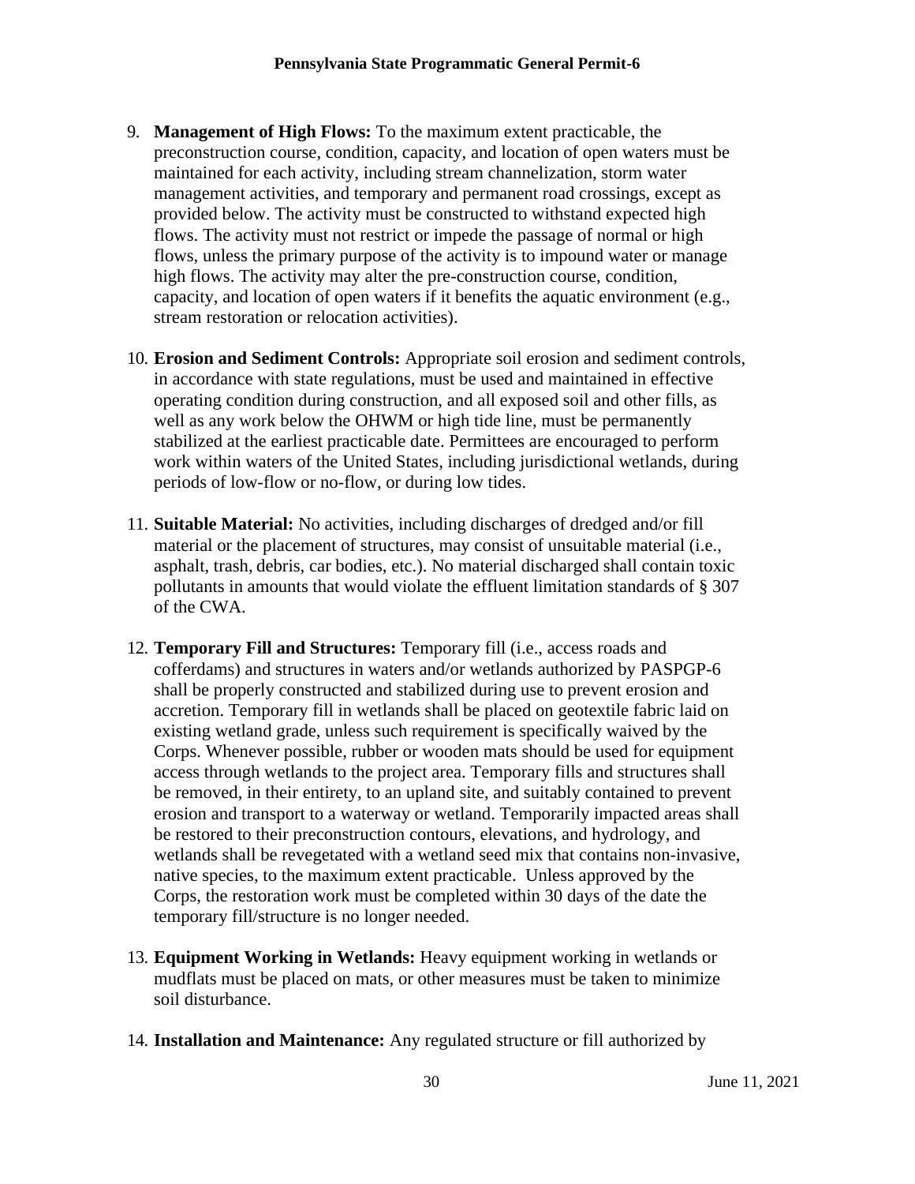9. **Management of High Flows:** To the maximum extent practicable, the preconstruction course, condition, capacity, and location of open waters must be maintained for each activity, including stream channelization, storm water management activities, and temporary and permanent road crossings, except as provided below. The activity must be constructed to withstand expected high flows. The activity must not restrict or impede the passage of normal or high flows, unless the primary purpose of the activity is to impound water or manage high flows. The activity may alter the pre-construction course, condition, capacity, and location of open waters if it benefits the aquatic environment (e.g., stream restoration or relocation activities).

10. **Erosion and Sediment Controls:** Appropriate soil erosion and sediment controls, in accordance with state regulations, must be used and maintained in effective operating condition during construction, and all exposed soil and other fills, as well as any work below the OHWM or high tide line, must be permanently stabilized at the earliest practicable date. Permittees are encouraged to perform work within waters of the United States, including jurisdictional wetlands, during periods of low-flow or no-flow, or during low tides.

11. **Suitable Material:** No activities, including discharges of dredged and/or fill material or the placement of structures, may consist of unsuitable material (i.e., asphalt, trash, debris, car bodies, etc.). No material discharged shall contain toxic pollutants in amounts that would violate the effluent limitation standards of § 307 of the CWA.

12. **Temporary Fill and Structures:** Temporary fill (i.e., access roads and cofferdams) and structures in waters and/or wetlands authorized by PASPGP-6 shall be properly constructed and stabilized during use to prevent erosion and accretion. Temporary fill in wetlands shall be placed on geotextile fabric laid on existing wetland grade, unless such requirement is specifically waived by the Corps. Whenever possible, rubber or wooden mats should be used for equipment access through wetlands to the project area. Temporary fills and structures shall be removed, in their entirety, to an upland site, and suitably contained to prevent erosion and transport to a waterway or wetland. Temporarily impacted areas shall be restored to their preconstruction contours, elevations, and hydrology, and wetlands shall be revegetated with a wetland seed mix that contains non-invasive, native species, to the maximum extent practicable. Unless approved by the Corps, the restoration work must be completed within 30 days of the date the temporary fill/structure is no longer needed.

13. **Equipment Working in Wetlands:** Heavy equipment working in wetlands or mudflats must be placed on mats, or other measures must be taken to minimize soil disturbance.

14. **Installation and Maintenance:** Any regulated structure or fill authorized by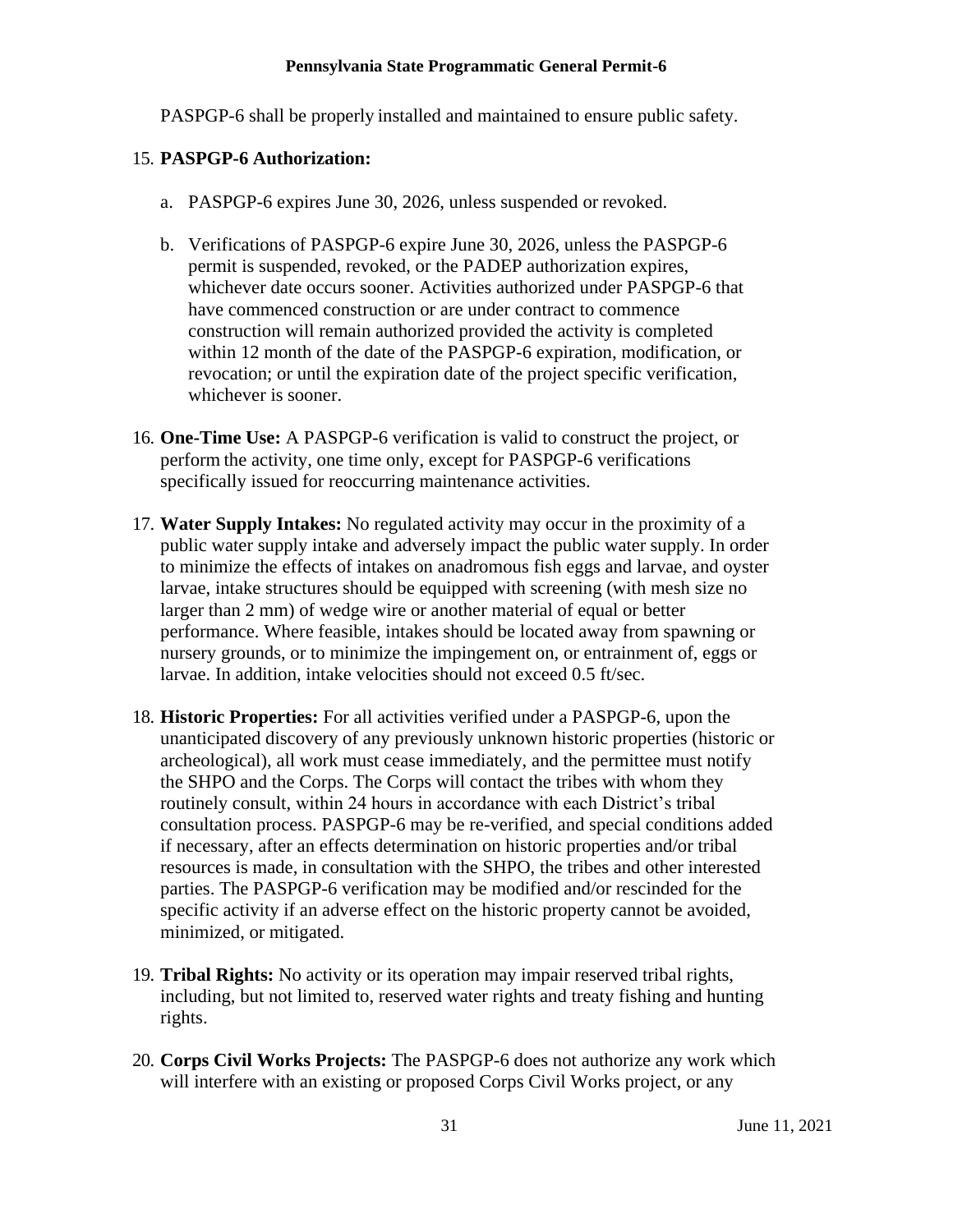PASPGP-6 shall be properly installed and maintained to ensure public safety.

15. **PASPGP-6 Authorization:**

    a. PASPGP-6 expires June 30, 2026, unless suspended or revoked.

    b. Verifications of PASPGP-6 expire June 30, 2026, unless the PASPGP-6 permit is suspended, revoked, or the PADEP authorization expires, whichever date occurs sooner. Activities authorized under PASPGP-6 that have commenced construction or are under contract to commence construction will remain authorized provided the activity is completed within 12 month of the date of the PASPGP-6 expiration, modification, or revocation; or until the expiration date of the project specific verification, whichever is sooner.

16. **One-Time Use:** A PASPGP-6 verification is valid to construct the project, or perform the activity, one time only, except for PASPGP-6 verifications specifically issued for reoccurring maintenance activities.

17. **Water Supply Intakes:** No regulated activity may occur in the proximity of a public water supply intake and adversely impact the public water supply. In order to minimize the effects of intakes on anadromous fish eggs and larvae, and oyster larvae, intake structures should be equipped with screening (with mesh size no larger than 2 mm) of wedge wire or another material of equal or better performance. Where feasible, intakes should be located away from spawning or nursery grounds, or to minimize the impingement on, or entrainment of, eggs or larvae. In addition, intake velocities should not exceed 0.5 ft/sec.

18. **Historic Properties:** For all activities verified under a PASPGP-6, upon the unanticipated discovery of any previously unknown historic properties (historic or archeological), all work must cease immediately, and the permittee must notify the SHPO and the Corps. The Corps will contact the tribes with whom they routinely consult, within 24 hours in accordance with each District's tribal consultation process. PASPGP-6 may be re-verified, and special conditions added if necessary, after an effects determination on historic properties and/or tribal resources is made, in consultation with the SHPO, the tribes and other interested parties. The PASPGP-6 verification may be modified and/or rescinded for the specific activity if an adverse effect on the historic property cannot be avoided, minimized, or mitigated.

19. **Tribal Rights:** No activity or its operation may impair reserved tribal rights, including, but not limited to, reserved water rights and treaty fishing and hunting rights.

20. **Corps Civil Works Projects:** The PASPGP-6 does not authorize any work which will interfere with an existing or proposed Corps Civil Works project, or any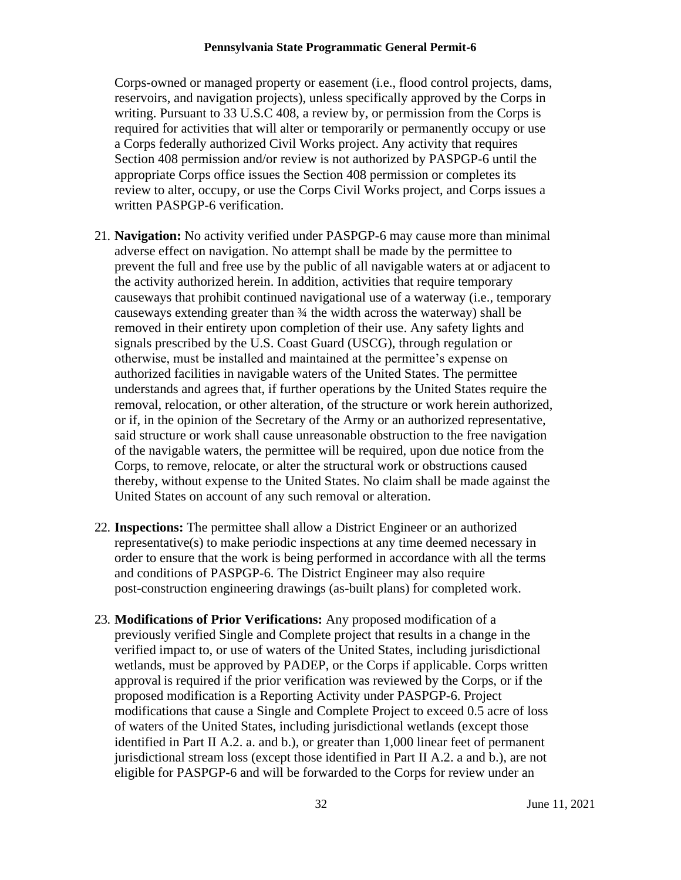Corps-owned or managed property or easement (i.e., flood control projects, dams, reservoirs, and navigation projects), unless specifically approved by the Corps in writing. Pursuant to 33 U.S.C 408, a review by, or permission from the Corps is required for activities that will alter or temporarily or permanently occupy or use a Corps federally authorized Civil Works project. Any activity that requires Section 408 permission and/or review is not authorized by PASPGP-6 until the appropriate Corps office issues the Section 408 permission or completes its review to alter, occupy, or use the Corps Civil Works project, and Corps issues a written PASPGP-6 verification.

21. **Navigation:** No activity verified under PASPGP-6 may cause more than minimal adverse effect on navigation. No attempt shall be made by the permittee to prevent the full and free use by the public of all navigable waters at or adjacent to the activity authorized herein. In addition, activities that require temporary causeways that prohibit continued navigational use of a waterway (i.e., temporary causeways extending greater than ¾ the width across the waterway) shall be removed in their entirety upon completion of their use. Any safety lights and signals prescribed by the U.S. Coast Guard (USCG), through regulation or otherwise, must be installed and maintained at the permittee's expense on authorized facilities in navigable waters of the United States. The permittee understands and agrees that, if further operations by the United States require the removal, relocation, or other alteration, of the structure or work herein authorized, or if, in the opinion of the Secretary of the Army or an authorized representative, said structure or work shall cause unreasonable obstruction to the free navigation of the navigable waters, the permittee will be required, upon due notice from the Corps, to remove, relocate, or alter the structural work or obstructions caused thereby, without expense to the United States. No claim shall be made against the United States on account of any such removal or alteration.

22. **Inspections:** The permittee shall allow a District Engineer or an authorized representative(s) to make periodic inspections at any time deemed necessary in order to ensure that the work is being performed in accordance with all the terms and conditions of PASPGP-6. The District Engineer may also require post-construction engineering drawings (as-built plans) for completed work.

23. **Modifications of Prior Verifications:** Any proposed modification of a previously verified Single and Complete project that results in a change in the verified impact to, or use of waters of the United States, including jurisdictional wetlands, must be approved by PADEP, or the Corps if applicable. Corps written approval is required if the prior verification was reviewed by the Corps, or if the proposed modification is a Reporting Activity under PASPGP-6. Project modifications that cause a Single and Complete Project to exceed 0.5 acre of loss of waters of the United States, including jurisdictional wetlands (except those identified in Part II A.2. a. and b.), or greater than 1,000 linear feet of permanent jurisdictional stream loss (except those identified in Part II A.2. a and b.), are not eligible for PASPGP-6 and will be forwarded to the Corps for review under an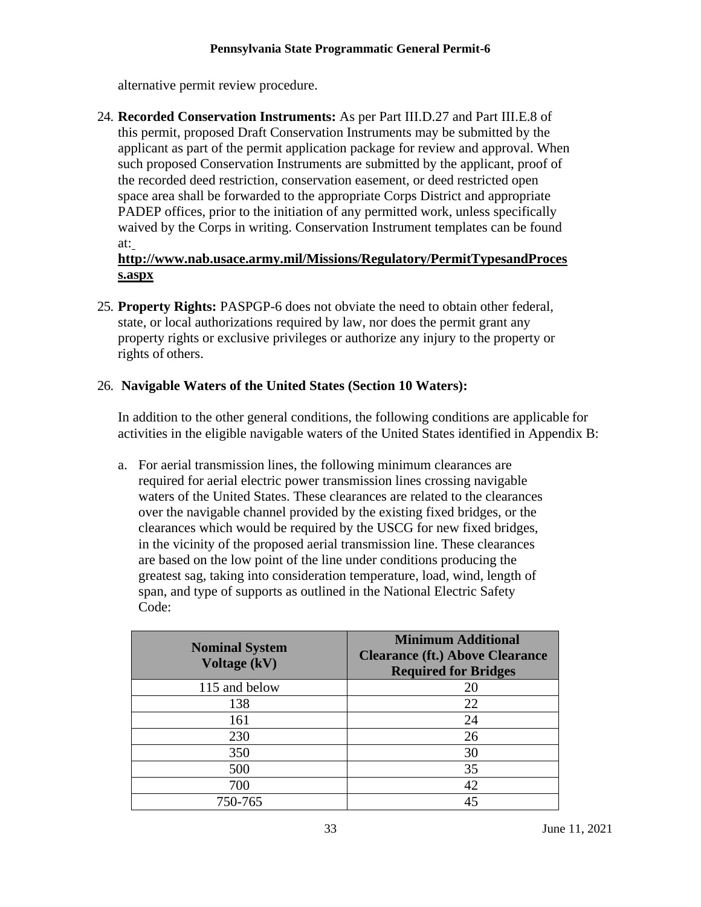alternative permit review procedure.

24. **Recorded Conservation Instruments:** As per Part III.D.27 and Part III.E.8 of this permit, proposed Draft Conservation Instruments may be submitted by the applicant as part of the permit application package for review and approval. When such proposed Conservation Instruments are submitted by the applicant, proof of the recorded deed restriction, conservation easement, or deed restricted open space area shall be forwarded to the appropriate Corps District and appropriate PADEP offices, prior to the initiation of any permitted work, unless specifically waived by the Corps in writing. Conservation Instrument templates can be found at: **http://www.nab.usace.army.mil/Missions/Regulatory/PermitTypesandProcess.aspx**

25. **Property Rights:** PASPGP-6 does not obviate the need to obtain other federal, state, or local authorizations required by law, nor does the permit grant any property rights or exclusive privileges or authorize any injury to the property or rights of others.

26. **Navigable Waters of the United States (Section 10 Waters):**

    In addition to the other general conditions, the following conditions are applicable for activities in the eligible navigable waters of the United States identified in Appendix B:

    a. For aerial transmission lines, the following minimum clearances are required for aerial electric power transmission lines crossing navigable waters of the United States. These clearances are related to the clearances over the navigable channel provided by the existing fixed bridges, or the clearances which would be required by the USCG for new fixed bridges, in the vicinity of the proposed aerial transmission line. These clearances are based on the low point of the line under conditions producing the greatest sag, taking into consideration temperature, load, wind, length of span, and type of supports as outlined in the National Electric Safety Code:

| Nominal System Voltage (kV) | Minimum Additional Clearance (ft.) Above Clearance Required for Bridges |
|---|---|
| 115 and below | 20 |
| 138 | 22 |
| 161 | 24 |
| 230 | 26 |
| 350 | 30 |
| 500 | 35 |
| 700 | 42 |
| 750-765 | 45 |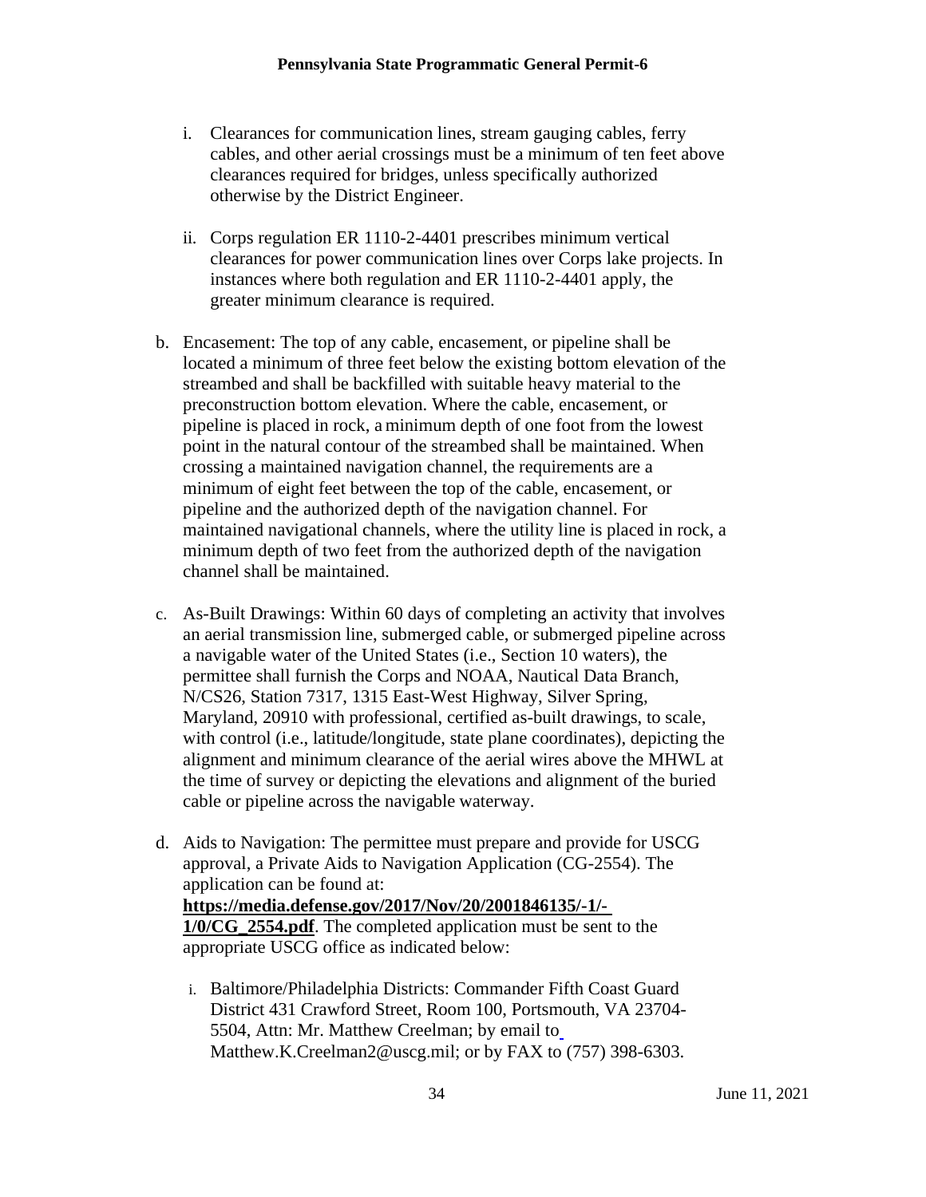i. Clearances for communication lines, stream gauging cables, ferry cables, and other aerial crossings must be a minimum of ten feet above clearances required for bridges, unless specifically authorized otherwise by the District Engineer.

ii. Corps regulation ER 1110-2-4401 prescribes minimum vertical clearances for power communication lines over Corps lake projects. In instances where both regulation and ER 1110-2-4401 apply, the greater minimum clearance is required.

b. Encasement: The top of any cable, encasement, or pipeline shall be located a minimum of three feet below the existing bottom elevation of the streambed and shall be backfilled with suitable heavy material to the preconstruction bottom elevation. Where the cable, encasement, or pipeline is placed in rock, a minimum depth of one foot from the lowest point in the natural contour of the streambed shall be maintained. When crossing a maintained navigation channel, the requirements are a minimum of eight feet between the top of the cable, encasement, or pipeline and the authorized depth of the navigation channel. For maintained navigational channels, where the utility line is placed in rock, a minimum depth of two feet from the authorized depth of the navigation channel shall be maintained.

c. As-Built Drawings: Within 60 days of completing an activity that involves an aerial transmission line, submerged cable, or submerged pipeline across a navigable water of the United States (i.e., Section 10 waters), the permittee shall furnish the Corps and NOAA, Nautical Data Branch, N/CS26, Station 7317, 1315 East-West Highway, Silver Spring, Maryland, 20910 with professional, certified as-built drawings, to scale, with control (i.e., latitude/longitude, state plane coordinates), depicting the alignment and minimum clearance of the aerial wires above the MHWL at the time of survey or depicting the elevations and alignment of the buried cable or pipeline across the navigable waterway.

d. Aids to Navigation: The permittee must prepare and provide for USCG approval, a Private Aids to Navigation Application (CG-2554). The application can be found at: **https://media.defense.gov/2017/Nov/20/2001846135/-1/-1/0/CG_2554.pdf**. The completed application must be sent to the appropriate USCG office as indicated below:

i. Baltimore/Philadelphia Districts: Commander Fifth Coast Guard District 431 Crawford Street, Room 100, Portsmouth, VA 23704-5504, Attn: Mr. Matthew Creelman; by email to Matthew.K.Creelman2@uscg.mil; or by FAX to (757) 398-6303.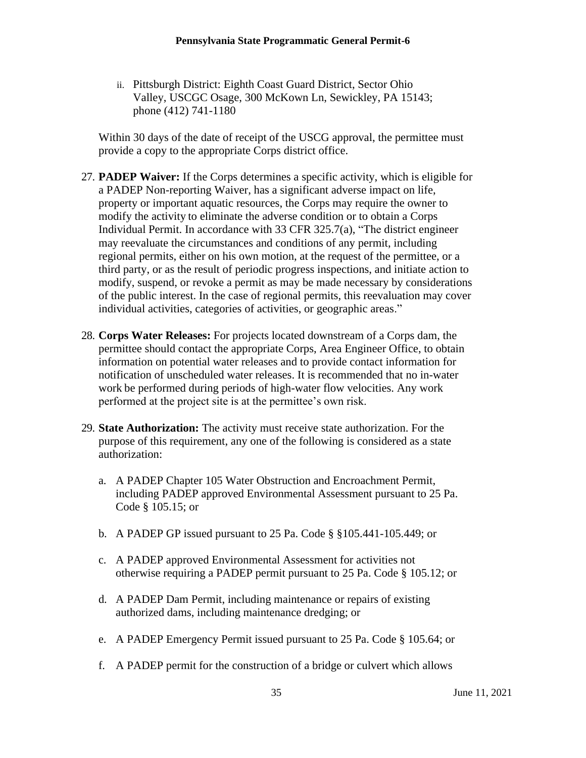ii. Pittsburgh District: Eighth Coast Guard District, Sector Ohio Valley, USCGC Osage, 300 McKown Ln, Sewickley, PA 15143; phone (412) 741-1180

Within 30 days of the date of receipt of the USCG approval, the permittee must provide a copy to the appropriate Corps district office.

27. **PADEP Waiver:** If the Corps determines a specific activity, which is eligible for a PADEP Non-reporting Waiver, has a significant adverse impact on life, property or important aquatic resources, the Corps may require the owner to modify the activity to eliminate the adverse condition or to obtain a Corps Individual Permit. In accordance with 33 CFR 325.7(a), "The district engineer may reevaluate the circumstances and conditions of any permit, including regional permits, either on his own motion, at the request of the permittee, or a third party, or as the result of periodic progress inspections, and initiate action to modify, suspend, or revoke a permit as may be made necessary by considerations of the public interest. In the case of regional permits, this reevaluation may cover individual activities, categories of activities, or geographic areas."

28. **Corps Water Releases:** For projects located downstream of a Corps dam, the permittee should contact the appropriate Corps, Area Engineer Office, to obtain information on potential water releases and to provide contact information for notification of unscheduled water releases. It is recommended that no in-water work be performed during periods of high-water flow velocities. Any work performed at the project site is at the permittee's own risk.

29. **State Authorization:** The activity must receive state authorization. For the purpose of this requirement, any one of the following is considered as a state authorization:

    a. A PADEP Chapter 105 Water Obstruction and Encroachment Permit, including PADEP approved Environmental Assessment pursuant to 25 Pa. Code § 105.15; or

    b. A PADEP GP issued pursuant to 25 Pa. Code § §105.441-105.449; or

    c. A PADEP approved Environmental Assessment for activities not otherwise requiring a PADEP permit pursuant to 25 Pa. Code § 105.12; or

    d. A PADEP Dam Permit, including maintenance or repairs of existing authorized dams, including maintenance dredging; or

    e. A PADEP Emergency Permit issued pursuant to 25 Pa. Code § 105.64; or

    f. A PADEP permit for the construction of a bridge or culvert which allows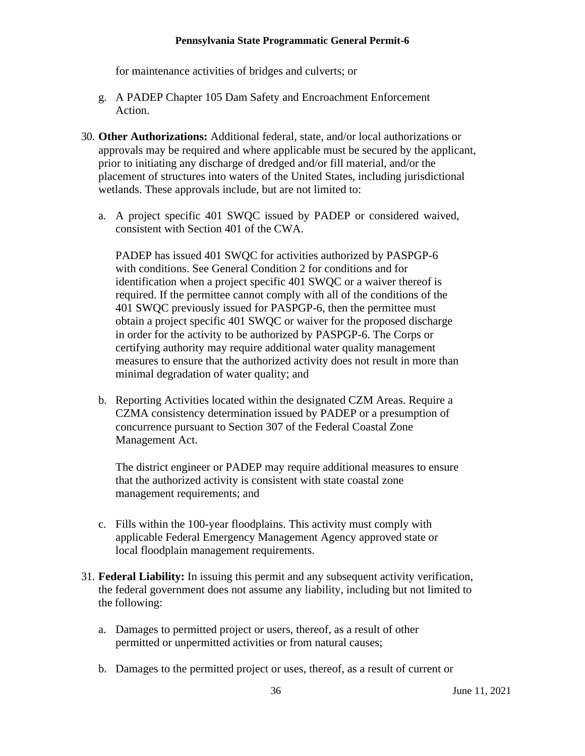for maintenance activities of bridges and culverts; or

g. A PADEP Chapter 105 Dam Safety and Encroachment Enforcement Action.

30. **Other Authorizations:** Additional federal, state, and/or local authorizations or approvals may be required and where applicable must be secured by the applicant, prior to initiating any discharge of dredged and/or fill material, and/or the placement of structures into waters of the United States, including jurisdictional wetlands. These approvals include, but are not limited to:

   a. A project specific 401 SWQC issued by PADEP or considered waived, consistent with Section 401 of the CWA.

      PADEP has issued 401 SWQC for activities authorized by PASPGP-6 with conditions. See General Condition 2 for conditions and for identification when a project specific 401 SWQC or a waiver thereof is required. If the permittee cannot comply with all of the conditions of the 401 SWQC previously issued for PASPGP-6, then the permittee must obtain a project specific 401 SWQC or waiver for the proposed discharge in order for the activity to be authorized by PASPGP-6. The Corps or certifying authority may require additional water quality management measures to ensure that the authorized activity does not result in more than minimal degradation of water quality; and

   b. Reporting Activities located within the designated CZM Areas. Require a CZMA consistency determination issued by PADEP or a presumption of concurrence pursuant to Section 307 of the Federal Coastal Zone Management Act.

      The district engineer or PADEP may require additional measures to ensure that the authorized activity is consistent with state coastal zone management requirements; and

   c. Fills within the 100-year floodplains. This activity must comply with applicable Federal Emergency Management Agency approved state or local floodplain management requirements.

31. **Federal Liability:** In issuing this permit and any subsequent activity verification, the federal government does not assume any liability, including but not limited to the following:

   a. Damages to permitted project or users, thereof, as a result of other permitted or unpermitted activities or from natural causes;

   b. Damages to the permitted project or uses, thereof, as a result of current or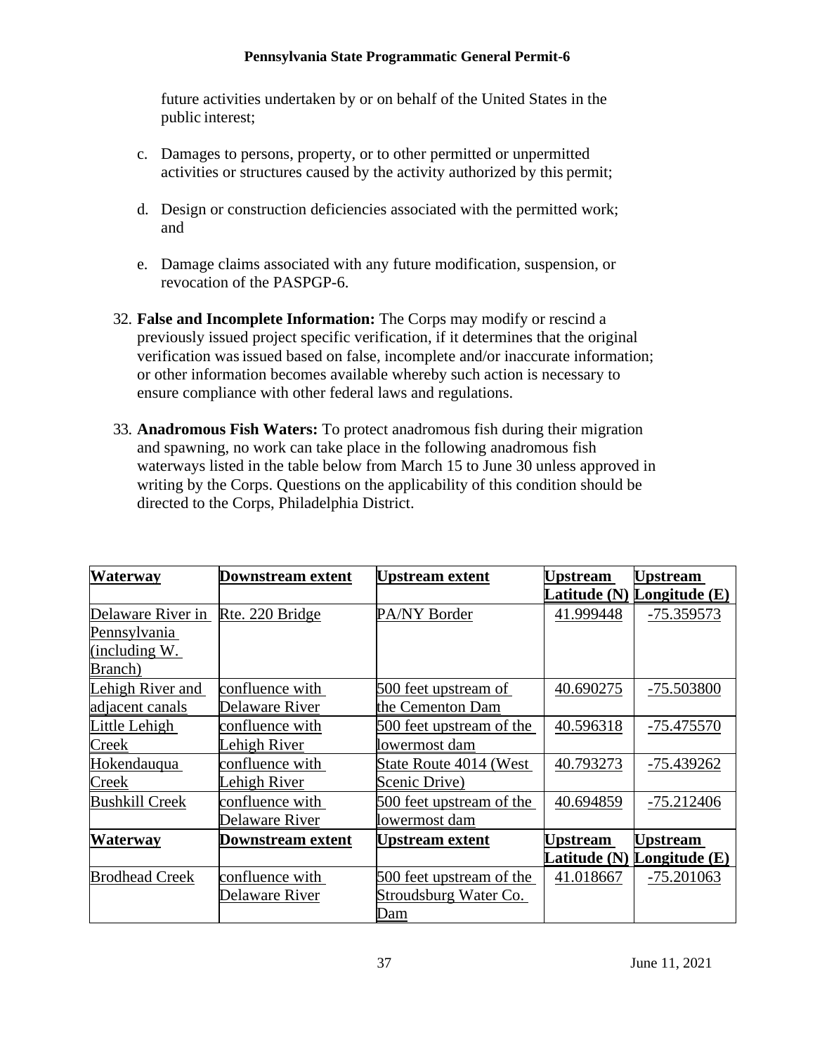future activities undertaken by or on behalf of the United States in the public interest;

c. Damages to persons, property, or to other permitted or unpermitted activities or structures caused by the activity authorized by this permit;

d. Design or construction deficiencies associated with the permitted work; and

e. Damage claims associated with any future modification, suspension, or revocation of the PASPGP-6.

32. **False and Incomplete Information:** The Corps may modify or rescind a previously issued project specific verification, if it determines that the original verification was issued based on false, incomplete and/or inaccurate information; or other information becomes available whereby such action is necessary to ensure compliance with other federal laws and regulations.

33. **Anadromous Fish Waters:** To protect anadromous fish during their migration and spawning, no work can take place in the following anadromous fish waterways listed in the table below from March 15 to June 30 unless approved in writing by the Corps. Questions on the applicability of this condition should be directed to the Corps, Philadelphia District.

| Waterway | Downstream extent | Upstream extent | Upstream Latitude (N) | Upstream Longitude (E) |
|---|---|---|---|---|
| Delaware River in Pennsylvania (including W. Branch) | Rte. 220 Bridge | PA/NY Border | 41.999448 | -75.359573 |
| Lehigh River and adjacent canals | confluence with Delaware River | 500 feet upstream of the Cementon Dam | 40.690275 | -75.503800 |
| Little Lehigh Creek | confluence with Lehigh River | 500 feet upstream of the lowermost dam | 40.596318 | -75.475570 |
| Hokendauqua Creek | confluence with Lehigh River | State Route 4014 (West Scenic Drive) | 40.793273 | -75.439262 |
| Bushkill Creek | confluence with Delaware River | 500 feet upstream of the lowermost dam | 40.694859 | -75.212406 |
| Brodhead Creek | confluence with Delaware River | 500 feet upstream of the Stroudsburg Water Co. Dam | 41.018667 | -75.201063 |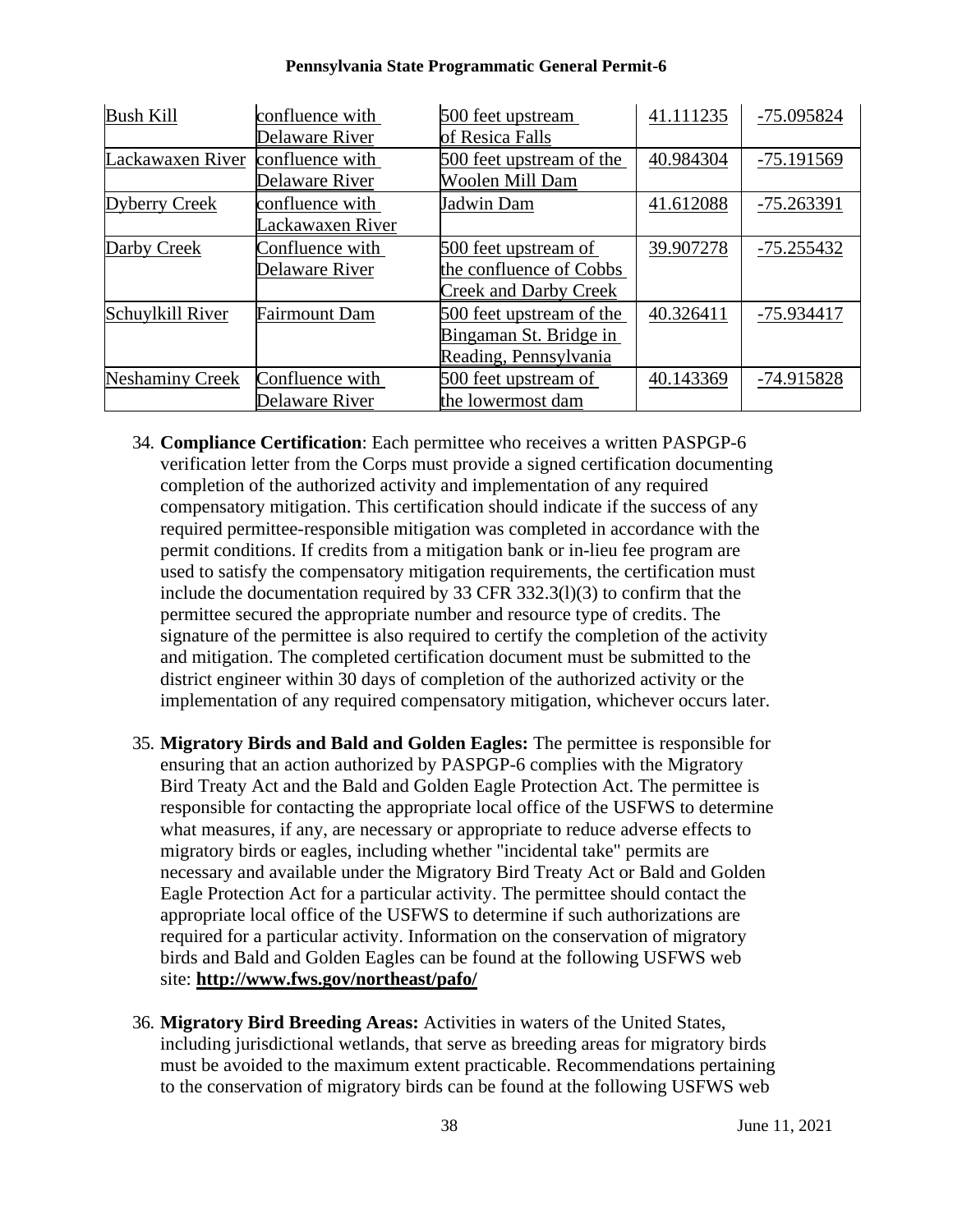| Bush Kill | confluence with Delaware River | 500 feet upstream of Resica Falls | 41.111235 | -75.095824 |
|---|---|---|---|---|
| Lackawaxen River | confluence with Delaware River | 500 feet upstream of the Woolen Mill Dam | 40.984304 | -75.191569 |
| Dyberry Creek | confluence with Lackawaxen River | Jadwin Dam | 41.612088 | -75.263391 |
| Darby Creek | Confluence with Delaware River | 500 feet upstream of the confluence of Cobbs Creek and Darby Creek | 39.907278 | -75.255432 |
| Schuylkill River | Fairmount Dam | 500 feet upstream of the Bingaman St. Bridge in Reading, Pennsylvania | 40.326411 | -75.934417 |
| Neshaminy Creek | Confluence with Delaware River | 500 feet upstream of the lowermost dam | 40.143369 | -74.915828 |

34. **Compliance Certification**: Each permittee who receives a written PASPGP-6 verification letter from the Corps must provide a signed certification documenting completion of the authorized activity and implementation of any required compensatory mitigation. This certification should indicate if the success of any required permittee-responsible mitigation was completed in accordance with the permit conditions. If credits from a mitigation bank or in-lieu fee program are used to satisfy the compensatory mitigation requirements, the certification must include the documentation required by 33 CFR 332.3(l)(3) to confirm that the permittee secured the appropriate number and resource type of credits. The signature of the permittee is also required to certify the completion of the activity and mitigation. The completed certification document must be submitted to the district engineer within 30 days of completion of the authorized activity or the implementation of any required compensatory mitigation, whichever occurs later.

35. **Migratory Birds and Bald and Golden Eagles:** The permittee is responsible for ensuring that an action authorized by PASPGP-6 complies with the Migratory Bird Treaty Act and the Bald and Golden Eagle Protection Act. The permittee is responsible for contacting the appropriate local office of the USFWS to determine what measures, if any, are necessary or appropriate to reduce adverse effects to migratory birds or eagles, including whether "incidental take" permits are necessary and available under the Migratory Bird Treaty Act or Bald and Golden Eagle Protection Act for a particular activity. The permittee should contact the appropriate local office of the USFWS to determine if such authorizations are required for a particular activity. Information on the conservation of migratory birds and Bald and Golden Eagles can be found at the following USFWS web site: **http://www.fws.gov/northeast/pafo/**

36. **Migratory Bird Breeding Areas:** Activities in waters of the United States, including jurisdictional wetlands, that serve as breeding areas for migratory birds must be avoided to the maximum extent practicable. Recommendations pertaining to the conservation of migratory birds can be found at the following USFWS web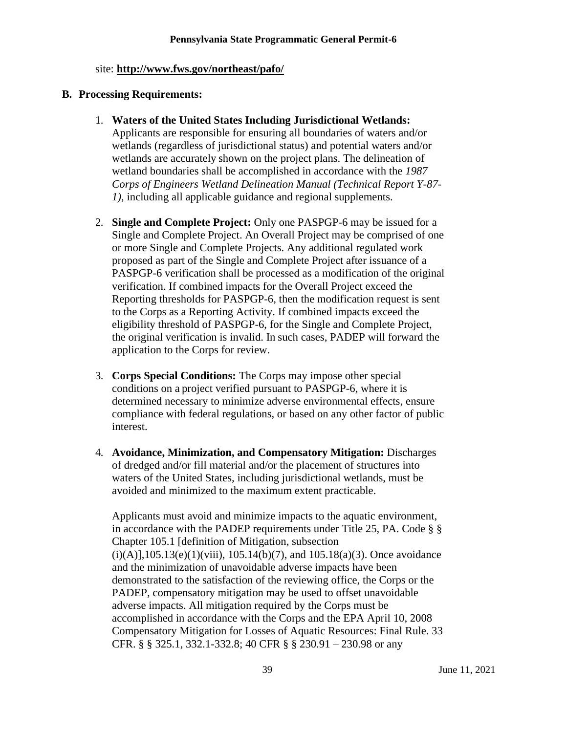site: **http://www.fws.gov/northeast/pafo/**

## B. Processing Requirements:

1. **Waters of the United States Including Jurisdictional Wetlands:** Applicants are responsible for ensuring all boundaries of waters and/or wetlands (regardless of jurisdictional status) and potential waters and/or wetlands are accurately shown on the project plans. The delineation of wetland boundaries shall be accomplished in accordance with the *1987 Corps of Engineers Wetland Delineation Manual (Technical Report Y-87-1)*, including all applicable guidance and regional supplements.

2. **Single and Complete Project:** Only one PASPGP-6 may be issued for a Single and Complete Project. An Overall Project may be comprised of one or more Single and Complete Projects. Any additional regulated work proposed as part of the Single and Complete Project after issuance of a PASPGP-6 verification shall be processed as a modification of the original verification. If combined impacts for the Overall Project exceed the Reporting thresholds for PASPGP-6, then the modification request is sent to the Corps as a Reporting Activity. If combined impacts exceed the eligibility threshold of PASPGP-6, for the Single and Complete Project, the original verification is invalid. In such cases, PADEP will forward the application to the Corps for review.

3. **Corps Special Conditions:** The Corps may impose other special conditions on a project verified pursuant to PASPGP-6, where it is determined necessary to minimize adverse environmental effects, ensure compliance with federal regulations, or based on any other factor of public interest.

4. **Avoidance, Minimization, and Compensatory Mitigation:** Discharges of dredged and/or fill material and/or the placement of structures into waters of the United States, including jurisdictional wetlands, must be avoided and minimized to the maximum extent practicable.

   Applicants must avoid and minimize impacts to the aquatic environment, in accordance with the PADEP requirements under Title 25, PA. Code § § Chapter 105.1 [definition of Mitigation, subsection (i)(A)],105.13(e)(1)(viii), 105.14(b)(7), and 105.18(a)(3). Once avoidance and the minimization of unavoidable adverse impacts have been demonstrated to the satisfaction of the reviewing office, the Corps or the PADEP, compensatory mitigation may be used to offset unavoidable adverse impacts. All mitigation required by the Corps must be accomplished in accordance with the Corps and the EPA April 10, 2008 Compensatory Mitigation for Losses of Aquatic Resources: Final Rule. 33 CFR. § § 325.1, 332.1-332.8; 40 CFR § § 230.91 – 230.98 or any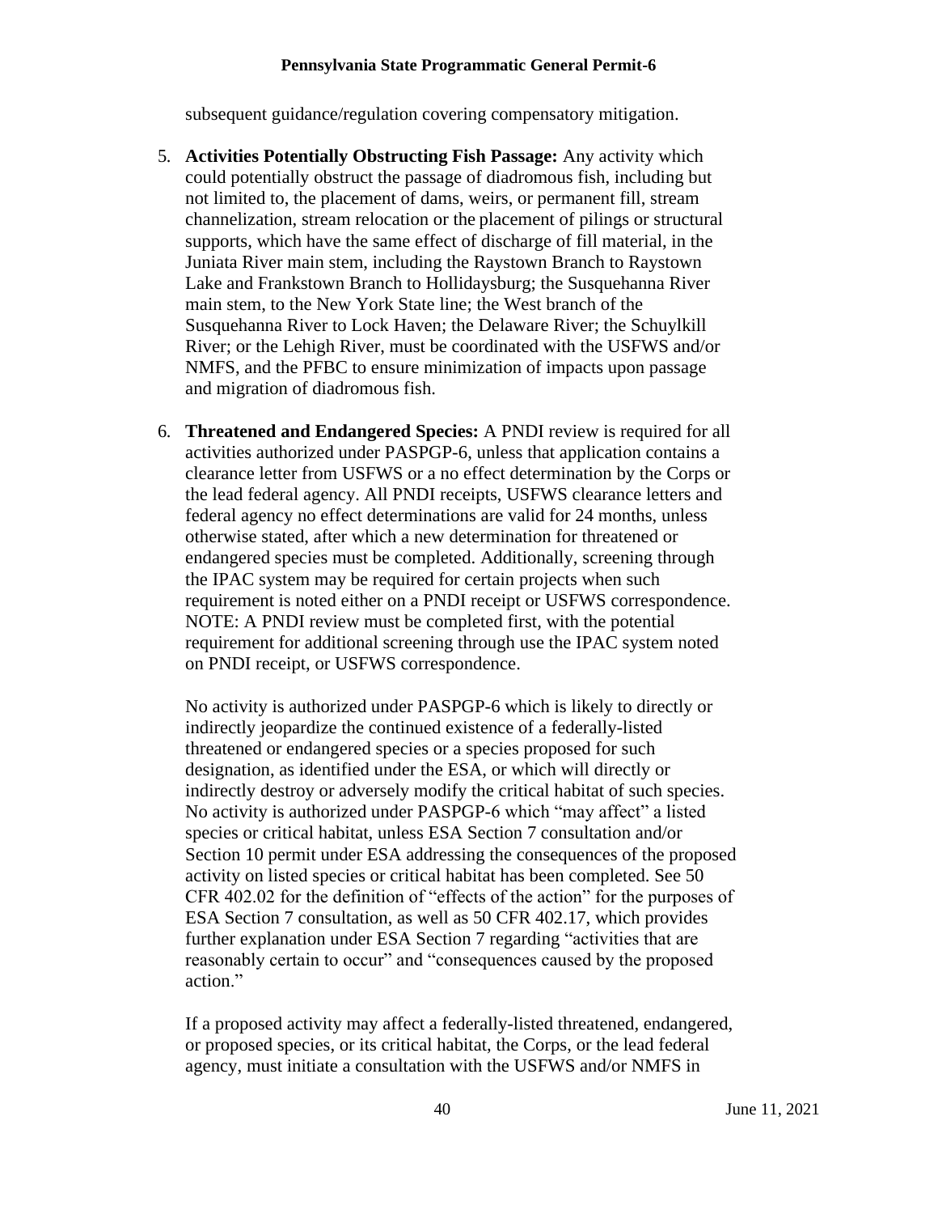subsequent guidance/regulation covering compensatory mitigation.

5. **Activities Potentially Obstructing Fish Passage:** Any activity which could potentially obstruct the passage of diadromous fish, including but not limited to, the placement of dams, weirs, or permanent fill, stream channelization, stream relocation or the placement of pilings or structural supports, which have the same effect of discharge of fill material, in the Juniata River main stem, including the Raystown Branch to Raystown Lake and Frankstown Branch to Hollidaysburg; the Susquehanna River main stem, to the New York State line; the West branch of the Susquehanna River to Lock Haven; the Delaware River; the Schuylkill River; or the Lehigh River, must be coordinated with the USFWS and/or NMFS, and the PFBC to ensure minimization of impacts upon passage and migration of diadromous fish.

6. **Threatened and Endangered Species:** A PNDI review is required for all activities authorized under PASPGP-6, unless that application contains a clearance letter from USFWS or a no effect determination by the Corps or the lead federal agency. All PNDI receipts, USFWS clearance letters and federal agency no effect determinations are valid for 24 months, unless otherwise stated, after which a new determination for threatened or endangered species must be completed. Additionally, screening through the IPAC system may be required for certain projects when such requirement is noted either on a PNDI receipt or USFWS correspondence. NOTE: A PNDI review must be completed first, with the potential requirement for additional screening through use the IPAC system noted on PNDI receipt, or USFWS correspondence.

   No activity is authorized under PASPGP-6 which is likely to directly or indirectly jeopardize the continued existence of a federally-listed threatened or endangered species or a species proposed for such designation, as identified under the ESA, or which will directly or indirectly destroy or adversely modify the critical habitat of such species. No activity is authorized under PASPGP-6 which "may affect" a listed species or critical habitat, unless ESA Section 7 consultation and/or Section 10 permit under ESA addressing the consequences of the proposed activity on listed species or critical habitat has been completed. See 50 CFR 402.02 for the definition of "effects of the action" for the purposes of ESA Section 7 consultation, as well as 50 CFR 402.17, which provides further explanation under ESA Section 7 regarding "activities that are reasonably certain to occur" and "consequences caused by the proposed action."

   If a proposed activity may affect a federally-listed threatened, endangered, or proposed species, or its critical habitat, the Corps, or the lead federal agency, must initiate a consultation with the USFWS and/or NMFS in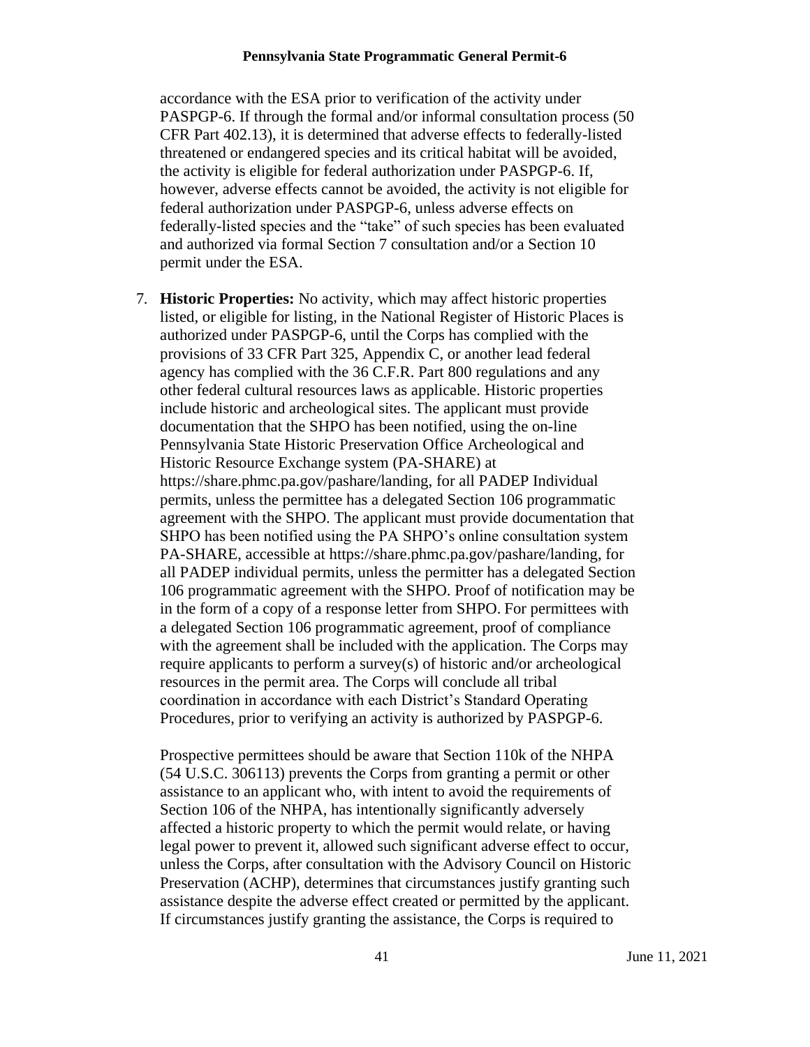accordance with the ESA prior to verification of the activity under PASPGP-6. If through the formal and/or informal consultation process (50 CFR Part 402.13), it is determined that adverse effects to federally-listed threatened or endangered species and its critical habitat will be avoided, the activity is eligible for federal authorization under PASPGP-6. If, however, adverse effects cannot be avoided, the activity is not eligible for federal authorization under PASPGP-6, unless adverse effects on federally-listed species and the "take" of such species has been evaluated and authorized via formal Section 7 consultation and/or a Section 10 permit under the ESA.

7. **Historic Properties:** No activity, which may affect historic properties listed, or eligible for listing, in the National Register of Historic Places is authorized under PASPGP-6, until the Corps has complied with the provisions of 33 CFR Part 325, Appendix C, or another lead federal agency has complied with the 36 C.F.R. Part 800 regulations and any other federal cultural resources laws as applicable. Historic properties include historic and archeological sites. The applicant must provide documentation that the SHPO has been notified, using the on-line Pennsylvania State Historic Preservation Office Archeological and Historic Resource Exchange system (PA-SHARE) at https://share.phmc.pa.gov/pashare/landing, for all PADEP Individual permits, unless the permittee has a delegated Section 106 programmatic agreement with the SHPO. The applicant must provide documentation that SHPO has been notified using the PA SHPO's online consultation system PA-SHARE, accessible at https://share.phmc.pa.gov/pashare/landing, for all PADEP individual permits, unless the permitter has a delegated Section 106 programmatic agreement with the SHPO. Proof of notification may be in the form of a copy of a response letter from SHPO. For permittees with a delegated Section 106 programmatic agreement, proof of compliance with the agreement shall be included with the application. The Corps may require applicants to perform a survey(s) of historic and/or archeological resources in the permit area. The Corps will conclude all tribal coordination in accordance with each District's Standard Operating Procedures, prior to verifying an activity is authorized by PASPGP-6.

   Prospective permittees should be aware that Section 110k of the NHPA (54 U.S.C. 306113) prevents the Corps from granting a permit or other assistance to an applicant who, with intent to avoid the requirements of Section 106 of the NHPA, has intentionally significantly adversely affected a historic property to which the permit would relate, or having legal power to prevent it, allowed such significant adverse effect to occur, unless the Corps, after consultation with the Advisory Council on Historic Preservation (ACHP), determines that circumstances justify granting such assistance despite the adverse effect created or permitted by the applicant. If circumstances justify granting the assistance, the Corps is required to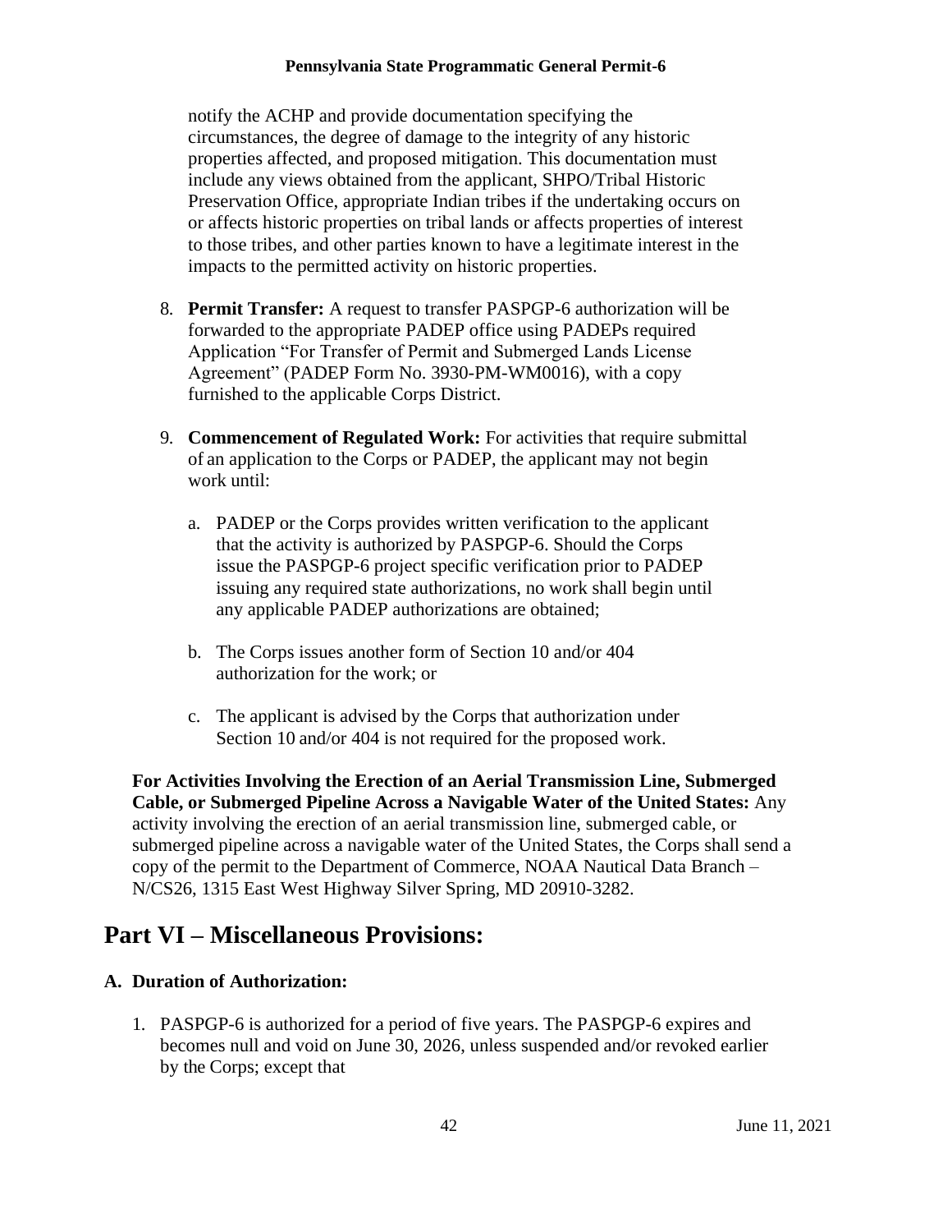notify the ACHP and provide documentation specifying the circumstances, the degree of damage to the integrity of any historic properties affected, and proposed mitigation. This documentation must include any views obtained from the applicant, SHPO/Tribal Historic Preservation Office, appropriate Indian tribes if the undertaking occurs on or affects historic properties on tribal lands or affects properties of interest to those tribes, and other parties known to have a legitimate interest in the impacts to the permitted activity on historic properties.

8. **Permit Transfer:** A request to transfer PASPGP-6 authorization will be forwarded to the appropriate PADEP office using PADEPs required Application "For Transfer of Permit and Submerged Lands License Agreement" (PADEP Form No. 3930-PM-WM0016), with a copy furnished to the applicable Corps District.

9. **Commencement of Regulated Work:** For activities that require submittal of an application to the Corps or PADEP, the applicant may not begin work until:

   a. PADEP or the Corps provides written verification to the applicant that the activity is authorized by PASPGP-6. Should the Corps issue the PASPGP-6 project specific verification prior to PADEP issuing any required state authorizations, no work shall begin until any applicable PADEP authorizations are obtained;

   b. The Corps issues another form of Section 10 and/or 404 authorization for the work; or

   c. The applicant is advised by the Corps that authorization under Section 10 and/or 404 is not required for the proposed work.

**For Activities Involving the Erection of an Aerial Transmission Line, Submerged Cable, or Submerged Pipeline Across a Navigable Water of the United States:** Any activity involving the erection of an aerial transmission line, submerged cable, or submerged pipeline across a navigable water of the United States, the Corps shall send a copy of the permit to the Department of Commerce, NOAA Nautical Data Branch – N/CS26, 1315 East West Highway Silver Spring, MD 20910-3282.

# Part VI – Miscellaneous Provisions:

## A. Duration of Authorization:

1. PASPGP-6 is authorized for a period of five years. The PASPGP-6 expires and becomes null and void on June 30, 2026, unless suspended and/or revoked earlier by the Corps; except that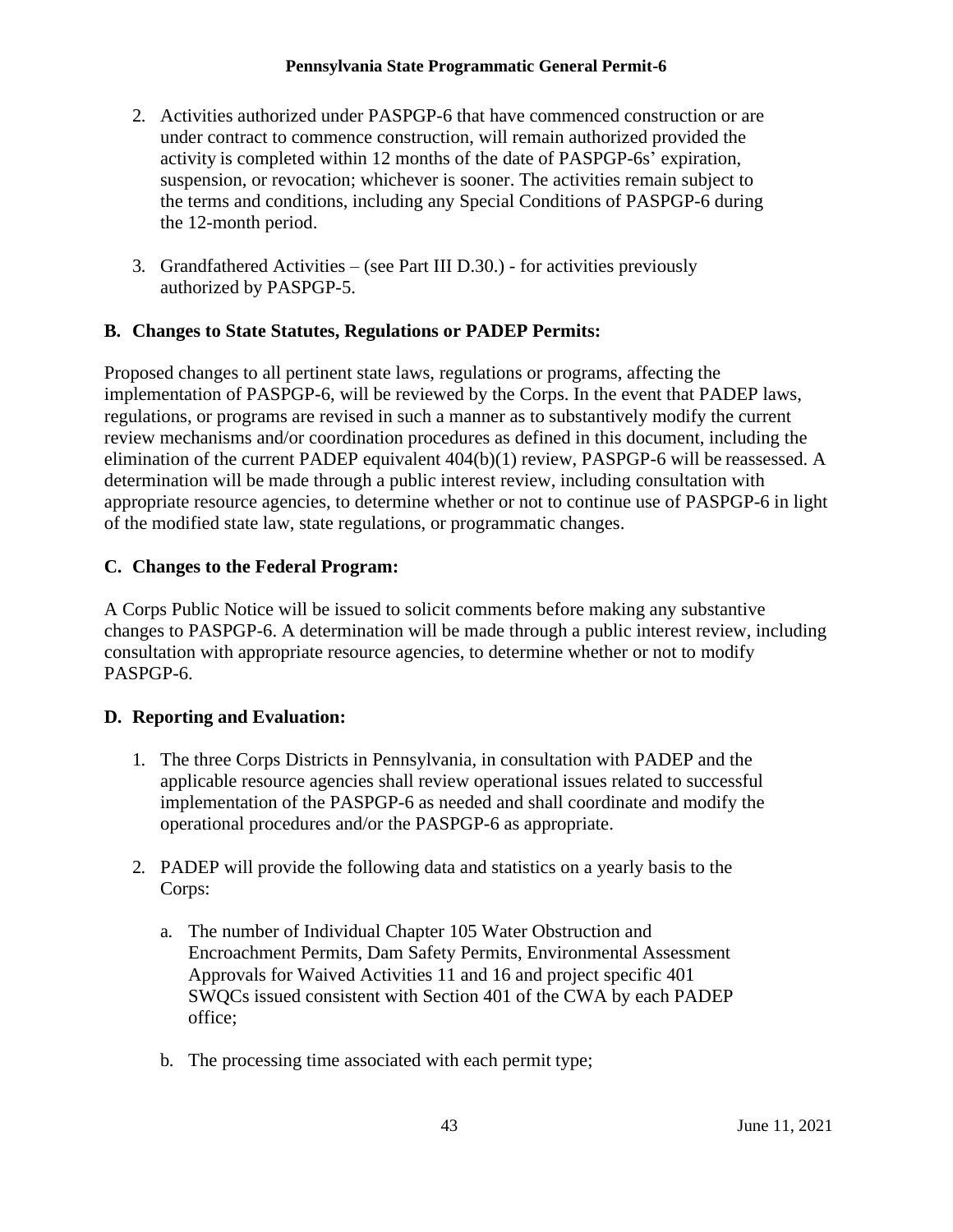2. Activities authorized under PASPGP-6 that have commenced construction or are under contract to commence construction, will remain authorized provided the activity is completed within 12 months of the date of PASPGP-6s' expiration, suspension, or revocation; whichever is sooner. The activities remain subject to the terms and conditions, including any Special Conditions of PASPGP-6 during the 12-month period.

3. Grandfathered Activities – (see Part III D.30.) - for activities previously authorized by PASPGP-5.

### B. Changes to State Statutes, Regulations or PADEP Permits:

Proposed changes to all pertinent state laws, regulations or programs, affecting the implementation of PASPGP-6, will be reviewed by the Corps. In the event that PADEP laws, regulations, or programs are revised in such a manner as to substantively modify the current review mechanisms and/or coordination procedures as defined in this document, including the elimination of the current PADEP equivalent 404(b)(1) review, PASPGP-6 will be reassessed. A determination will be made through a public interest review, including consultation with appropriate resource agencies, to determine whether or not to continue use of PASPGP-6 in light of the modified state law, state regulations, or programmatic changes.

### C. Changes to the Federal Program:

A Corps Public Notice will be issued to solicit comments before making any substantive changes to PASPGP-6. A determination will be made through a public interest review, including consultation with appropriate resource agencies, to determine whether or not to modify PASPGP-6.

### D. Reporting and Evaluation:

1. The three Corps Districts in Pennsylvania, in consultation with PADEP and the applicable resource agencies shall review operational issues related to successful implementation of the PASPGP-6 as needed and shall coordinate and modify the operational procedures and/or the PASPGP-6 as appropriate.

2. PADEP will provide the following data and statistics on a yearly basis to the Corps:

   a. The number of Individual Chapter 105 Water Obstruction and Encroachment Permits, Dam Safety Permits, Environmental Assessment Approvals for Waived Activities 11 and 16 and project specific 401 SWQCs issued consistent with Section 401 of the CWA by each PADEP office;

   b. The processing time associated with each permit type;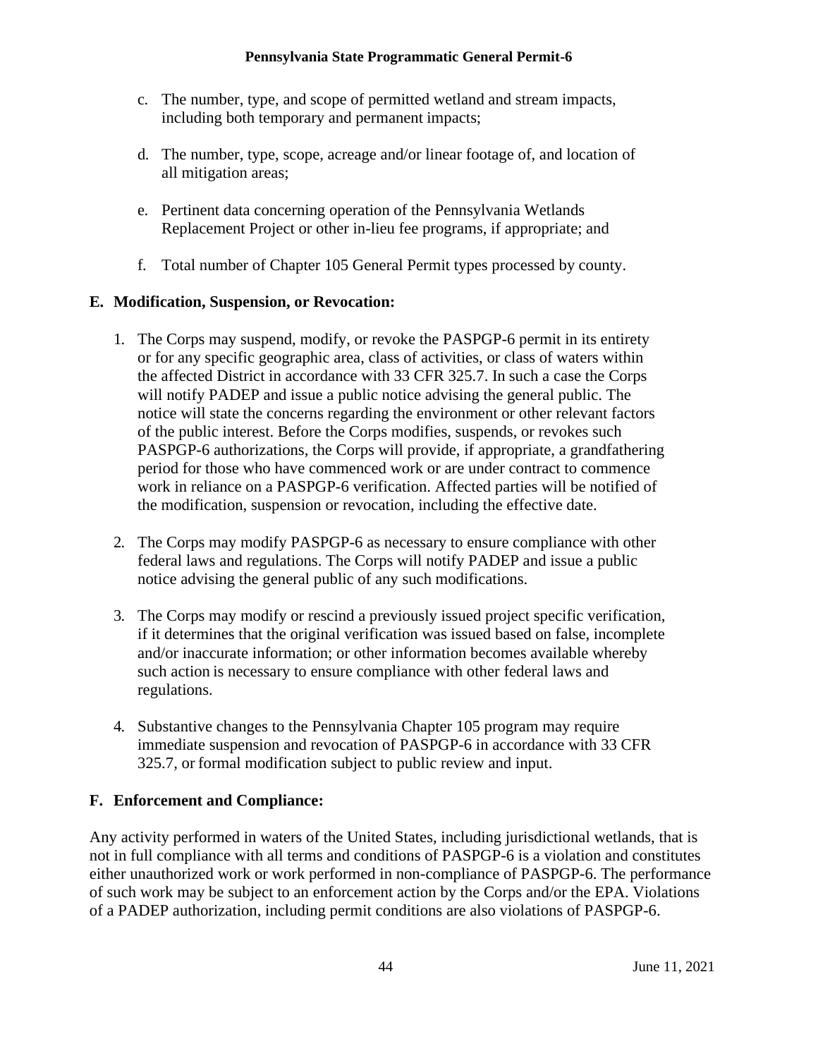c. The number, type, and scope of permitted wetland and stream impacts, including both temporary and permanent impacts;

d. The number, type, scope, acreage and/or linear footage of, and location of all mitigation areas;

e. Pertinent data concerning operation of the Pennsylvania Wetlands Replacement Project or other in-lieu fee programs, if appropriate; and

f. Total number of Chapter 105 General Permit types processed by county.

## E. Modification, Suspension, or Revocation:

1. The Corps may suspend, modify, or revoke the PASPGP-6 permit in its entirety or for any specific geographic area, class of activities, or class of waters within the affected District in accordance with 33 CFR 325.7. In such a case the Corps will notify PADEP and issue a public notice advising the general public. The notice will state the concerns regarding the environment or other relevant factors of the public interest. Before the Corps modifies, suspends, or revokes such PASPGP-6 authorizations, the Corps will provide, if appropriate, a grandfathering period for those who have commenced work or are under contract to commence work in reliance on a PASPGP-6 verification. Affected parties will be notified of the modification, suspension or revocation, including the effective date.

2. The Corps may modify PASPGP-6 as necessary to ensure compliance with other federal laws and regulations. The Corps will notify PADEP and issue a public notice advising the general public of any such modifications.

3. The Corps may modify or rescind a previously issued project specific verification, if it determines that the original verification was issued based on false, incomplete and/or inaccurate information; or other information becomes available whereby such action is necessary to ensure compliance with other federal laws and regulations.

4. Substantive changes to the Pennsylvania Chapter 105 program may require immediate suspension and revocation of PASPGP-6 in accordance with 33 CFR 325.7, or formal modification subject to public review and input.

## F. Enforcement and Compliance:

Any activity performed in waters of the United States, including jurisdictional wetlands, that is not in full compliance with all terms and conditions of PASPGP-6 is a violation and constitutes either unauthorized work or work performed in non-compliance of PASPGP-6. The performance of such work may be subject to an enforcement action by the Corps and/or the EPA. Violations of a PADEP authorization, including permit conditions are also violations of PASPGP-6.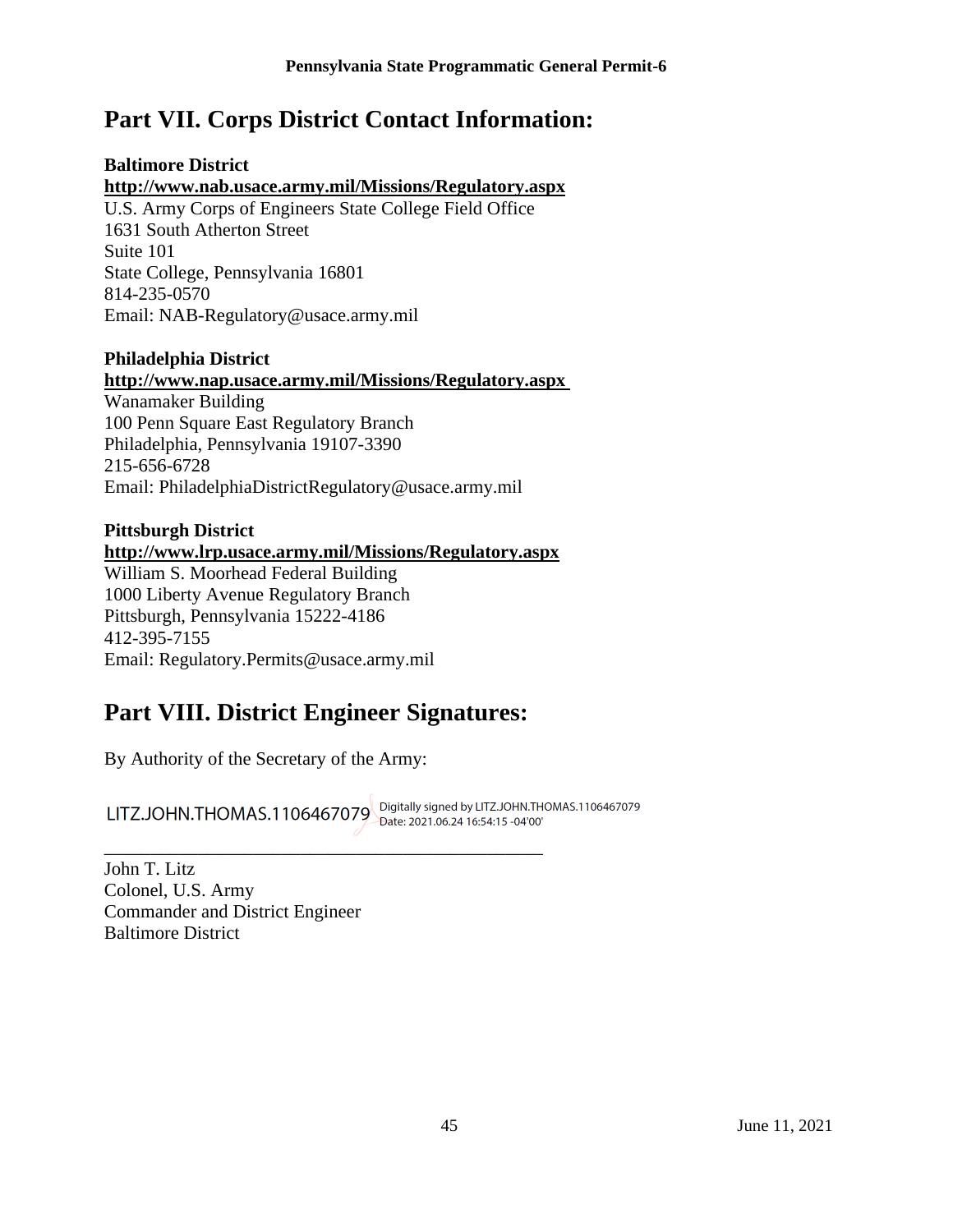## Part VII. Corps District Contact Information:

**Baltimore District**
**http://www.nab.usace.army.mil/Missions/Regulatory.aspx**
U.S. Army Corps of Engineers State College Field Office
1631 South Atherton Street
Suite 101
State College, Pennsylvania 16801
814-235-0570
Email: NAB-Regulatory@usace.army.mil

**Philadelphia District**
**http://www.nap.usace.army.mil/Missions/Regulatory.aspx**
Wanamaker Building
100 Penn Square East Regulatory Branch
Philadelphia, Pennsylvania 19107-3390
215-656-6728
Email: PhiladelphiaDistrictRegulatory@usace.army.mil

**Pittsburgh District**
**http://www.lrp.usace.army.mil/Missions/Regulatory.aspx**
William S. Moorhead Federal Building
1000 Liberty Avenue Regulatory Branch
Pittsburgh, Pennsylvania 15222-4186
412-395-7155
Email: Regulatory.Permits@usace.army.mil

## Part VIII. District Engineer Signatures:

By Authority of the Secretary of the Army:

LITZ.JOHN.THOMAS.1106467079 Digitally signed by LITZ.JOHN.THOMAS.1106467079 Date: 2021.06.24 16:54:15 -04'00'

_______________________________________________

John T. Litz
Colonel, U.S. Army
Commander and District Engineer
Baltimore District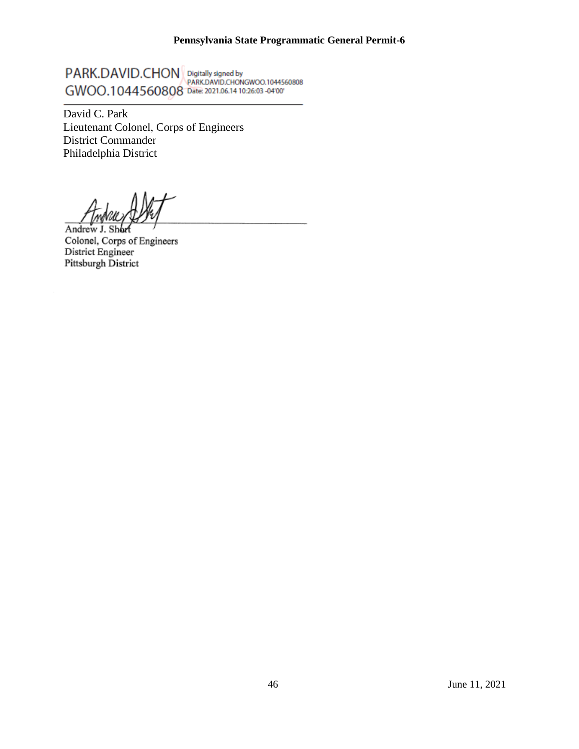PARK.DAVID.CHONGWOO.1044560808 Digitally signed by PARK.DAVID.CHONGWOO.1044560808 Date: 2021.06.14 10:26:03 -04'00'

David C. Park
Lieutenant Colonel, Corps of Engineers
District Commander
Philadelphia District

Andrew J. Short
Colonel, Corps of Engineers
District Engineer
Pittsburgh District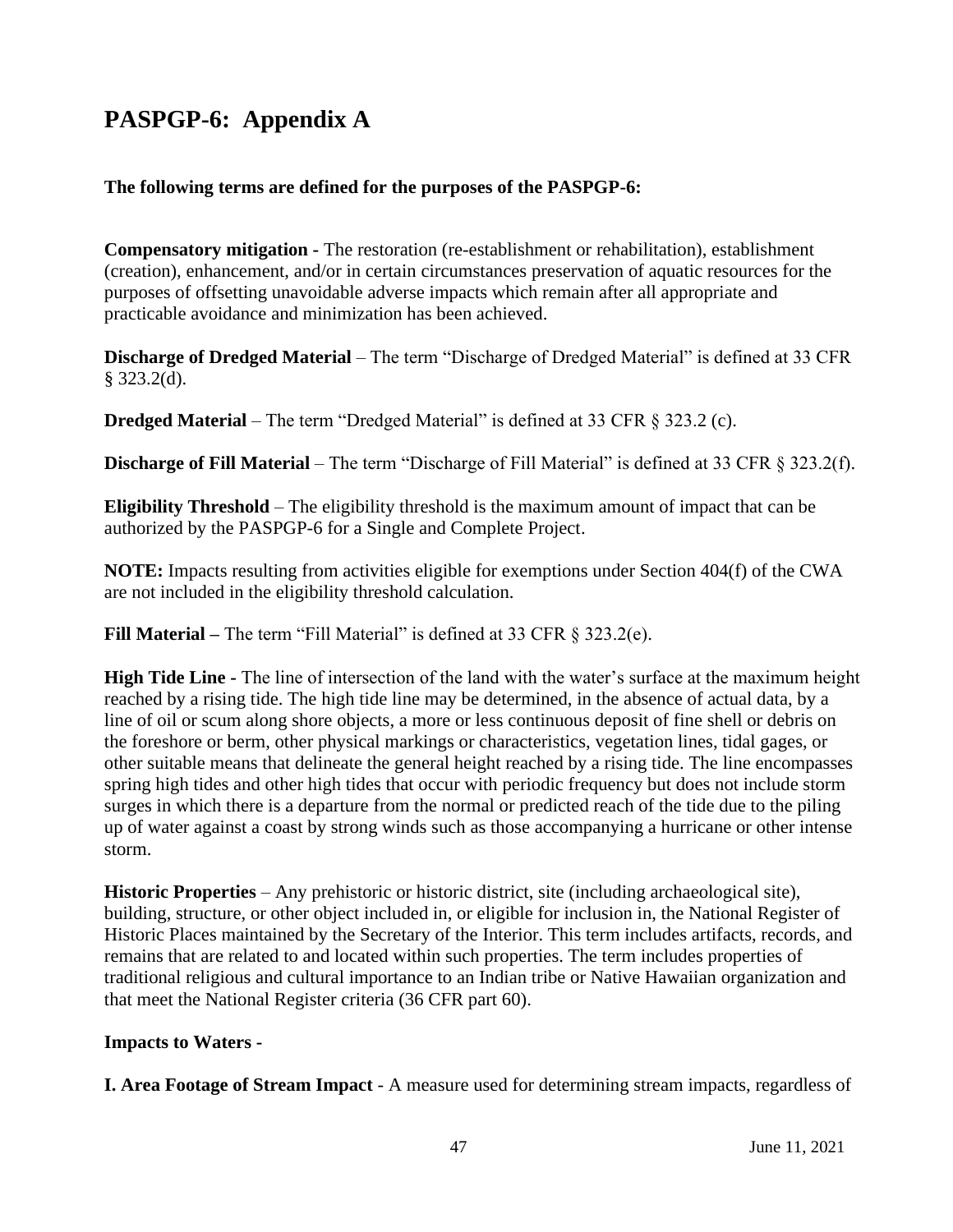# PASPGP-6: Appendix A

**The following terms are defined for the purposes of the PASPGP-6:**

**Compensatory mitigation -** The restoration (re-establishment or rehabilitation), establishment (creation), enhancement, and/or in certain circumstances preservation of aquatic resources for the purposes of offsetting unavoidable adverse impacts which remain after all appropriate and practicable avoidance and minimization has been achieved.

**Discharge of Dredged Material** – The term "Discharge of Dredged Material" is defined at 33 CFR § 323.2(d).

**Dredged Material** – The term "Dredged Material" is defined at 33 CFR § 323.2 (c).

**Discharge of Fill Material** – The term "Discharge of Fill Material" is defined at 33 CFR § 323.2(f).

**Eligibility Threshold** – The eligibility threshold is the maximum amount of impact that can be authorized by the PASPGP-6 for a Single and Complete Project.

**NOTE:** Impacts resulting from activities eligible for exemptions under Section 404(f) of the CWA are not included in the eligibility threshold calculation.

**Fill Material –** The term "Fill Material" is defined at 33 CFR § 323.2(e).

**High Tide Line -** The line of intersection of the land with the water's surface at the maximum height reached by a rising tide. The high tide line may be determined, in the absence of actual data, by a line of oil or scum along shore objects, a more or less continuous deposit of fine shell or debris on the foreshore or berm, other physical markings or characteristics, vegetation lines, tidal gages, or other suitable means that delineate the general height reached by a rising tide. The line encompasses spring high tides and other high tides that occur with periodic frequency but does not include storm surges in which there is a departure from the normal or predicted reach of the tide due to the piling up of water against a coast by strong winds such as those accompanying a hurricane or other intense storm.

**Historic Properties** – Any prehistoric or historic district, site (including archaeological site), building, structure, or other object included in, or eligible for inclusion in, the National Register of Historic Places maintained by the Secretary of the Interior. This term includes artifacts, records, and remains that are related to and located within such properties. The term includes properties of traditional religious and cultural importance to an Indian tribe or Native Hawaiian organization and that meet the National Register criteria (36 CFR part 60).

**Impacts to Waters -**

**I. Area Footage of Stream Impact** - A measure used for determining stream impacts, regardless of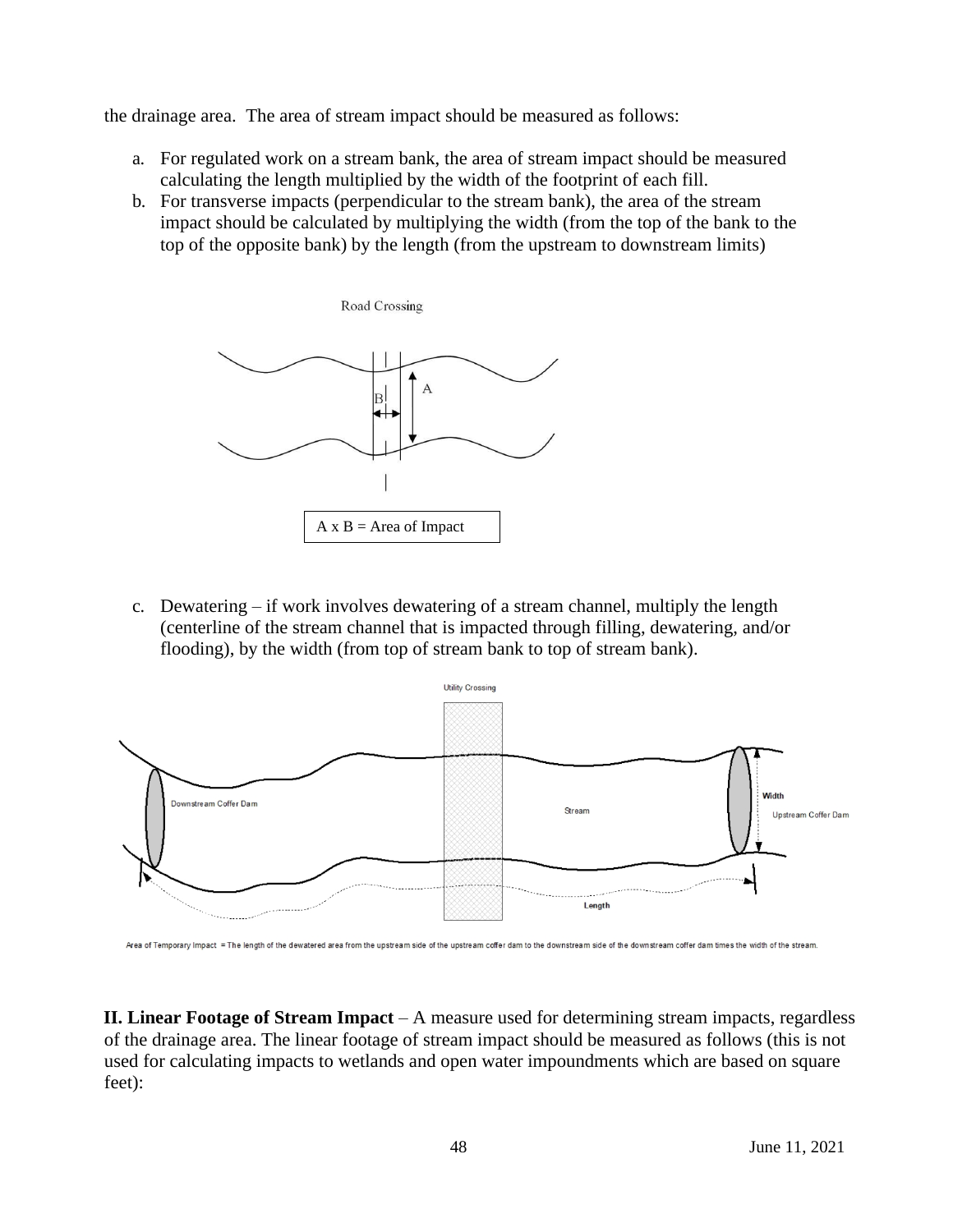the drainage area. The area of stream impact should be measured as follows:

a. For regulated work on a stream bank, the area of stream impact should be measured calculating the length multiplied by the width of the footprint of each fill.
b. For transverse impacts (perpendicular to the stream bank), the area of the stream impact should be calculated by multiplying the width (from the top of the bank to the top of the opposite bank) by the length (from the upstream to downstream limits)

Road Crossing

A x B = Area of Impact

c. Dewatering – if work involves dewatering of a stream channel, multiply the length (centerline of the stream channel that is impacted through filling, dewatering, and/or flooding), by the width (from top of stream bank to top of stream bank).

Utility Crossing

Area of Temporary Impact = The length of the dewatered area from the upstream side of the upstream coffer dam to the downstream side of the downstream coffer dam times the width of the stream.

**II. Linear Footage of Stream Impact** – A measure used for determining stream impacts, regardless of the drainage area. The linear footage of stream impact should be measured as follows (this is not used for calculating impacts to wetlands and open water impoundments which are based on square feet):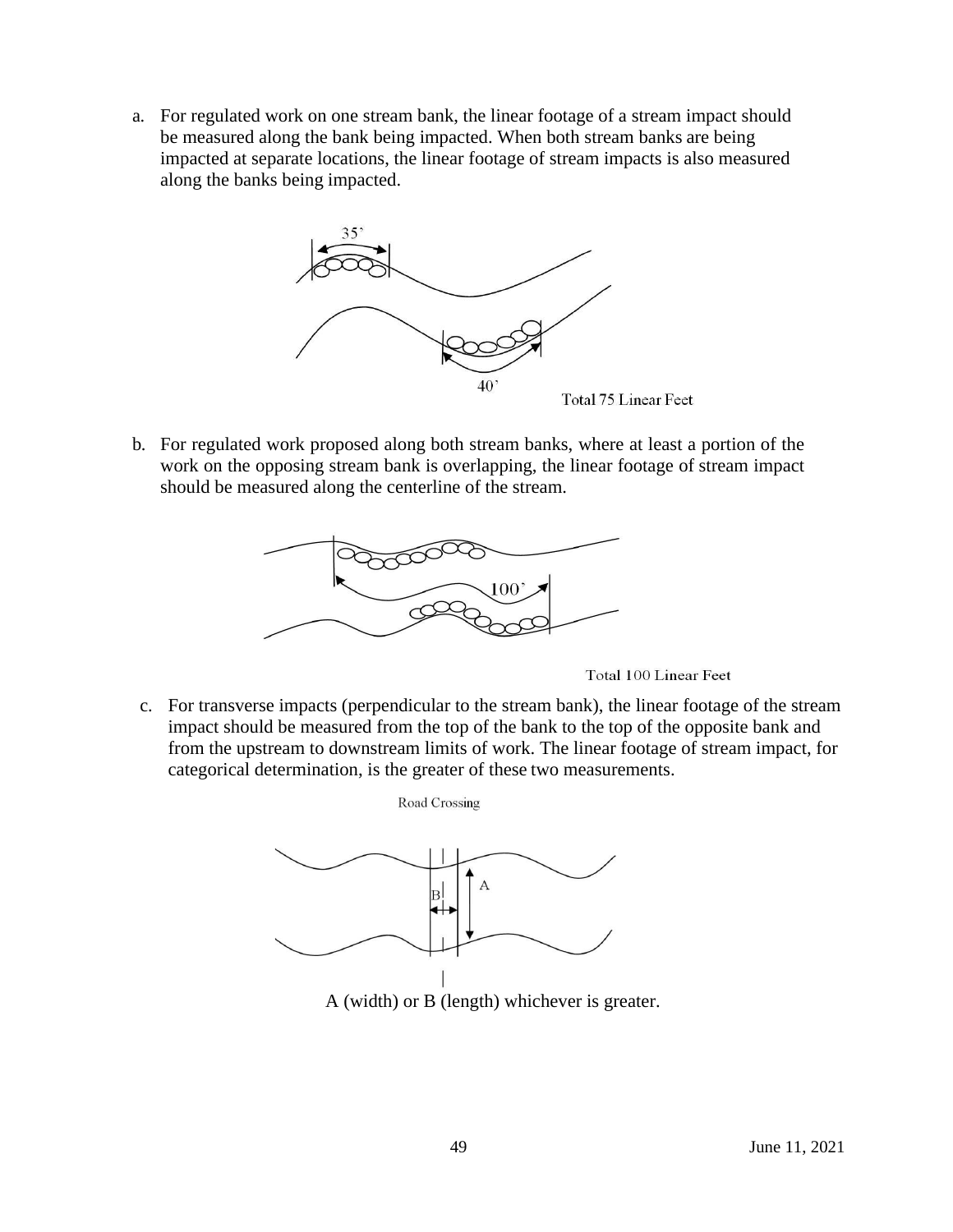a. For regulated work on one stream bank, the linear footage of a stream impact should be measured along the bank being impacted. When both stream banks are being impacted at separate locations, the linear footage of stream impacts is also measured along the banks being impacted.

35’

40’

Total 75 Linear Feet

b. For regulated work proposed along both stream banks, where at least a portion of the work on the opposing stream bank is overlapping, the linear footage of stream impact should be measured along the centerline of the stream.

100’

Total 100 Linear Feet

c. For transverse impacts (perpendicular to the stream bank), the linear footage of the stream impact should be measured from the top of the bank to the top of the opposite bank and from the upstream to downstream limits of work. The linear footage of stream impact, for categorical determination, is the greater of these two measurements.

Road Crossing

A (width) or B (length) whichever is greater.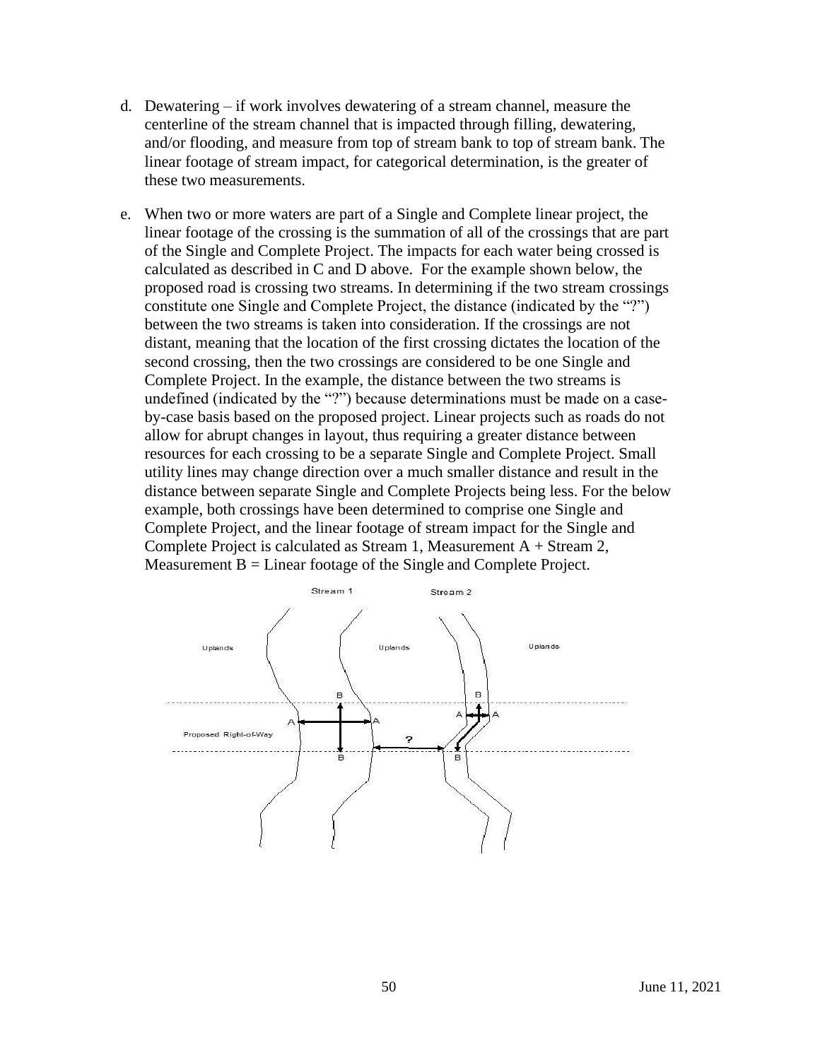d. Dewatering – if work involves dewatering of a stream channel, measure the centerline of the stream channel that is impacted through filling, dewatering, and/or flooding, and measure from top of stream bank to top of stream bank. The linear footage of stream impact, for categorical determination, is the greater of these two measurements.

e. When two or more waters are part of a Single and Complete linear project, the linear footage of the crossing is the summation of all of the crossings that are part of the Single and Complete Project. The impacts for each water being crossed is calculated as described in C and D above. For the example shown below, the proposed road is crossing two streams. In determining if the two stream crossings constitute one Single and Complete Project, the distance (indicated by the "?") between the two streams is taken into consideration. If the crossings are not distant, meaning that the location of the first crossing dictates the location of the second crossing, then the two crossings are considered to be one Single and Complete Project. In the example, the distance between the two streams is undefined (indicated by the "?") because determinations must be made on a case-by-case basis based on the proposed project. Linear projects such as roads do not allow for abrupt changes in layout, thus requiring a greater distance between resources for each crossing to be a separate Single and Complete Project. Small utility lines may change direction over a much smaller distance and result in the distance between separate Single and Complete Projects being less. For the below example, both crossings have been determined to comprise one Single and Complete Project, and the linear footage of stream impact for the Single and Complete Project is calculated as Stream 1, Measurement A + Stream 2, Measurement B = Linear footage of the Single and Complete Project.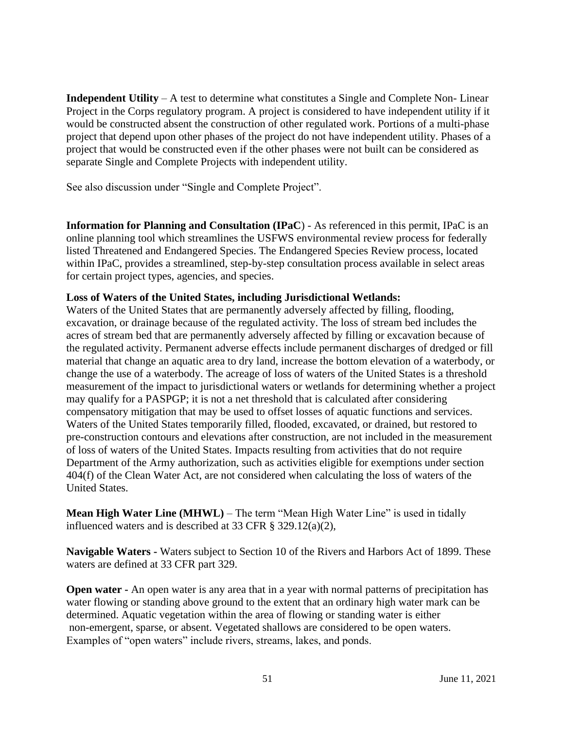**Independent Utility** – A test to determine what constitutes a Single and Complete Non- Linear Project in the Corps regulatory program. A project is considered to have independent utility if it would be constructed absent the construction of other regulated work. Portions of a multi-phase project that depend upon other phases of the project do not have independent utility. Phases of a project that would be constructed even if the other phases were not built can be considered as separate Single and Complete Projects with independent utility.

See also discussion under "Single and Complete Project".

**Information for Planning and Consultation (IPaC**) - As referenced in this permit, IPaC is an online planning tool which streamlines the USFWS environmental review process for federally listed Threatened and Endangered Species. The Endangered Species Review process, located within IPaC, provides a streamlined, step-by-step consultation process available in select areas for certain project types, agencies, and species.

**Loss of Waters of the United States, including Jurisdictional Wetlands:**
Waters of the United States that are permanently adversely affected by filling, flooding, excavation, or drainage because of the regulated activity. The loss of stream bed includes the acres of stream bed that are permanently adversely affected by filling or excavation because of the regulated activity. Permanent adverse effects include permanent discharges of dredged or fill material that change an aquatic area to dry land, increase the bottom elevation of a waterbody, or change the use of a waterbody. The acreage of loss of waters of the United States is a threshold measurement of the impact to jurisdictional waters or wetlands for determining whether a project may qualify for a PASPGP; it is not a net threshold that is calculated after considering compensatory mitigation that may be used to offset losses of aquatic functions and services. Waters of the United States temporarily filled, flooded, excavated, or drained, but restored to pre-construction contours and elevations after construction, are not included in the measurement of loss of waters of the United States. Impacts resulting from activities that do not require Department of the Army authorization, such as activities eligible for exemptions under section 404(f) of the Clean Water Act, are not considered when calculating the loss of waters of the United States.

**Mean High Water Line (MHWL)** – The term "Mean High Water Line" is used in tidally influenced waters and is described at 33 CFR § 329.12(a)(2),

**Navigable Waters -** Waters subject to Section 10 of the Rivers and Harbors Act of 1899. These waters are defined at 33 CFR part 329.

**Open water -** An open water is any area that in a year with normal patterns of precipitation has water flowing or standing above ground to the extent that an ordinary high water mark can be determined. Aquatic vegetation within the area of flowing or standing water is either non-emergent, sparse, or absent. Vegetated shallows are considered to be open waters. Examples of "open waters" include rivers, streams, lakes, and ponds.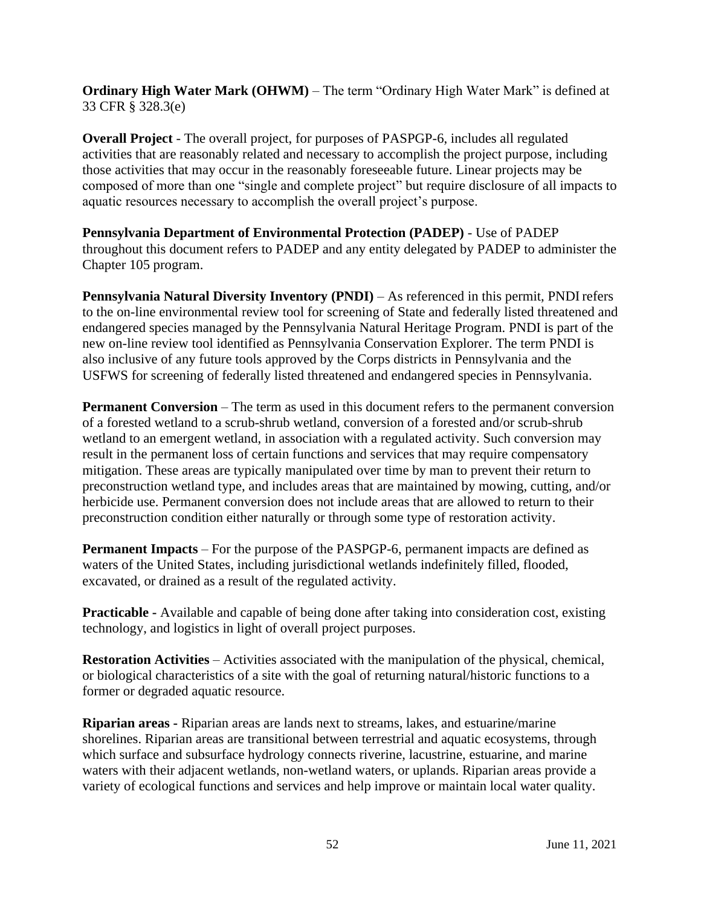**Ordinary High Water Mark (OHWM)** – The term "Ordinary High Water Mark" is defined at 33 CFR § 328.3(e)

**Overall Project** - The overall project, for purposes of PASPGP-6, includes all regulated activities that are reasonably related and necessary to accomplish the project purpose, including those activities that may occur in the reasonably foreseeable future. Linear projects may be composed of more than one "single and complete project" but require disclosure of all impacts to aquatic resources necessary to accomplish the overall project's purpose.

**Pennsylvania Department of Environmental Protection (PADEP)** - Use of PADEP throughout this document refers to PADEP and any entity delegated by PADEP to administer the Chapter 105 program.

**Pennsylvania Natural Diversity Inventory (PNDI)** – As referenced in this permit, PNDI refers to the on-line environmental review tool for screening of State and federally listed threatened and endangered species managed by the Pennsylvania Natural Heritage Program. PNDI is part of the new on-line review tool identified as Pennsylvania Conservation Explorer. The term PNDI is also inclusive of any future tools approved by the Corps districts in Pennsylvania and the USFWS for screening of federally listed threatened and endangered species in Pennsylvania.

**Permanent Conversion** – The term as used in this document refers to the permanent conversion of a forested wetland to a scrub-shrub wetland, conversion of a forested and/or scrub-shrub wetland to an emergent wetland, in association with a regulated activity. Such conversion may result in the permanent loss of certain functions and services that may require compensatory mitigation. These areas are typically manipulated over time by man to prevent their return to preconstruction wetland type, and includes areas that are maintained by mowing, cutting, and/or herbicide use. Permanent conversion does not include areas that are allowed to return to their preconstruction condition either naturally or through some type of restoration activity.

**Permanent Impacts** – For the purpose of the PASPGP-6, permanent impacts are defined as waters of the United States, including jurisdictional wetlands indefinitely filled, flooded, excavated, or drained as a result of the regulated activity.

**Practicable -** Available and capable of being done after taking into consideration cost, existing technology, and logistics in light of overall project purposes.

**Restoration Activities** – Activities associated with the manipulation of the physical, chemical, or biological characteristics of a site with the goal of returning natural/historic functions to a former or degraded aquatic resource.

**Riparian areas -** Riparian areas are lands next to streams, lakes, and estuarine/marine shorelines. Riparian areas are transitional between terrestrial and aquatic ecosystems, through which surface and subsurface hydrology connects riverine, lacustrine, estuarine, and marine waters with their adjacent wetlands, non-wetland waters, or uplands. Riparian areas provide a variety of ecological functions and services and help improve or maintain local water quality.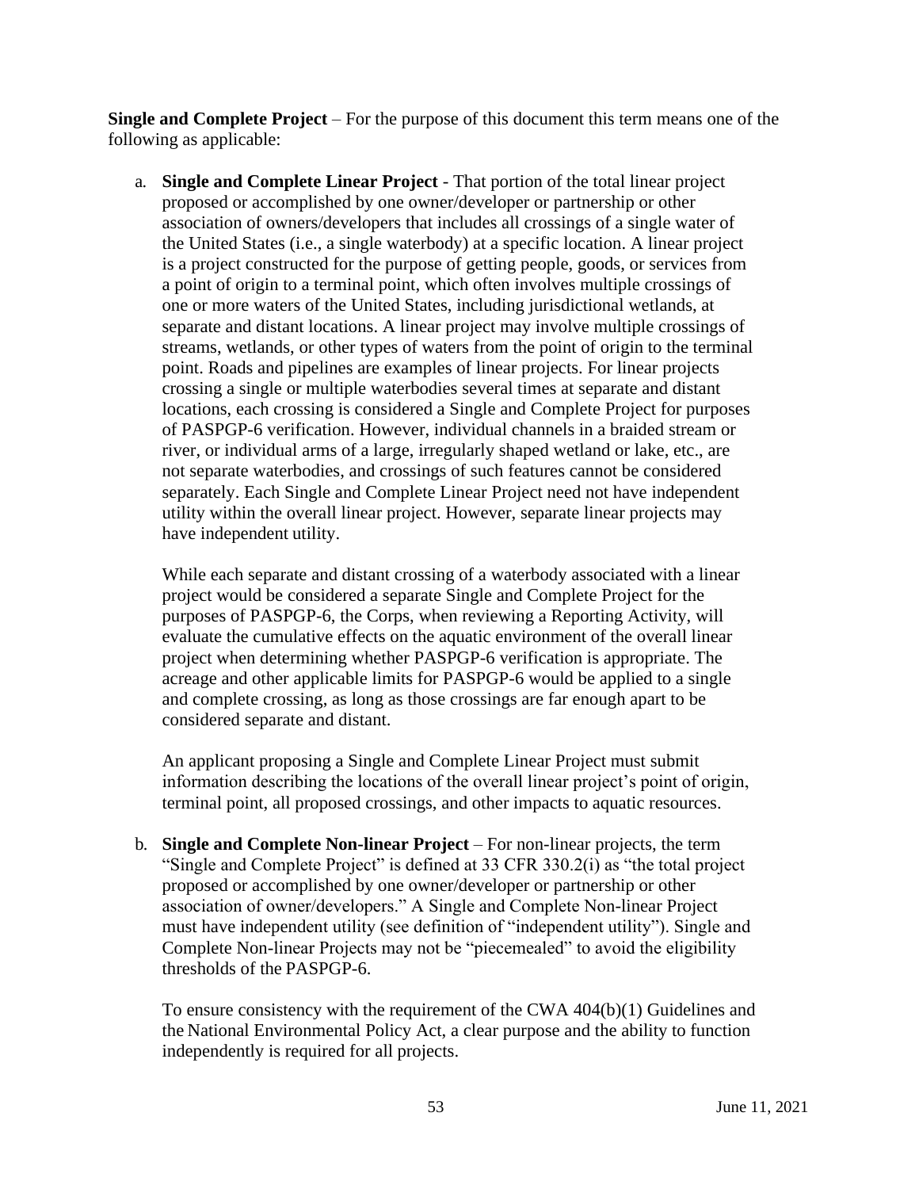**Single and Complete Project** – For the purpose of this document this term means one of the following as applicable:

a. **Single and Complete Linear Project** - That portion of the total linear project proposed or accomplished by one owner/developer or partnership or other association of owners/developers that includes all crossings of a single water of the United States (i.e., a single waterbody) at a specific location. A linear project is a project constructed for the purpose of getting people, goods, or services from a point of origin to a terminal point, which often involves multiple crossings of one or more waters of the United States, including jurisdictional wetlands, at separate and distant locations. A linear project may involve multiple crossings of streams, wetlands, or other types of waters from the point of origin to the terminal point. Roads and pipelines are examples of linear projects. For linear projects crossing a single or multiple waterbodies several times at separate and distant locations, each crossing is considered a Single and Complete Project for purposes of PASPGP-6 verification. However, individual channels in a braided stream or river, or individual arms of a large, irregularly shaped wetland or lake, etc., are not separate waterbodies, and crossings of such features cannot be considered separately. Each Single and Complete Linear Project need not have independent utility within the overall linear project. However, separate linear projects may have independent utility.

   While each separate and distant crossing of a waterbody associated with a linear project would be considered a separate Single and Complete Project for the purposes of PASPGP-6, the Corps, when reviewing a Reporting Activity, will evaluate the cumulative effects on the aquatic environment of the overall linear project when determining whether PASPGP-6 verification is appropriate. The acreage and other applicable limits for PASPGP-6 would be applied to a single and complete crossing, as long as those crossings are far enough apart to be considered separate and distant.

   An applicant proposing a Single and Complete Linear Project must submit information describing the locations of the overall linear project's point of origin, terminal point, all proposed crossings, and other impacts to aquatic resources.

b. **Single and Complete Non-linear Project** – For non-linear projects, the term "Single and Complete Project" is defined at 33 CFR 330.2(i) as "the total project proposed or accomplished by one owner/developer or partnership or other association of owner/developers." A Single and Complete Non-linear Project must have independent utility (see definition of "independent utility"). Single and Complete Non-linear Projects may not be "piecemealed" to avoid the eligibility thresholds of the PASPGP-6.

   To ensure consistency with the requirement of the CWA 404(b)(1) Guidelines and the National Environmental Policy Act, a clear purpose and the ability to function independently is required for all projects.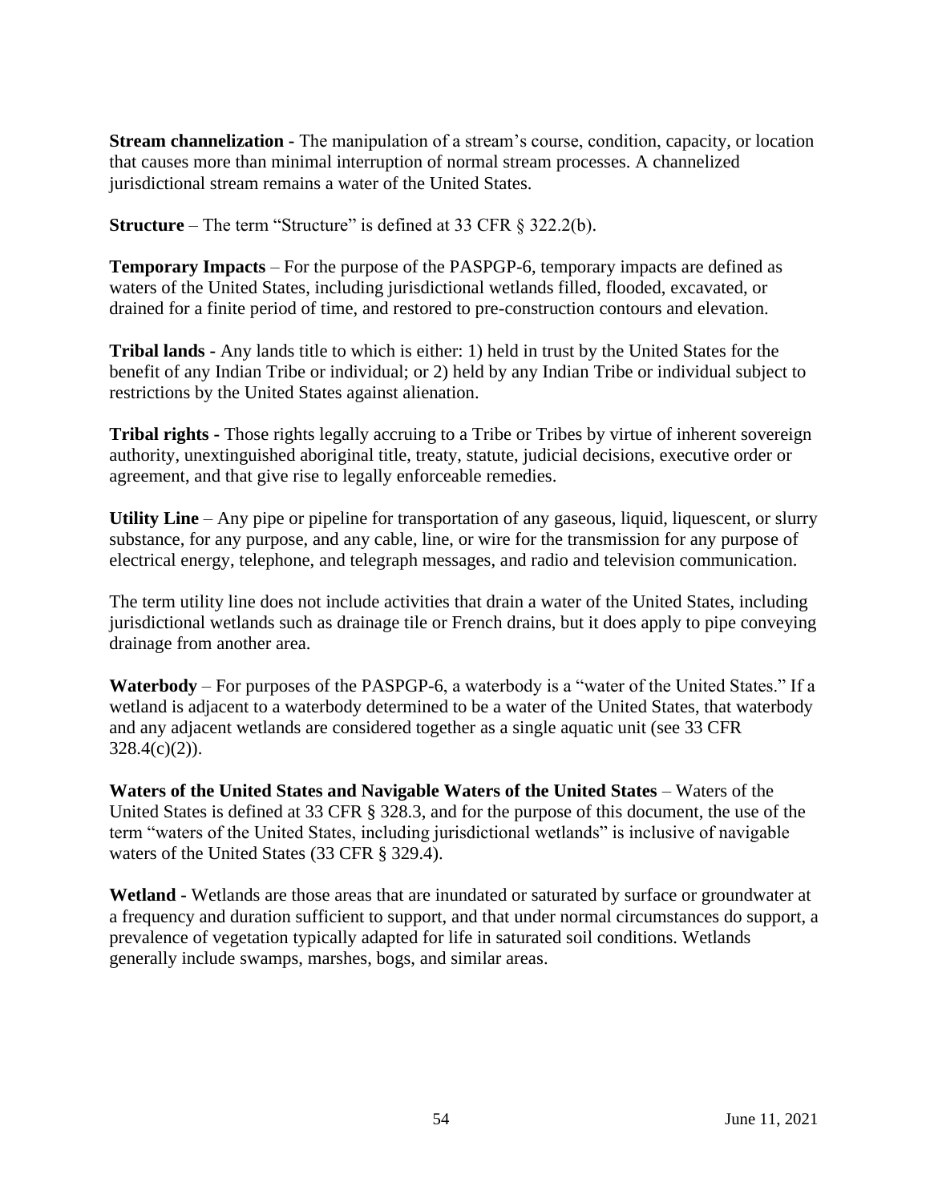**Stream channelization -** The manipulation of a stream's course, condition, capacity, or location that causes more than minimal interruption of normal stream processes. A channelized jurisdictional stream remains a water of the United States.

**Structure** – The term "Structure" is defined at 33 CFR § 322.2(b).

**Temporary Impacts** – For the purpose of the PASPGP-6, temporary impacts are defined as waters of the United States, including jurisdictional wetlands filled, flooded, excavated, or drained for a finite period of time, and restored to pre-construction contours and elevation.

**Tribal lands -** Any lands title to which is either: 1) held in trust by the United States for the benefit of any Indian Tribe or individual; or 2) held by any Indian Tribe or individual subject to restrictions by the United States against alienation.

**Tribal rights -** Those rights legally accruing to a Tribe or Tribes by virtue of inherent sovereign authority, unextinguished aboriginal title, treaty, statute, judicial decisions, executive order or agreement, and that give rise to legally enforceable remedies.

**Utility Line** – Any pipe or pipeline for transportation of any gaseous, liquid, liquescent, or slurry substance, for any purpose, and any cable, line, or wire for the transmission for any purpose of electrical energy, telephone, and telegraph messages, and radio and television communication.

The term utility line does not include activities that drain a water of the United States, including jurisdictional wetlands such as drainage tile or French drains, but it does apply to pipe conveying drainage from another area.

**Waterbody** – For purposes of the PASPGP-6, a waterbody is a "water of the United States." If a wetland is adjacent to a waterbody determined to be a water of the United States, that waterbody and any adjacent wetlands are considered together as a single aquatic unit (see 33 CFR 328.4(c)(2)).

**Waters of the United States and Navigable Waters of the United States** – Waters of the United States is defined at 33 CFR § 328.3, and for the purpose of this document, the use of the term "waters of the United States, including jurisdictional wetlands" is inclusive of navigable waters of the United States (33 CFR § 329.4).

**Wetland -** Wetlands are those areas that are inundated or saturated by surface or groundwater at a frequency and duration sufficient to support, and that under normal circumstances do support, a prevalence of vegetation typically adapted for life in saturated soil conditions. Wetlands generally include swamps, marshes, bogs, and similar areas.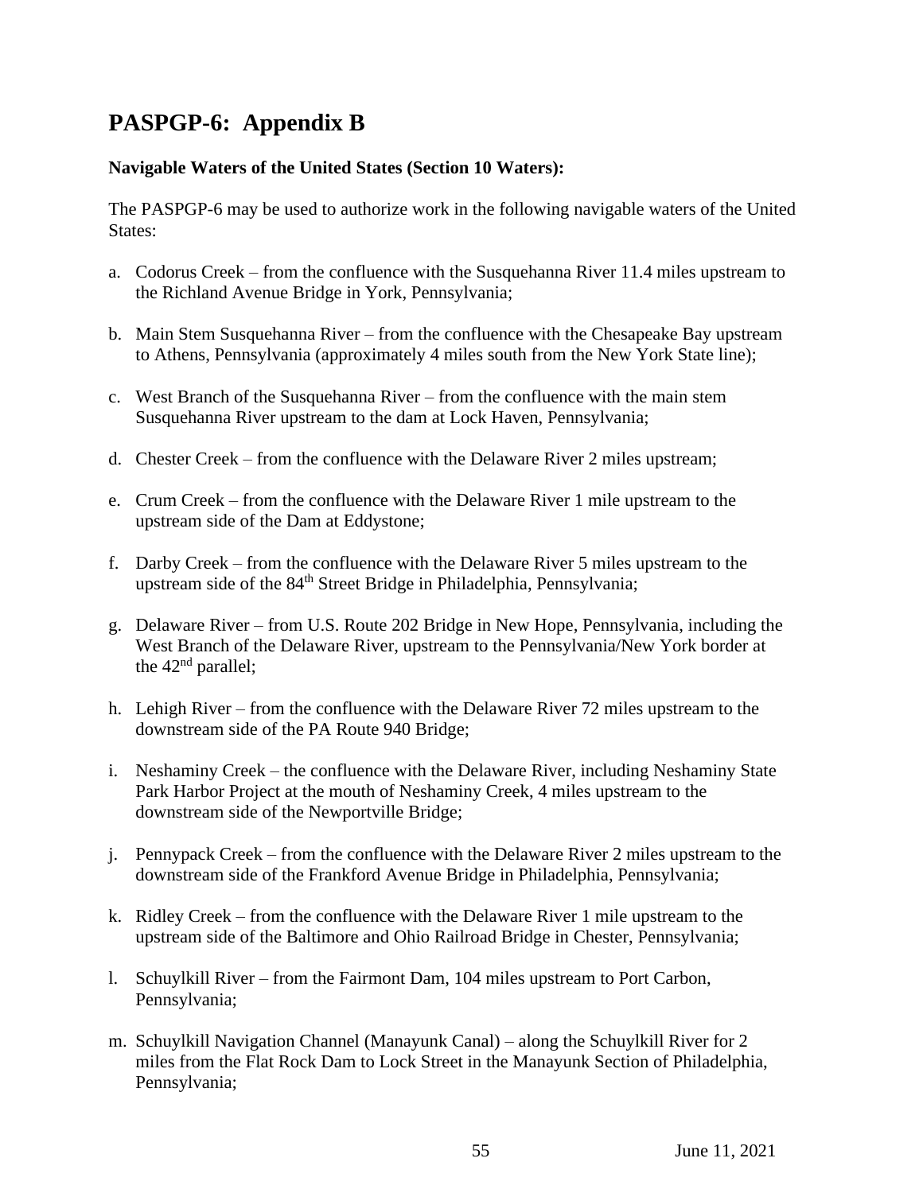# PASPGP-6: Appendix B

**Navigable Waters of the United States (Section 10 Waters):**

The PASPGP-6 may be used to authorize work in the following navigable waters of the United States:

a. Codorus Creek – from the confluence with the Susquehanna River 11.4 miles upstream to the Richland Avenue Bridge in York, Pennsylvania;

b. Main Stem Susquehanna River – from the confluence with the Chesapeake Bay upstream to Athens, Pennsylvania (approximately 4 miles south from the New York State line);

c. West Branch of the Susquehanna River – from the confluence with the main stem Susquehanna River upstream to the dam at Lock Haven, Pennsylvania;

d. Chester Creek – from the confluence with the Delaware River 2 miles upstream;

e. Crum Creek – from the confluence with the Delaware River 1 mile upstream to the upstream side of the Dam at Eddystone;

f. Darby Creek – from the confluence with the Delaware River 5 miles upstream to the upstream side of the 84th Street Bridge in Philadelphia, Pennsylvania;

g. Delaware River – from U.S. Route 202 Bridge in New Hope, Pennsylvania, including the West Branch of the Delaware River, upstream to the Pennsylvania/New York border at the 42nd parallel;

h. Lehigh River – from the confluence with the Delaware River 72 miles upstream to the downstream side of the PA Route 940 Bridge;

i. Neshaminy Creek – the confluence with the Delaware River, including Neshaminy State Park Harbor Project at the mouth of Neshaminy Creek, 4 miles upstream to the downstream side of the Newportville Bridge;

j. Pennypack Creek – from the confluence with the Delaware River 2 miles upstream to the downstream side of the Frankford Avenue Bridge in Philadelphia, Pennsylvania;

k. Ridley Creek – from the confluence with the Delaware River 1 mile upstream to the upstream side of the Baltimore and Ohio Railroad Bridge in Chester, Pennsylvania;

l. Schuylkill River – from the Fairmont Dam, 104 miles upstream to Port Carbon, Pennsylvania;

m. Schuylkill Navigation Channel (Manayunk Canal) – along the Schuylkill River for 2 miles from the Flat Rock Dam to Lock Street in the Manayunk Section of Philadelphia, Pennsylvania;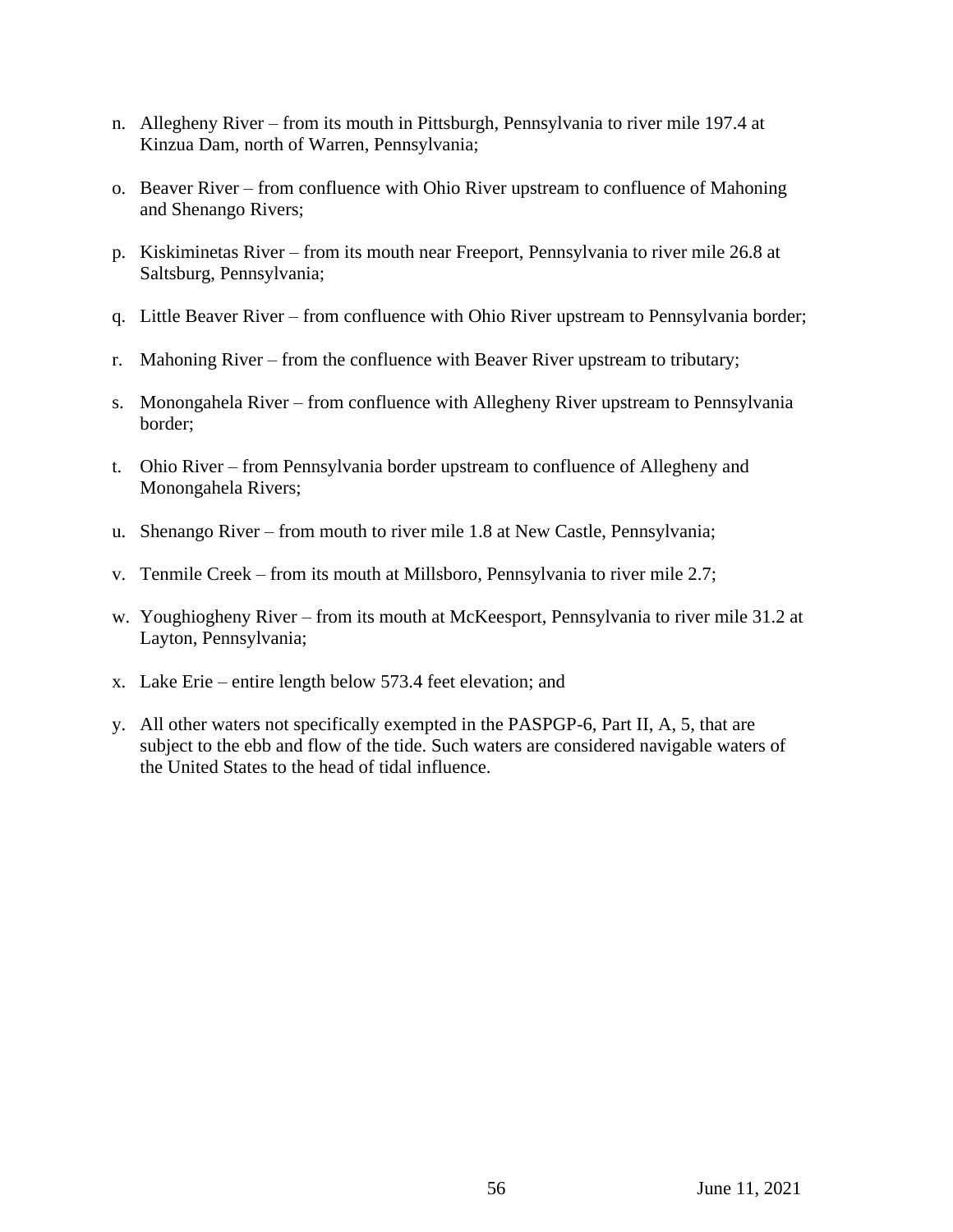n. Allegheny River – from its mouth in Pittsburgh, Pennsylvania to river mile 197.4 at Kinzua Dam, north of Warren, Pennsylvania;

o. Beaver River – from confluence with Ohio River upstream to confluence of Mahoning and Shenango Rivers;

p. Kiskiminetas River – from its mouth near Freeport, Pennsylvania to river mile 26.8 at Saltsburg, Pennsylvania;

q. Little Beaver River – from confluence with Ohio River upstream to Pennsylvania border;

r. Mahoning River – from the confluence with Beaver River upstream to tributary;

s. Monongahela River – from confluence with Allegheny River upstream to Pennsylvania border;

t. Ohio River – from Pennsylvania border upstream to confluence of Allegheny and Monongahela Rivers;

u. Shenango River – from mouth to river mile 1.8 at New Castle, Pennsylvania;

v. Tenmile Creek – from its mouth at Millsboro, Pennsylvania to river mile 2.7;

w. Youghiogheny River – from its mouth at McKeesport, Pennsylvania to river mile 31.2 at Layton, Pennsylvania;

x. Lake Erie – entire length below 573.4 feet elevation; and

y. All other waters not specifically exempted in the PASPGP-6, Part II, A, 5, that are subject to the ebb and flow of the tide. Such waters are considered navigable waters of the United States to the head of tidal influence.